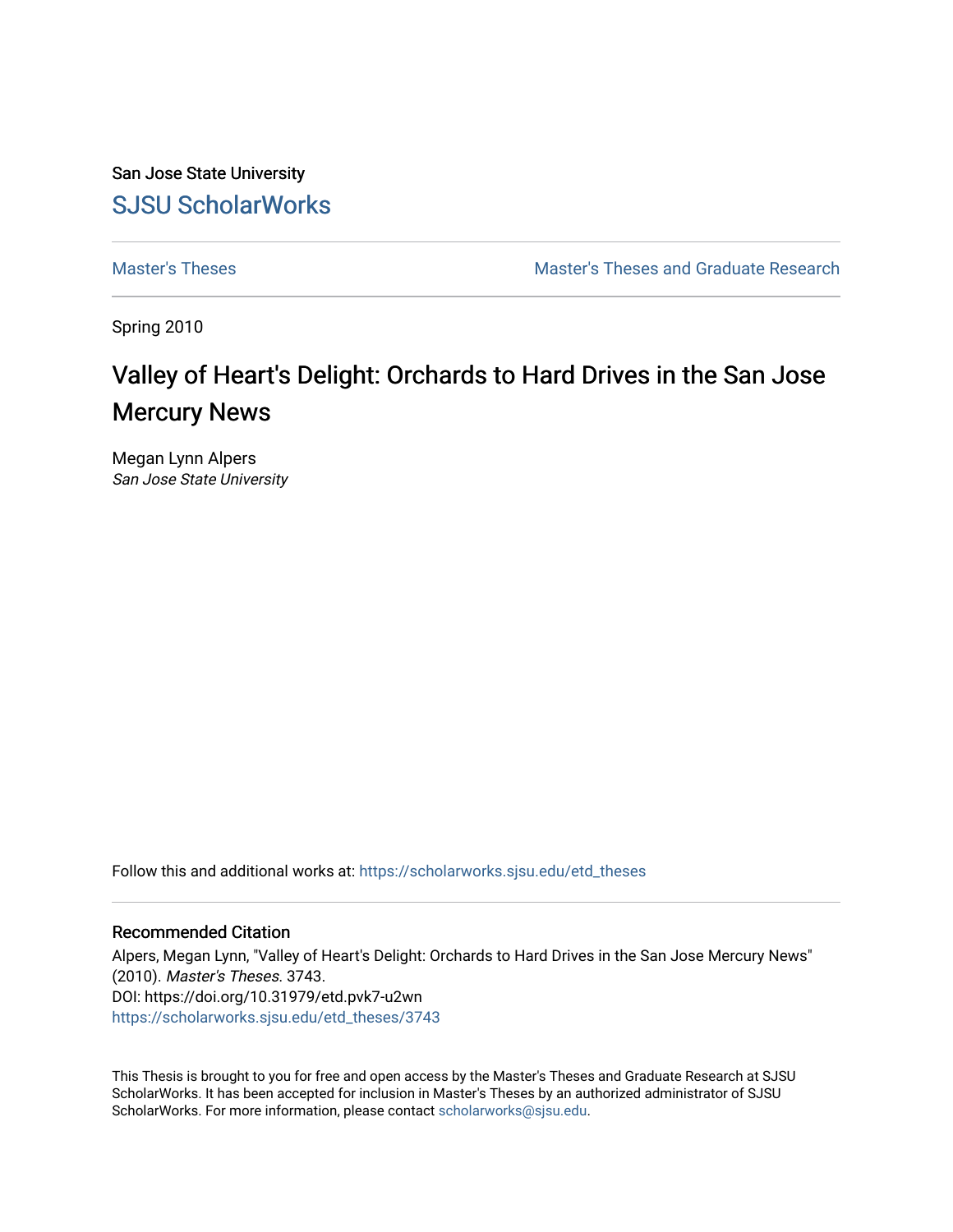San Jose State University

# SJSU ScholarWorks

Master's Theses | Master's Theses and Graduate Research

Spring 2010

## Valley of Heart's Delight: Orchards to Hard Drives in the San Jose Mercury News

Megan Lynn Alpers
*San Jose State University*

Follow this and additional works at: https://scholarworks.sjsu.edu/etd_theses

### Recommended Citation

Alpers, Megan Lynn, "Valley of Heart's Delight: Orchards to Hard Drives in the San Jose Mercury News" (2010). *Master's Theses*. 3743.
DOI: https://doi.org/10.31979/etd.pvk7-u2wn
https://scholarworks.sjsu.edu/etd_theses/3743

This Thesis is brought to you for free and open access by the Master's Theses and Graduate Research at SJSU ScholarWorks. It has been accepted for inclusion in Master's Theses by an authorized administrator of SJSU ScholarWorks. For more information, please contact scholarworks@sjsu.edu.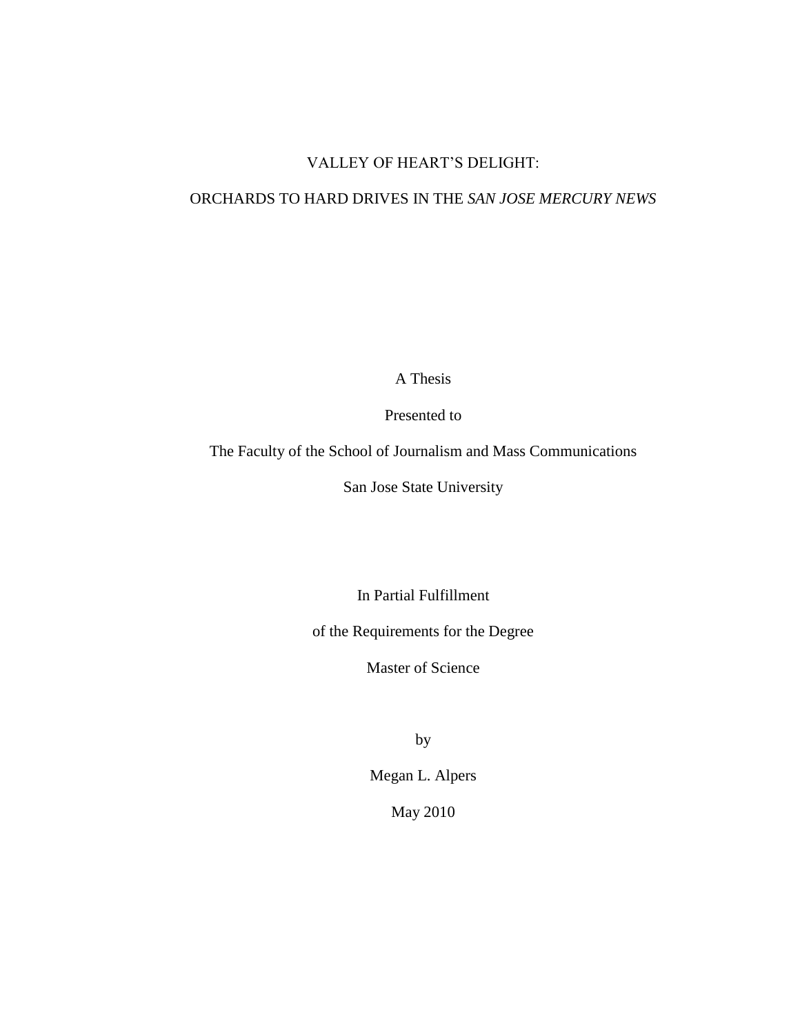# VALLEY OF HEART'S DELIGHT:

# ORCHARDS TO HARD DRIVES IN THE *SAN JOSE MERCURY NEWS*

A Thesis

Presented to

The Faculty of the School of Journalism and Mass Communications

San Jose State University

In Partial Fulfillment

of the Requirements for the Degree

Master of Science

by

Megan L. Alpers

May 2010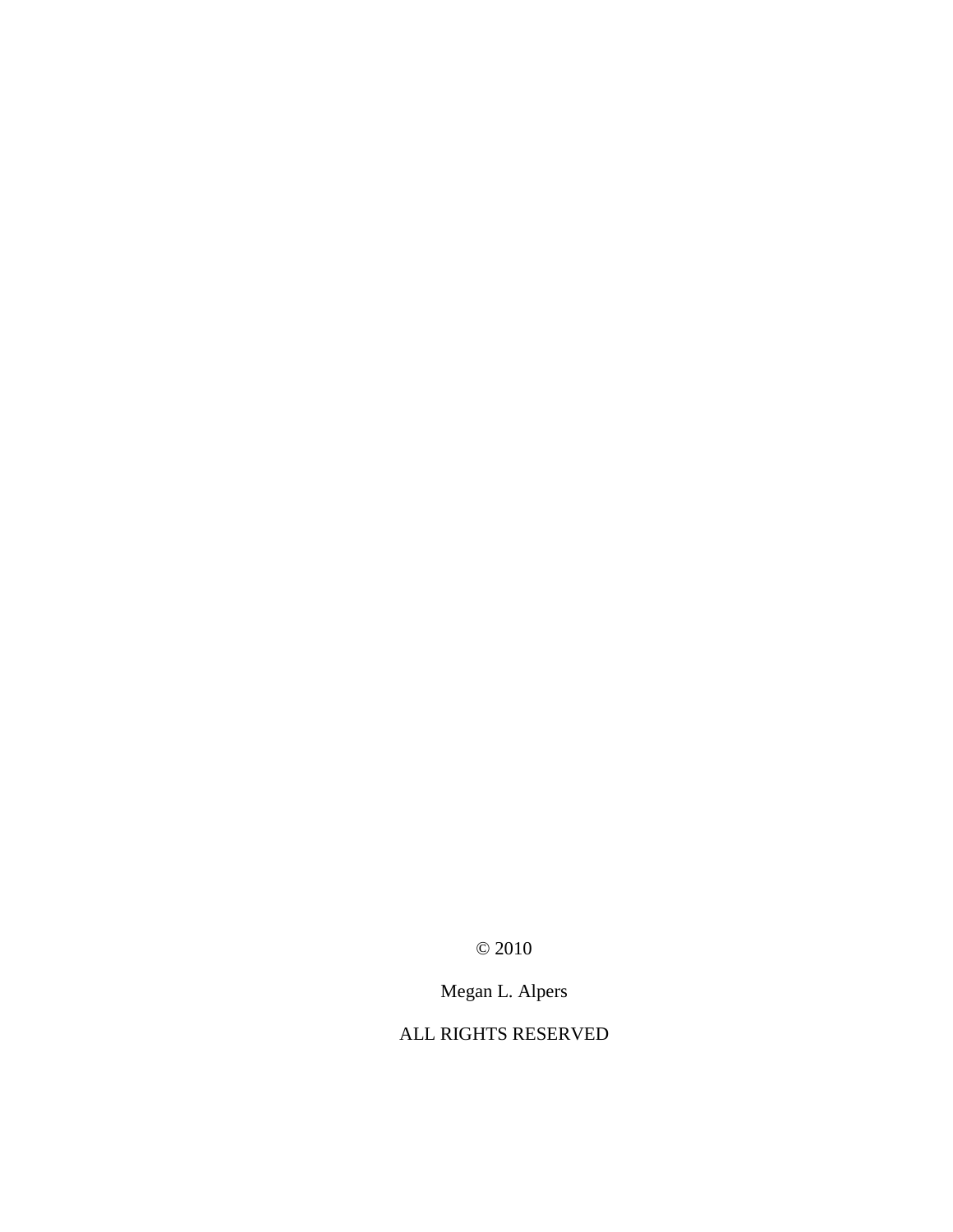© 2010

Megan L. Alpers

ALL RIGHTS RESERVED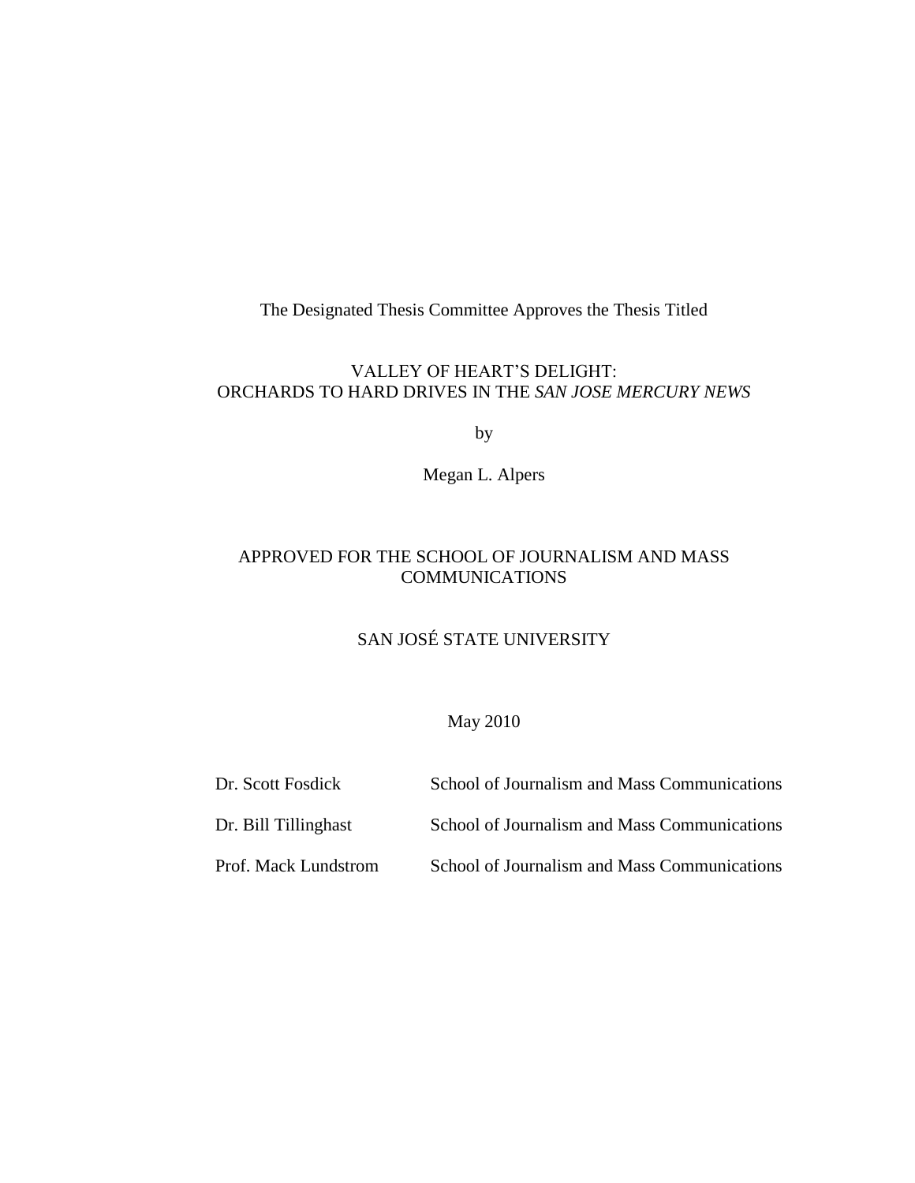The Designated Thesis Committee Approves the Thesis Titled

VALLEY OF HEART'S DELIGHT:
ORCHARDS TO HARD DRIVES IN THE *SAN JOSE MERCURY NEWS*

by

Megan L. Alpers

APPROVED FOR THE SCHOOL OF JOURNALISM AND MASS COMMUNICATIONS

SAN JOSÉ STATE UNIVERSITY

May 2010

| | |
|---|---|
| Dr. Scott Fosdick | School of Journalism and Mass Communications |
| Dr. Bill Tillinghast | School of Journalism and Mass Communications |
| Prof. Mack Lundstrom | School of Journalism and Mass Communications |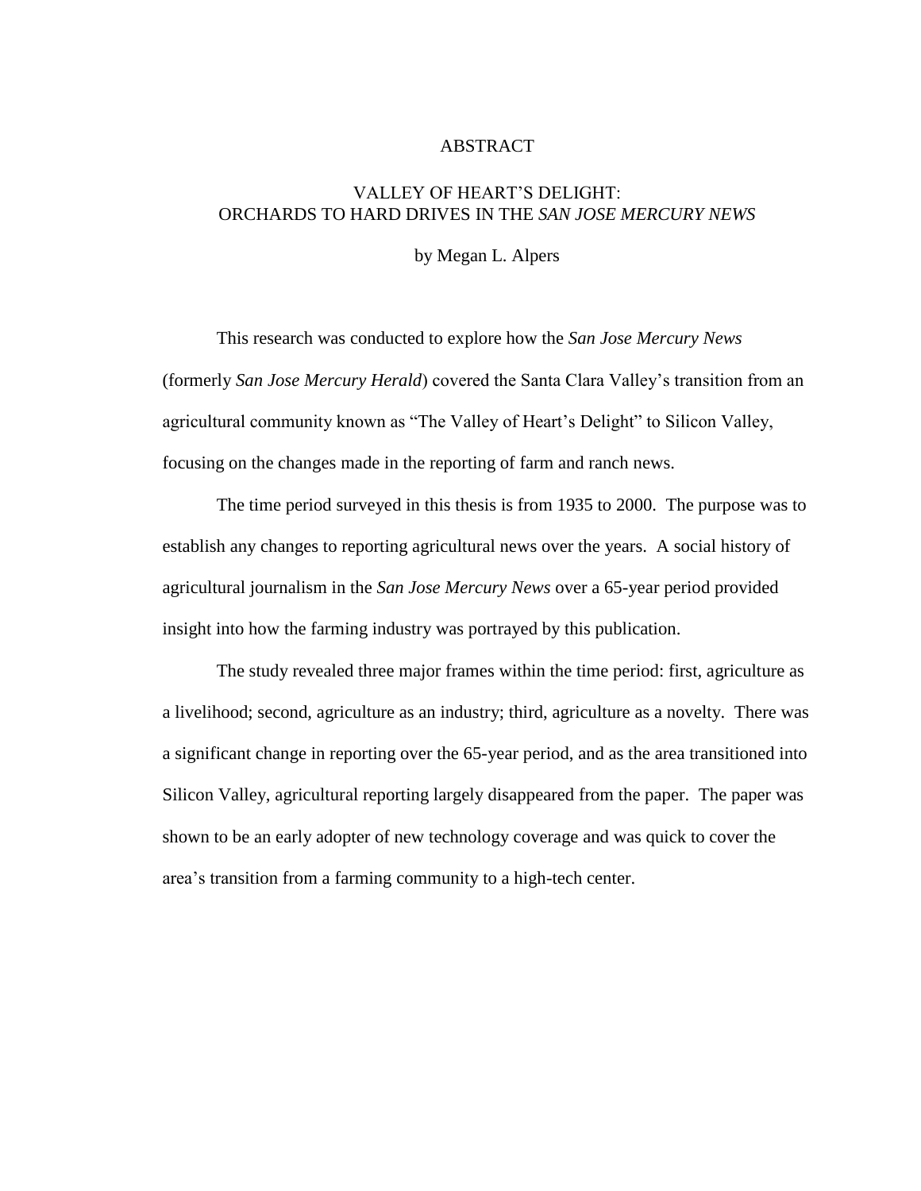# ABSTRACT

## VALLEY OF HEART'S DELIGHT: ORCHARDS TO HARD DRIVES IN THE *SAN JOSE MERCURY NEWS*

by Megan L. Alpers

This research was conducted to explore how the *San Jose Mercury News* (formerly *San Jose Mercury Herald*) covered the Santa Clara Valley's transition from an agricultural community known as "The Valley of Heart's Delight" to Silicon Valley, focusing on the changes made in the reporting of farm and ranch news.

The time period surveyed in this thesis is from 1935 to 2000. The purpose was to establish any changes to reporting agricultural news over the years. A social history of agricultural journalism in the *San Jose Mercury News* over a 65-year period provided insight into how the farming industry was portrayed by this publication.

The study revealed three major frames within the time period: first, agriculture as a livelihood; second, agriculture as an industry; third, agriculture as a novelty. There was a significant change in reporting over the 65-year period, and as the area transitioned into Silicon Valley, agricultural reporting largely disappeared from the paper. The paper was shown to be an early adopter of new technology coverage and was quick to cover the area's transition from a farming community to a high-tech center.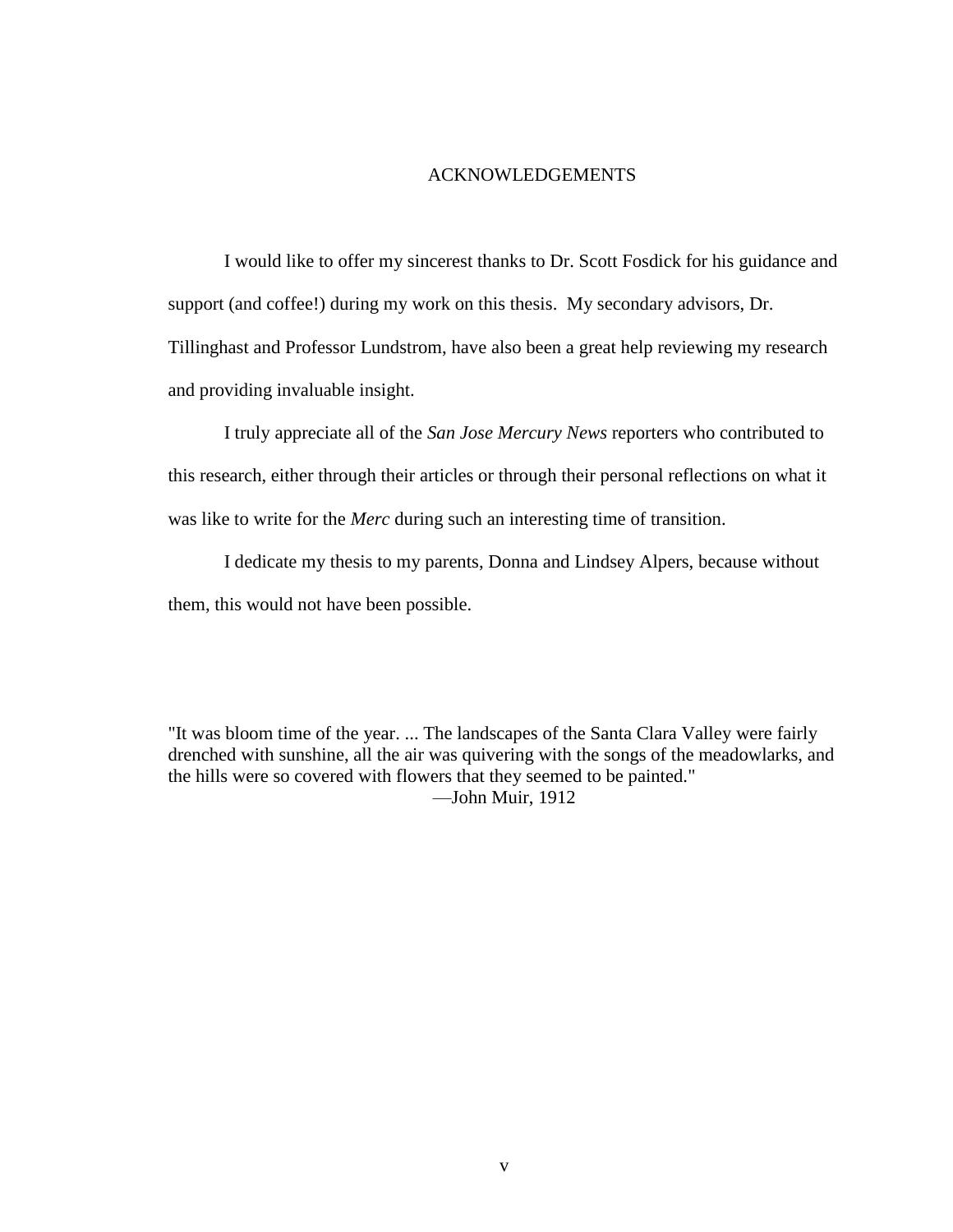# ACKNOWLEDGEMENTS

I would like to offer my sincerest thanks to Dr. Scott Fosdick for his guidance and support (and coffee!) during my work on this thesis. My secondary advisors, Dr. Tillinghast and Professor Lundstrom, have also been a great help reviewing my research and providing invaluable insight.

I truly appreciate all of the *San Jose Mercury News* reporters who contributed to this research, either through their articles or through their personal reflections on what it was like to write for the *Merc* during such an interesting time of transition.

I dedicate my thesis to my parents, Donna and Lindsey Alpers, because without them, this would not have been possible.

"It was bloom time of the year. ... The landscapes of the Santa Clara Valley were fairly drenched with sunshine, all the air was quivering with the songs of the meadowlarks, and the hills were so covered with flowers that they seemed to be painted."

—John Muir, 1912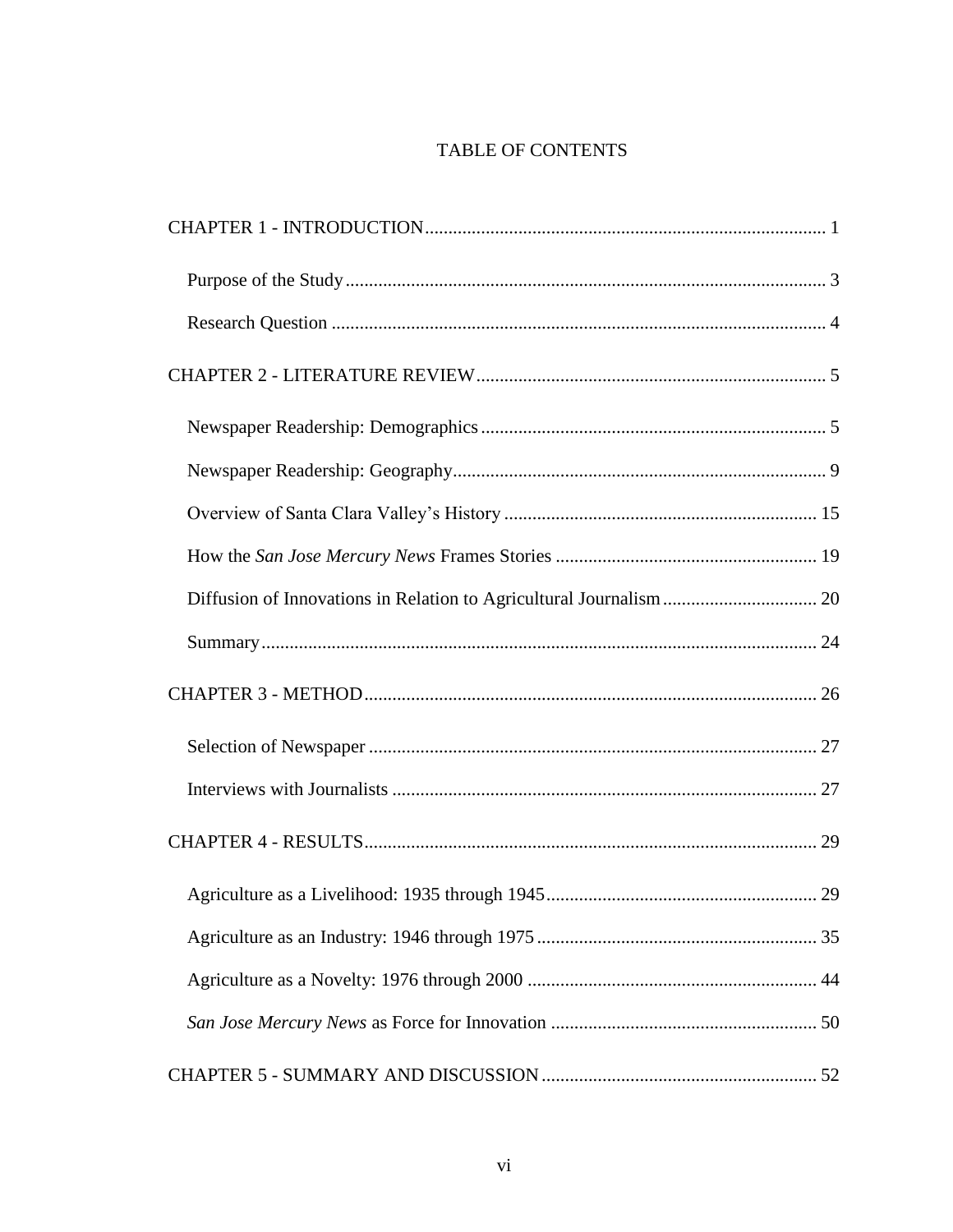# TABLE OF CONTENTS

CHAPTER 1 - INTRODUCTION ..... 1

- Purpose of the Study ..... 3
- Research Question ..... 4

CHAPTER 2 - LITERATURE REVIEW ..... 5

- Newspaper Readership: Demographics ..... 5
- Newspaper Readership: Geography ..... 9
- Overview of Santa Clara Valley's History ..... 15
- How the *San Jose Mercury News* Frames Stories ..... 19
- Diffusion of Innovations in Relation to Agricultural Journalism ..... 20
- Summary ..... 24

CHAPTER 3 - METHOD ..... 26

- Selection of Newspaper ..... 27
- Interviews with Journalists ..... 27

CHAPTER 4 - RESULTS ..... 29

- Agriculture as a Livelihood: 1935 through 1945 ..... 29
- Agriculture as an Industry: 1946 through 1975 ..... 35
- Agriculture as a Novelty: 1976 through 2000 ..... 44
- *San Jose Mercury News* as Force for Innovation ..... 50

CHAPTER 5 - SUMMARY AND DISCUSSION ..... 52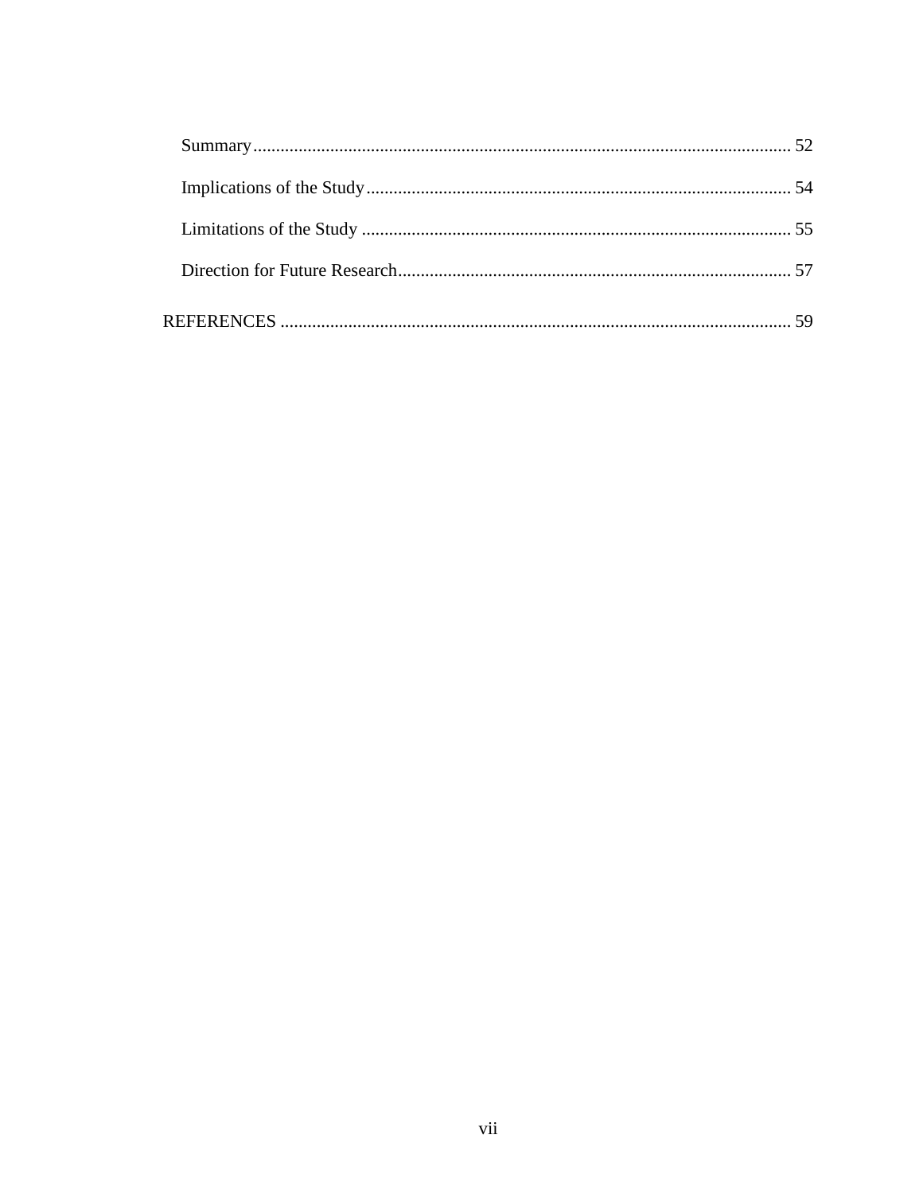Summary ..................................................................................................................... 52

Implications of the Study ............................................................................................ 54

Limitations of the Study .............................................................................................. 55

Direction for Future Research...................................................................................... 57

REFERENCES ............................................................................................................... 59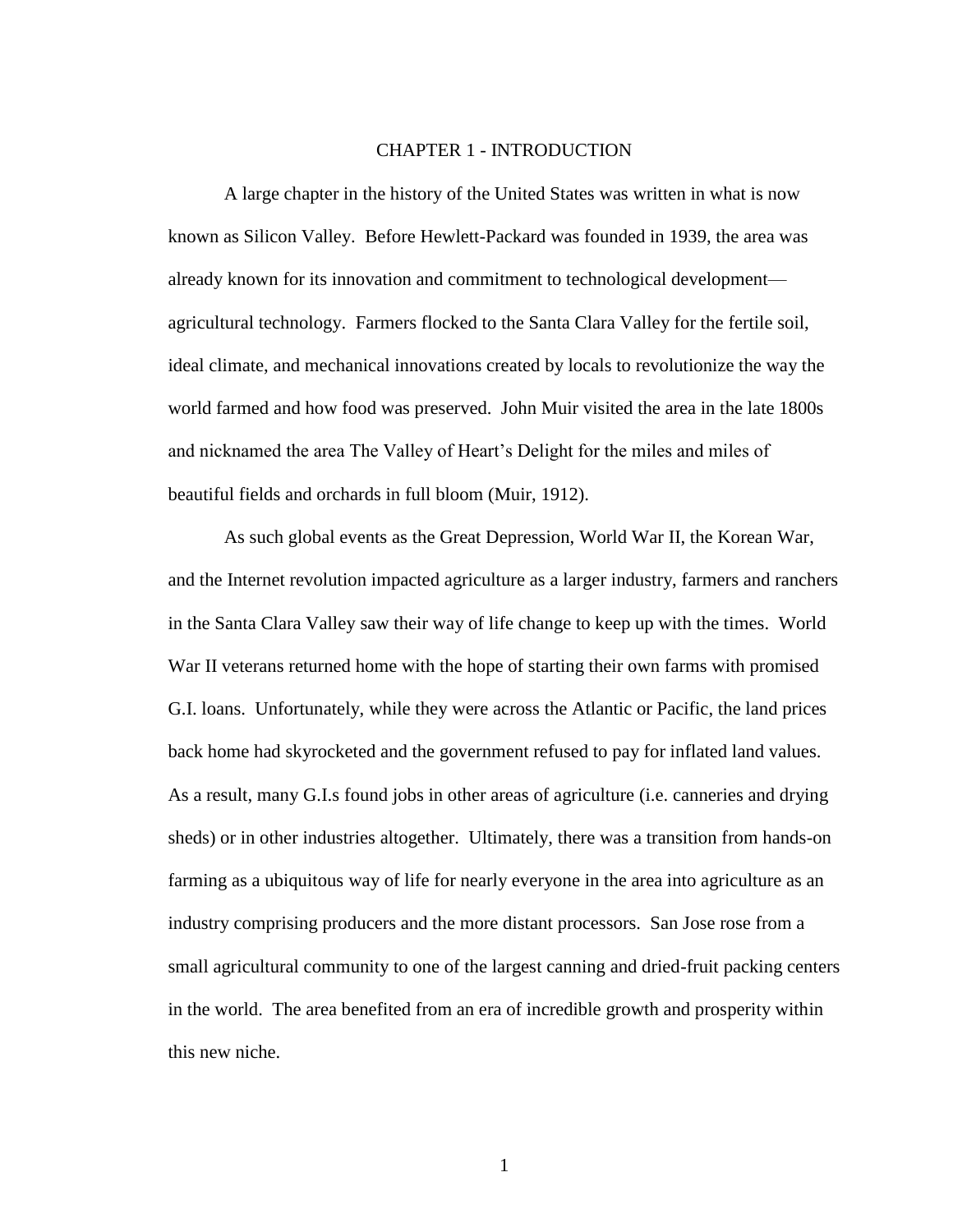# CHAPTER 1 - INTRODUCTION

A large chapter in the history of the United States was written in what is now known as Silicon Valley. Before Hewlett-Packard was founded in 1939, the area was already known for its innovation and commitment to technological development—agricultural technology. Farmers flocked to the Santa Clara Valley for the fertile soil, ideal climate, and mechanical innovations created by locals to revolutionize the way the world farmed and how food was preserved. John Muir visited the area in the late 1800s and nicknamed the area The Valley of Heart's Delight for the miles and miles of beautiful fields and orchards in full bloom (Muir, 1912).

As such global events as the Great Depression, World War II, the Korean War, and the Internet revolution impacted agriculture as a larger industry, farmers and ranchers in the Santa Clara Valley saw their way of life change to keep up with the times. World War II veterans returned home with the hope of starting their own farms with promised G.I. loans. Unfortunately, while they were across the Atlantic or Pacific, the land prices back home had skyrocketed and the government refused to pay for inflated land values. As a result, many G.I.s found jobs in other areas of agriculture (i.e. canneries and drying sheds) or in other industries altogether. Ultimately, there was a transition from hands-on farming as a ubiquitous way of life for nearly everyone in the area into agriculture as an industry comprising producers and the more distant processors. San Jose rose from a small agricultural community to one of the largest canning and dried-fruit packing centers in the world. The area benefited from an era of incredible growth and prosperity within this new niche.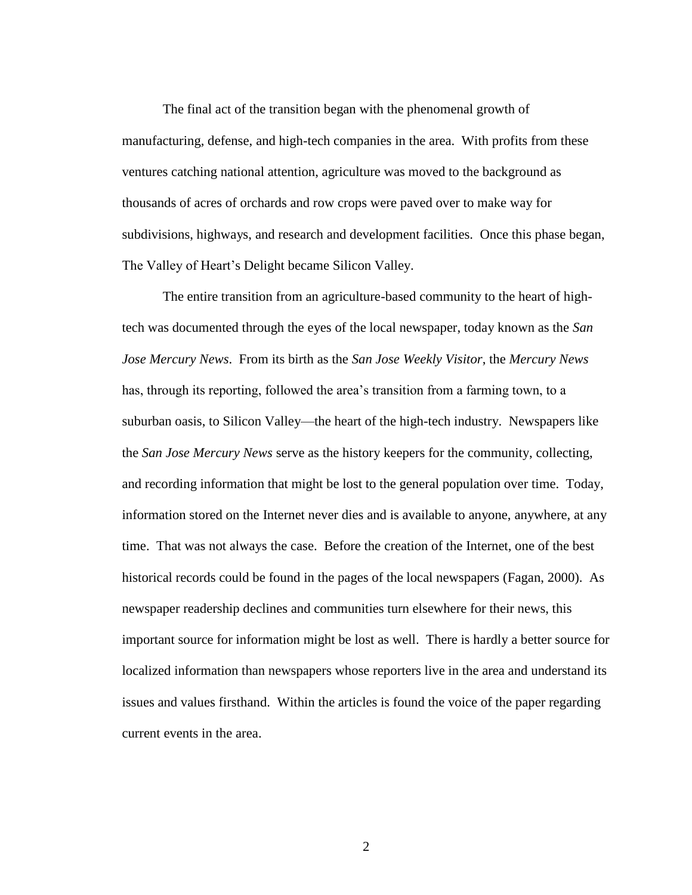The final act of the transition began with the phenomenal growth of manufacturing, defense, and high-tech companies in the area. With profits from these ventures catching national attention, agriculture was moved to the background as thousands of acres of orchards and row crops were paved over to make way for subdivisions, highways, and research and development facilities. Once this phase began, The Valley of Heart's Delight became Silicon Valley.

The entire transition from an agriculture-based community to the heart of high-tech was documented through the eyes of the local newspaper, today known as the *San Jose Mercury News*. From its birth as the *San Jose Weekly Visitor*, the *Mercury News* has, through its reporting, followed the area's transition from a farming town, to a suburban oasis, to Silicon Valley—the heart of the high-tech industry. Newspapers like the *San Jose Mercury News* serve as the history keepers for the community, collecting, and recording information that might be lost to the general population over time. Today, information stored on the Internet never dies and is available to anyone, anywhere, at any time. That was not always the case. Before the creation of the Internet, one of the best historical records could be found in the pages of the local newspapers (Fagan, 2000). As newspaper readership declines and communities turn elsewhere for their news, this important source for information might be lost as well. There is hardly a better source for localized information than newspapers whose reporters live in the area and understand its issues and values firsthand. Within the articles is found the voice of the paper regarding current events in the area.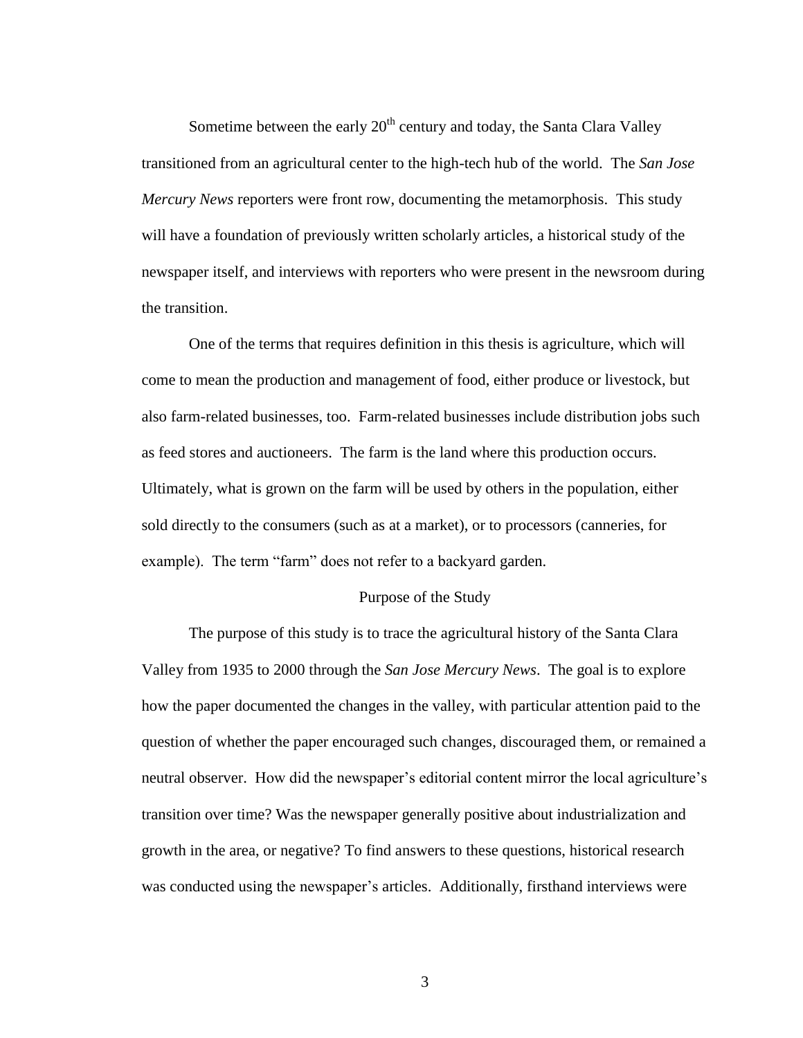Sometime between the early 20th century and today, the Santa Clara Valley transitioned from an agricultural center to the high-tech hub of the world. The *San Jose Mercury News* reporters were front row, documenting the metamorphosis. This study will have a foundation of previously written scholarly articles, a historical study of the newspaper itself, and interviews with reporters who were present in the newsroom during the transition.

One of the terms that requires definition in this thesis is agriculture, which will come to mean the production and management of food, either produce or livestock, but also farm-related businesses, too. Farm-related businesses include distribution jobs such as feed stores and auctioneers. The farm is the land where this production occurs. Ultimately, what is grown on the farm will be used by others in the population, either sold directly to the consumers (such as at a market), or to processors (canneries, for example). The term "farm" does not refer to a backyard garden.

## Purpose of the Study

The purpose of this study is to trace the agricultural history of the Santa Clara Valley from 1935 to 2000 through the *San Jose Mercury News*. The goal is to explore how the paper documented the changes in the valley, with particular attention paid to the question of whether the paper encouraged such changes, discouraged them, or remained a neutral observer. How did the newspaper's editorial content mirror the local agriculture's transition over time? Was the newspaper generally positive about industrialization and growth in the area, or negative? To find answers to these questions, historical research was conducted using the newspaper's articles. Additionally, firsthand interviews were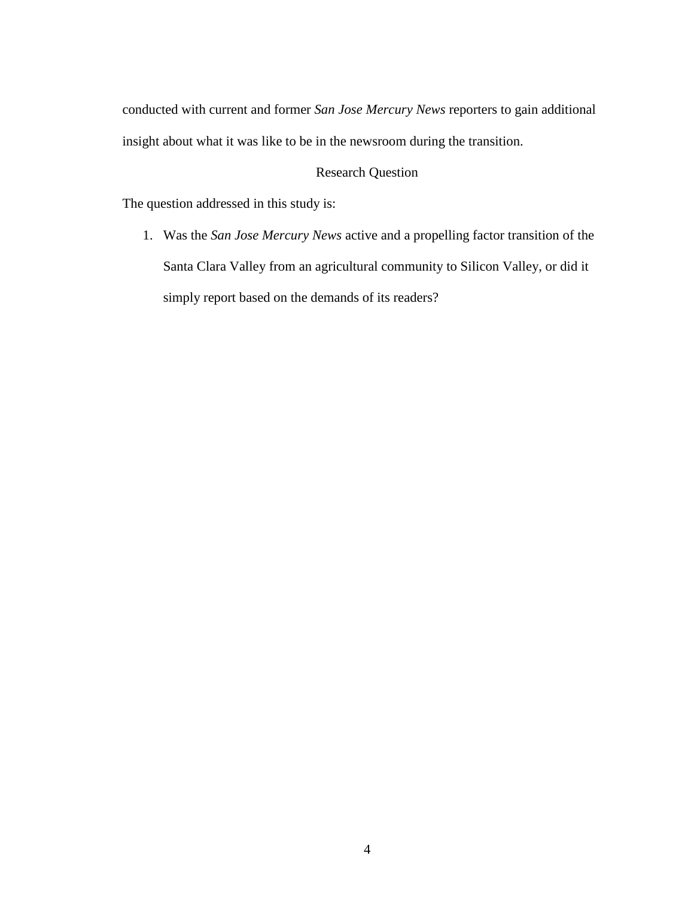conducted with current and former *San Jose Mercury News* reporters to gain additional insight about what it was like to be in the newsroom during the transition.

## Research Question

The question addressed in this study is:

1. Was the *San Jose Mercury News* active and a propelling factor transition of the Santa Clara Valley from an agricultural community to Silicon Valley, or did it simply report based on the demands of its readers?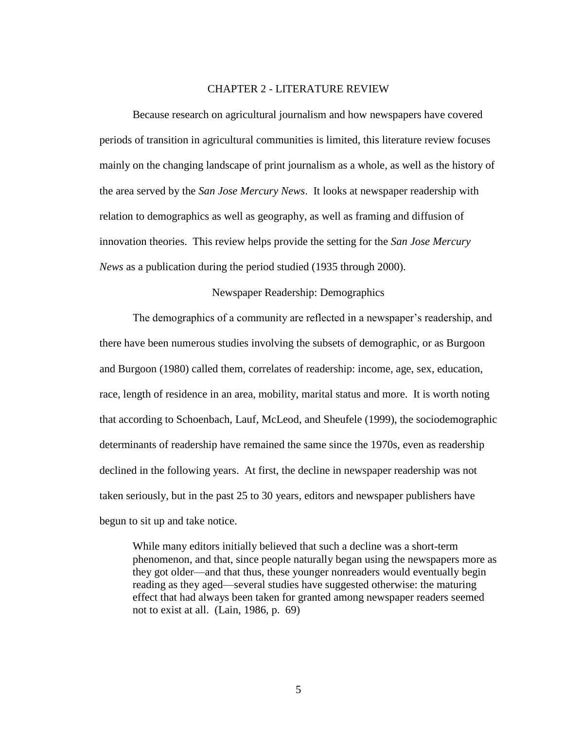# CHAPTER 2 - LITERATURE REVIEW

Because research on agricultural journalism and how newspapers have covered periods of transition in agricultural communities is limited, this literature review focuses mainly on the changing landscape of print journalism as a whole, as well as the history of the area served by the *San Jose Mercury News*. It looks at newspaper readership with relation to demographics as well as geography, as well as framing and diffusion of innovation theories. This review helps provide the setting for the *San Jose Mercury News* as a publication during the period studied (1935 through 2000).

## Newspaper Readership: Demographics

The demographics of a community are reflected in a newspaper's readership, and there have been numerous studies involving the subsets of demographic, or as Burgoon and Burgoon (1980) called them, correlates of readership: income, age, sex, education, race, length of residence in an area, mobility, marital status and more. It is worth noting that according to Schoenbach, Lauf, McLeod, and Sheufele (1999), the sociodemographic determinants of readership have remained the same since the 1970s, even as readership declined in the following years. At first, the decline in newspaper readership was not taken seriously, but in the past 25 to 30 years, editors and newspaper publishers have begun to sit up and take notice.

> While many editors initially believed that such a decline was a short-term phenomenon, and that, since people naturally began using the newspapers more as they got older—and that thus, these younger nonreaders would eventually begin reading as they aged—several studies have suggested otherwise: the maturing effect that had always been taken for granted among newspaper readers seemed not to exist at all. (Lain, 1986, p. 69)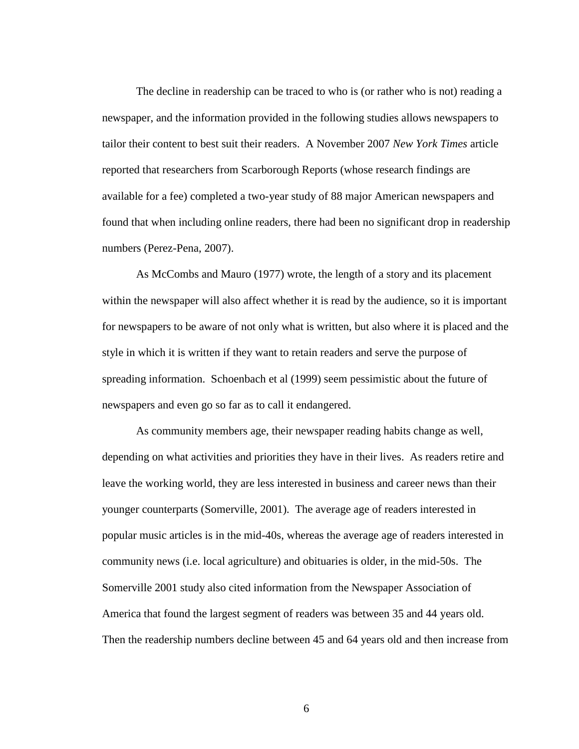The decline in readership can be traced to who is (or rather who is not) reading a newspaper, and the information provided in the following studies allows newspapers to tailor their content to best suit their readers. A November 2007 *New York Times* article reported that researchers from Scarborough Reports (whose research findings are available for a fee) completed a two-year study of 88 major American newspapers and found that when including online readers, there had been no significant drop in readership numbers (Perez-Pena, 2007).

As McCombs and Mauro (1977) wrote, the length of a story and its placement within the newspaper will also affect whether it is read by the audience, so it is important for newspapers to be aware of not only what is written, but also where it is placed and the style in which it is written if they want to retain readers and serve the purpose of spreading information. Schoenbach et al (1999) seem pessimistic about the future of newspapers and even go so far as to call it endangered.

As community members age, their newspaper reading habits change as well, depending on what activities and priorities they have in their lives. As readers retire and leave the working world, they are less interested in business and career news than their younger counterparts (Somerville, 2001). The average age of readers interested in popular music articles is in the mid-40s, whereas the average age of readers interested in community news (i.e. local agriculture) and obituaries is older, in the mid-50s. The Somerville 2001 study also cited information from the Newspaper Association of America that found the largest segment of readers was between 35 and 44 years old. Then the readership numbers decline between 45 and 64 years old and then increase from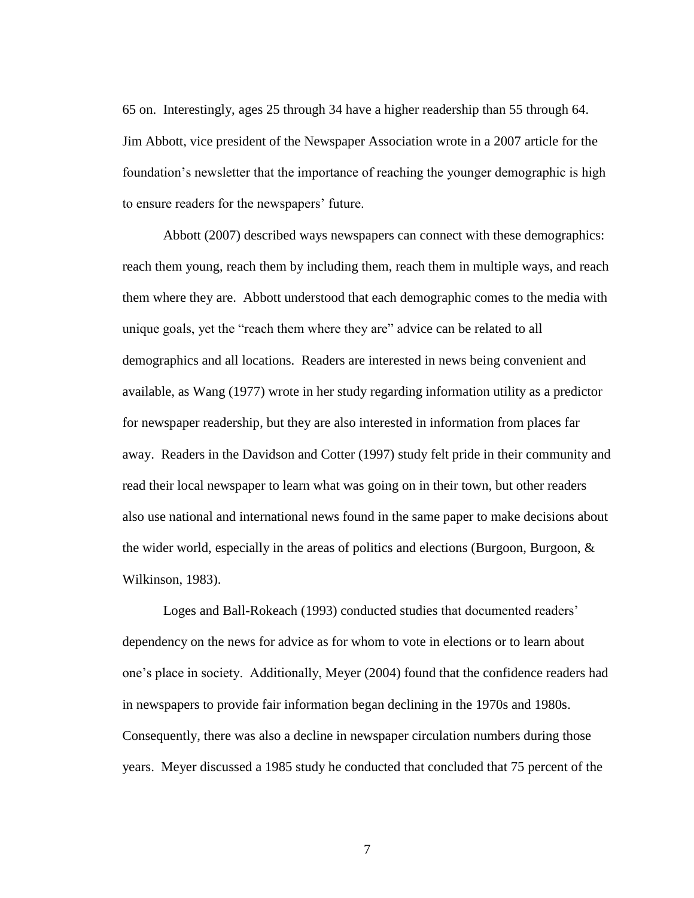65 on. Interestingly, ages 25 through 34 have a higher readership than 55 through 64. Jim Abbott, vice president of the Newspaper Association wrote in a 2007 article for the foundation's newsletter that the importance of reaching the younger demographic is high to ensure readers for the newspapers' future.

Abbott (2007) described ways newspapers can connect with these demographics: reach them young, reach them by including them, reach them in multiple ways, and reach them where they are. Abbott understood that each demographic comes to the media with unique goals, yet the "reach them where they are" advice can be related to all demographics and all locations. Readers are interested in news being convenient and available, as Wang (1977) wrote in her study regarding information utility as a predictor for newspaper readership, but they are also interested in information from places far away. Readers in the Davidson and Cotter (1997) study felt pride in their community and read their local newspaper to learn what was going on in their town, but other readers also use national and international news found in the same paper to make decisions about the wider world, especially in the areas of politics and elections (Burgoon, Burgoon, & Wilkinson, 1983).

Loges and Ball-Rokeach (1993) conducted studies that documented readers' dependency on the news for advice as for whom to vote in elections or to learn about one's place in society. Additionally, Meyer (2004) found that the confidence readers had in newspapers to provide fair information began declining in the 1970s and 1980s. Consequently, there was also a decline in newspaper circulation numbers during those years. Meyer discussed a 1985 study he conducted that concluded that 75 percent of the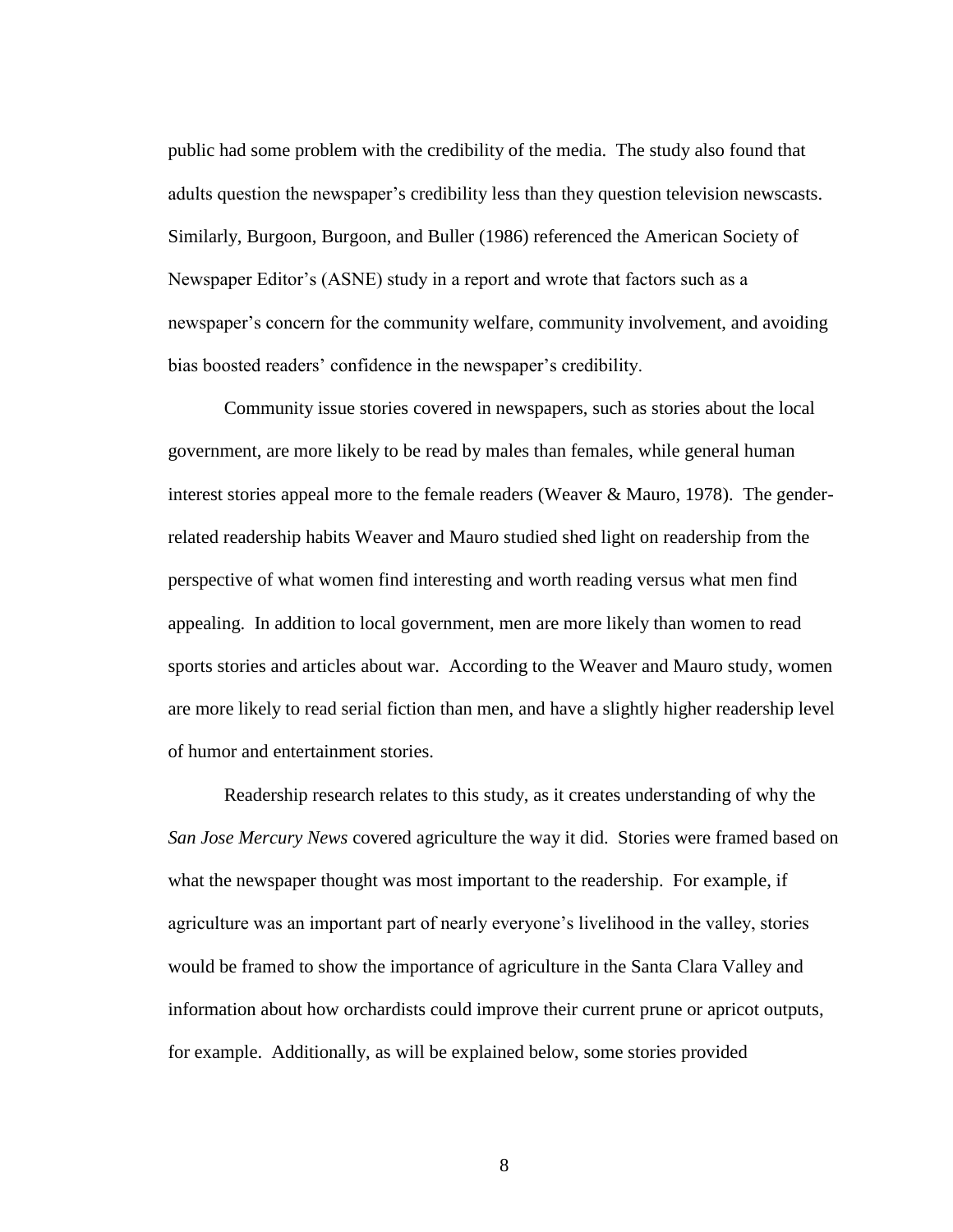public had some problem with the credibility of the media. The study also found that adults question the newspaper's credibility less than they question television newscasts. Similarly, Burgoon, Burgoon, and Buller (1986) referenced the American Society of Newspaper Editor's (ASNE) study in a report and wrote that factors such as a newspaper's concern for the community welfare, community involvement, and avoiding bias boosted readers' confidence in the newspaper's credibility.

Community issue stories covered in newspapers, such as stories about the local government, are more likely to be read by males than females, while general human interest stories appeal more to the female readers (Weaver & Mauro, 1978). The gender-related readership habits Weaver and Mauro studied shed light on readership from the perspective of what women find interesting and worth reading versus what men find appealing. In addition to local government, men are more likely than women to read sports stories and articles about war. According to the Weaver and Mauro study, women are more likely to read serial fiction than men, and have a slightly higher readership level of humor and entertainment stories.

Readership research relates to this study, as it creates understanding of why the *San Jose Mercury News* covered agriculture the way it did. Stories were framed based on what the newspaper thought was most important to the readership. For example, if agriculture was an important part of nearly everyone's livelihood in the valley, stories would be framed to show the importance of agriculture in the Santa Clara Valley and information about how orchardists could improve their current prune or apricot outputs, for example. Additionally, as will be explained below, some stories provided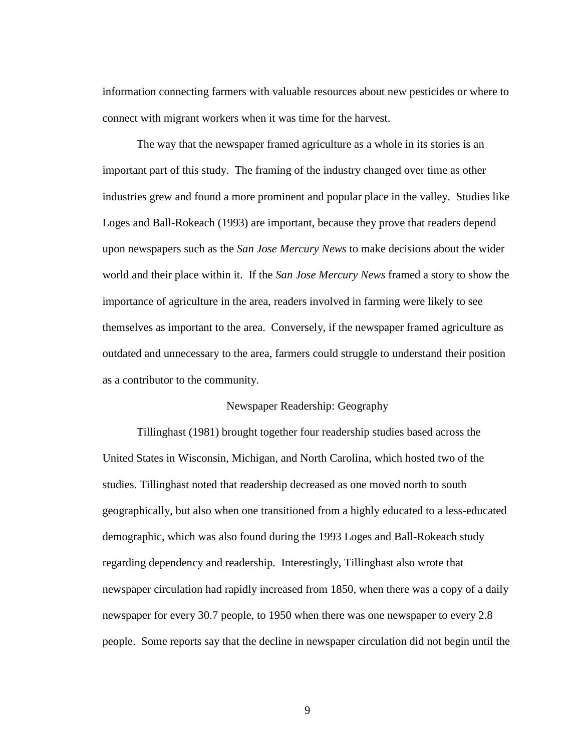information connecting farmers with valuable resources about new pesticides or where to connect with migrant workers when it was time for the harvest.

The way that the newspaper framed agriculture as a whole in its stories is an important part of this study. The framing of the industry changed over time as other industries grew and found a more prominent and popular place in the valley. Studies like Loges and Ball-Rokeach (1993) are important, because they prove that readers depend upon newspapers such as the *San Jose Mercury News* to make decisions about the wider world and their place within it. If the *San Jose Mercury News* framed a story to show the importance of agriculture in the area, readers involved in farming were likely to see themselves as important to the area. Conversely, if the newspaper framed agriculture as outdated and unnecessary to the area, farmers could struggle to understand their position as a contributor to the community.

## Newspaper Readership: Geography

Tillinghast (1981) brought together four readership studies based across the United States in Wisconsin, Michigan, and North Carolina, which hosted two of the studies. Tillinghast noted that readership decreased as one moved north to south geographically, but also when one transitioned from a highly educated to a less-educated demographic, which was also found during the 1993 Loges and Ball-Rokeach study regarding dependency and readership. Interestingly, Tillinghast also wrote that newspaper circulation had rapidly increased from 1850, when there was a copy of a daily newspaper for every 30.7 people, to 1950 when there was one newspaper to every 2.8 people. Some reports say that the decline in newspaper circulation did not begin until the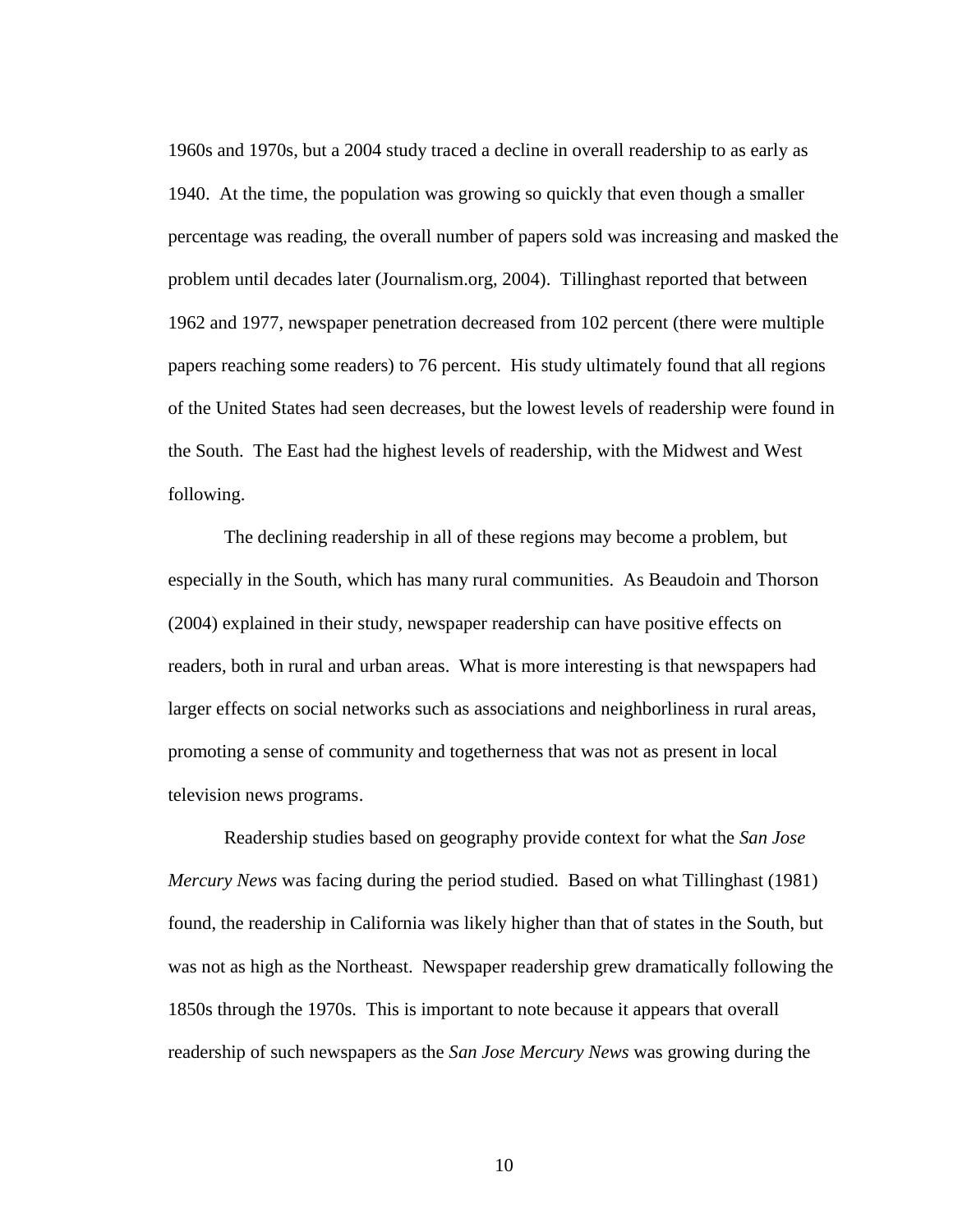1960s and 1970s, but a 2004 study traced a decline in overall readership to as early as 1940. At the time, the population was growing so quickly that even though a smaller percentage was reading, the overall number of papers sold was increasing and masked the problem until decades later (Journalism.org, 2004). Tillinghast reported that between 1962 and 1977, newspaper penetration decreased from 102 percent (there were multiple papers reaching some readers) to 76 percent. His study ultimately found that all regions of the United States had seen decreases, but the lowest levels of readership were found in the South. The East had the highest levels of readership, with the Midwest and West following.

The declining readership in all of these regions may become a problem, but especially in the South, which has many rural communities. As Beaudoin and Thorson (2004) explained in their study, newspaper readership can have positive effects on readers, both in rural and urban areas. What is more interesting is that newspapers had larger effects on social networks such as associations and neighborliness in rural areas, promoting a sense of community and togetherness that was not as present in local television news programs.

Readership studies based on geography provide context for what the *San Jose Mercury News* was facing during the period studied. Based on what Tillinghast (1981) found, the readership in California was likely higher than that of states in the South, but was not as high as the Northeast. Newspaper readership grew dramatically following the 1850s through the 1970s. This is important to note because it appears that overall readership of such newspapers as the *San Jose Mercury News* was growing during the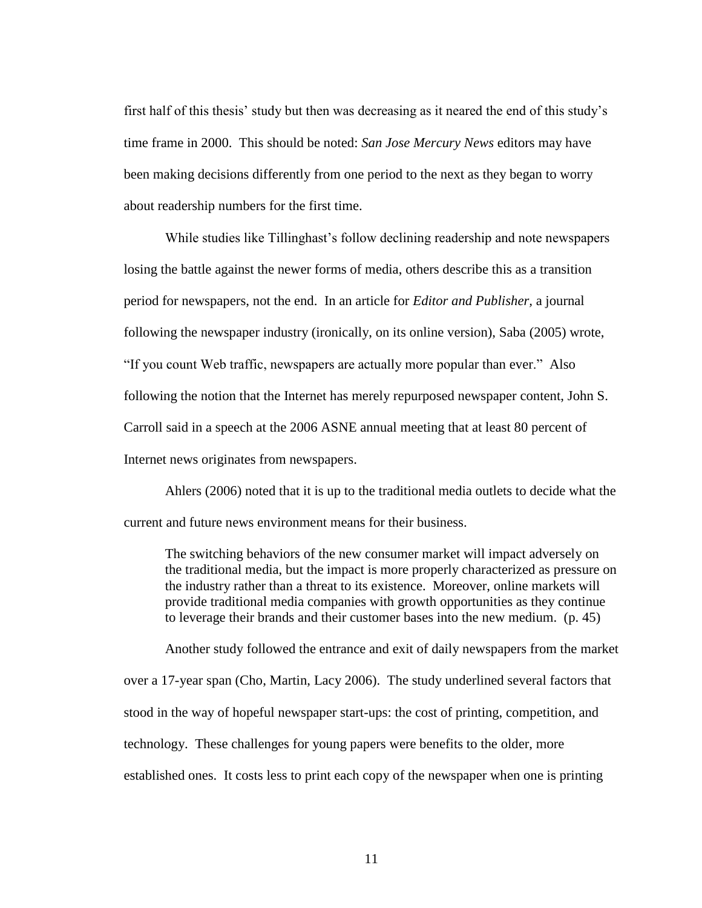first half of this thesis' study but then was decreasing as it neared the end of this study's time frame in 2000. This should be noted: *San Jose Mercury News* editors may have been making decisions differently from one period to the next as they began to worry about readership numbers for the first time.

While studies like Tillinghast's follow declining readership and note newspapers losing the battle against the newer forms of media, others describe this as a transition period for newspapers, not the end. In an article for *Editor and Publisher,* a journal following the newspaper industry (ironically, on its online version), Saba (2005) wrote, "If you count Web traffic, newspapers are actually more popular than ever." Also following the notion that the Internet has merely repurposed newspaper content, John S. Carroll said in a speech at the 2006 ASNE annual meeting that at least 80 percent of Internet news originates from newspapers.

Ahlers (2006) noted that it is up to the traditional media outlets to decide what the current and future news environment means for their business.

> The switching behaviors of the new consumer market will impact adversely on the traditional media, but the impact is more properly characterized as pressure on the industry rather than a threat to its existence. Moreover, online markets will provide traditional media companies with growth opportunities as they continue to leverage their brands and their customer bases into the new medium. (p. 45)

Another study followed the entrance and exit of daily newspapers from the market over a 17-year span (Cho, Martin, Lacy 2006). The study underlined several factors that stood in the way of hopeful newspaper start-ups: the cost of printing, competition, and technology. These challenges for young papers were benefits to the older, more established ones. It costs less to print each copy of the newspaper when one is printing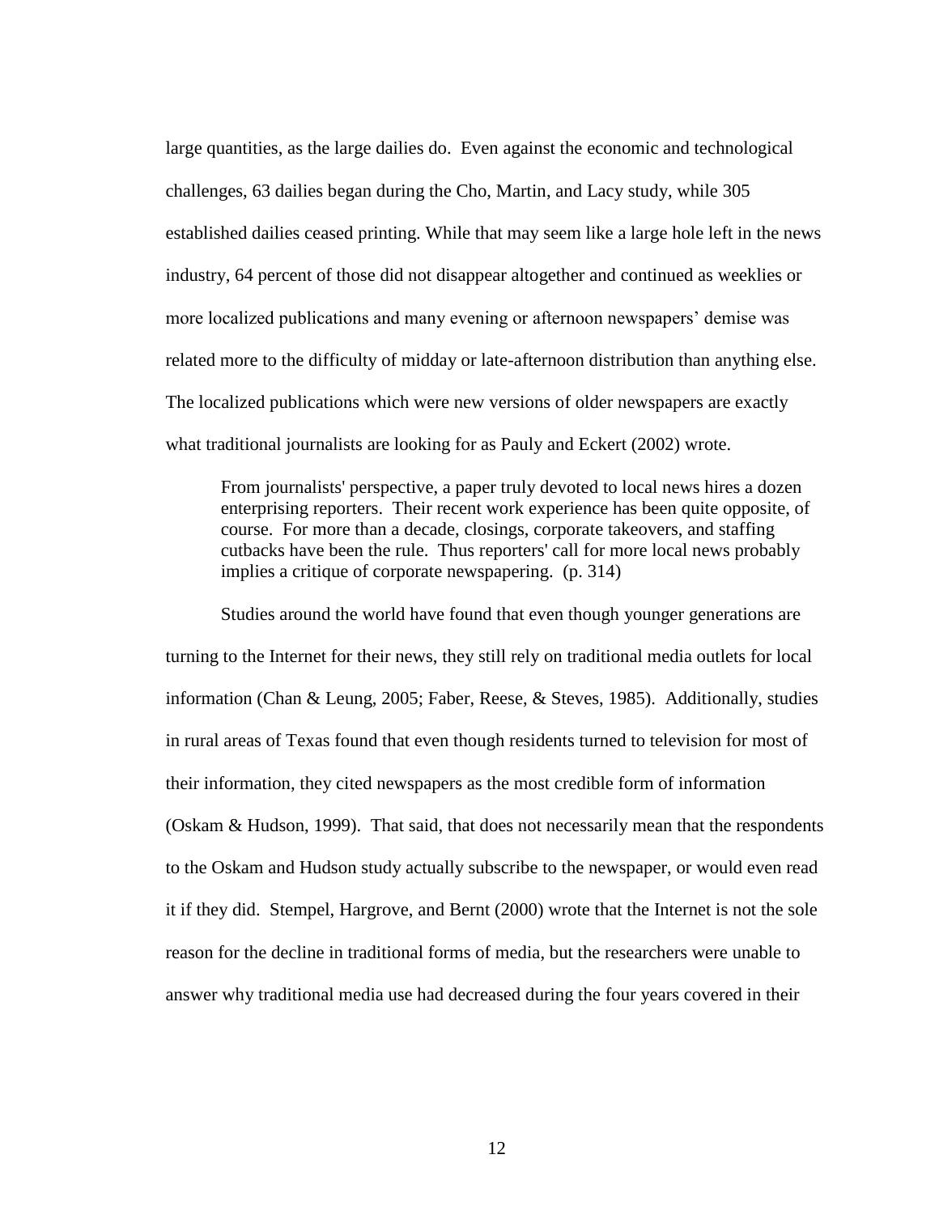large quantities, as the large dailies do. Even against the economic and technological challenges, 63 dailies began during the Cho, Martin, and Lacy study, while 305 established dailies ceased printing. While that may seem like a large hole left in the news industry, 64 percent of those did not disappear altogether and continued as weeklies or more localized publications and many evening or afternoon newspapers' demise was related more to the difficulty of midday or late-afternoon distribution than anything else. The localized publications which were new versions of older newspapers are exactly what traditional journalists are looking for as Pauly and Eckert (2002) wrote.

> From journalists' perspective, a paper truly devoted to local news hires a dozen enterprising reporters. Their recent work experience has been quite opposite, of course. For more than a decade, closings, corporate takeovers, and staffing cutbacks have been the rule. Thus reporters' call for more local news probably implies a critique of corporate newspapering. (p. 314)

Studies around the world have found that even though younger generations are turning to the Internet for their news, they still rely on traditional media outlets for local information (Chan & Leung, 2005; Faber, Reese, & Steves, 1985). Additionally, studies in rural areas of Texas found that even though residents turned to television for most of their information, they cited newspapers as the most credible form of information (Oskam & Hudson, 1999). That said, that does not necessarily mean that the respondents to the Oskam and Hudson study actually subscribe to the newspaper, or would even read it if they did. Stempel, Hargrove, and Bernt (2000) wrote that the Internet is not the sole reason for the decline in traditional forms of media, but the researchers were unable to answer why traditional media use had decreased during the four years covered in their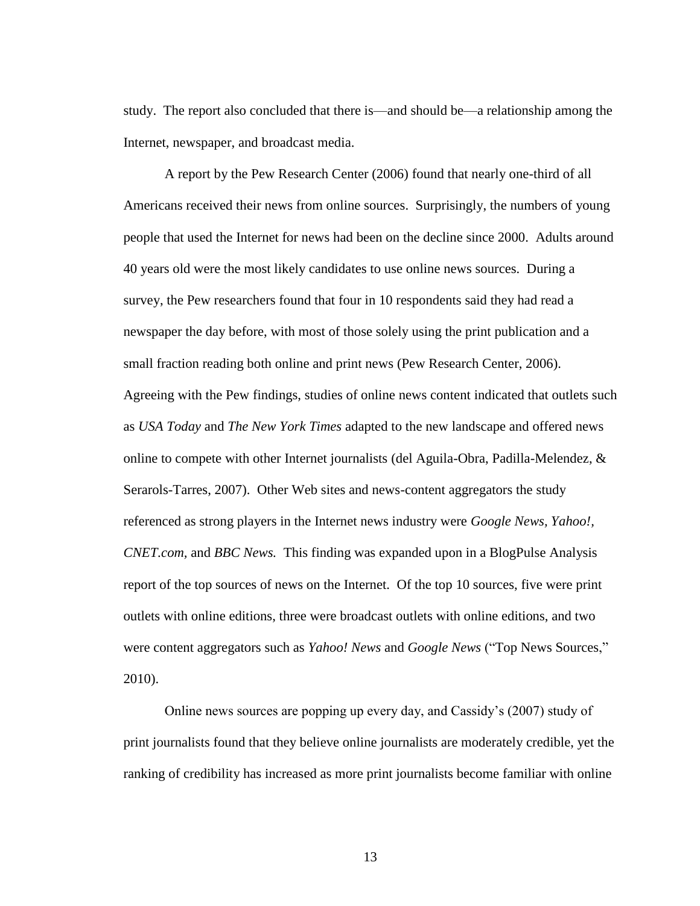study. The report also concluded that there is—and should be—a relationship among the Internet, newspaper, and broadcast media.

A report by the Pew Research Center (2006) found that nearly one-third of all Americans received their news from online sources. Surprisingly, the numbers of young people that used the Internet for news had been on the decline since 2000. Adults around 40 years old were the most likely candidates to use online news sources. During a survey, the Pew researchers found that four in 10 respondents said they had read a newspaper the day before, with most of those solely using the print publication and a small fraction reading both online and print news (Pew Research Center, 2006). Agreeing with the Pew findings, studies of online news content indicated that outlets such as *USA Today* and *The New York Times* adapted to the new landscape and offered news online to compete with other Internet journalists (del Aguila-Obra, Padilla-Melendez, & Serarols-Tarres, 2007). Other Web sites and news-content aggregators the study referenced as strong players in the Internet news industry were *Google News, Yahoo!, CNET.com,* and *BBC News.* This finding was expanded upon in a BlogPulse Analysis report of the top sources of news on the Internet. Of the top 10 sources, five were print outlets with online editions, three were broadcast outlets with online editions, and two were content aggregators such as *Yahoo! News* and *Google News* ("Top News Sources," 2010).

Online news sources are popping up every day, and Cassidy's (2007) study of print journalists found that they believe online journalists are moderately credible, yet the ranking of credibility has increased as more print journalists become familiar with online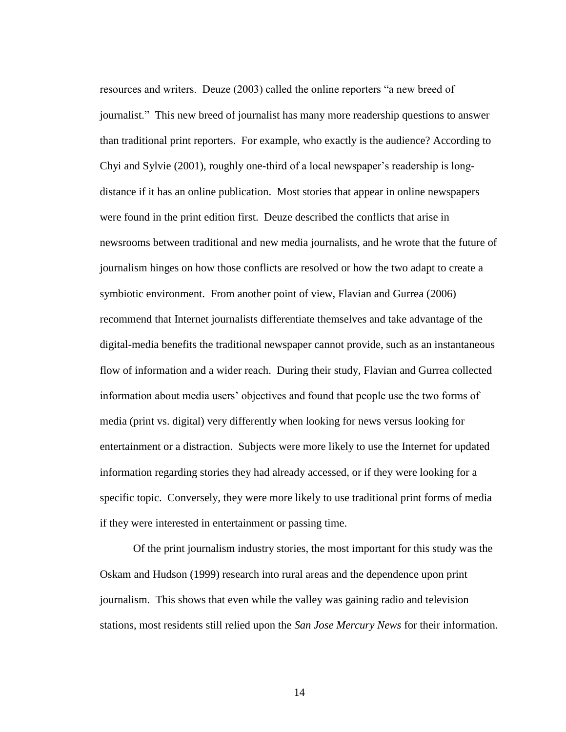resources and writers. Deuze (2003) called the online reporters "a new breed of journalist." This new breed of journalist has many more readership questions to answer than traditional print reporters. For example, who exactly is the audience? According to Chyi and Sylvie (2001), roughly one-third of a local newspaper's readership is long-distance if it has an online publication. Most stories that appear in online newspapers were found in the print edition first. Deuze described the conflicts that arise in newsrooms between traditional and new media journalists, and he wrote that the future of journalism hinges on how those conflicts are resolved or how the two adapt to create a symbiotic environment. From another point of view, Flavian and Gurrea (2006) recommend that Internet journalists differentiate themselves and take advantage of the digital-media benefits the traditional newspaper cannot provide, such as an instantaneous flow of information and a wider reach. During their study, Flavian and Gurrea collected information about media users' objectives and found that people use the two forms of media (print vs. digital) very differently when looking for news versus looking for entertainment or a distraction. Subjects were more likely to use the Internet for updated information regarding stories they had already accessed, or if they were looking for a specific topic. Conversely, they were more likely to use traditional print forms of media if they were interested in entertainment or passing time.

Of the print journalism industry stories, the most important for this study was the Oskam and Hudson (1999) research into rural areas and the dependence upon print journalism. This shows that even while the valley was gaining radio and television stations, most residents still relied upon the *San Jose Mercury News* for their information.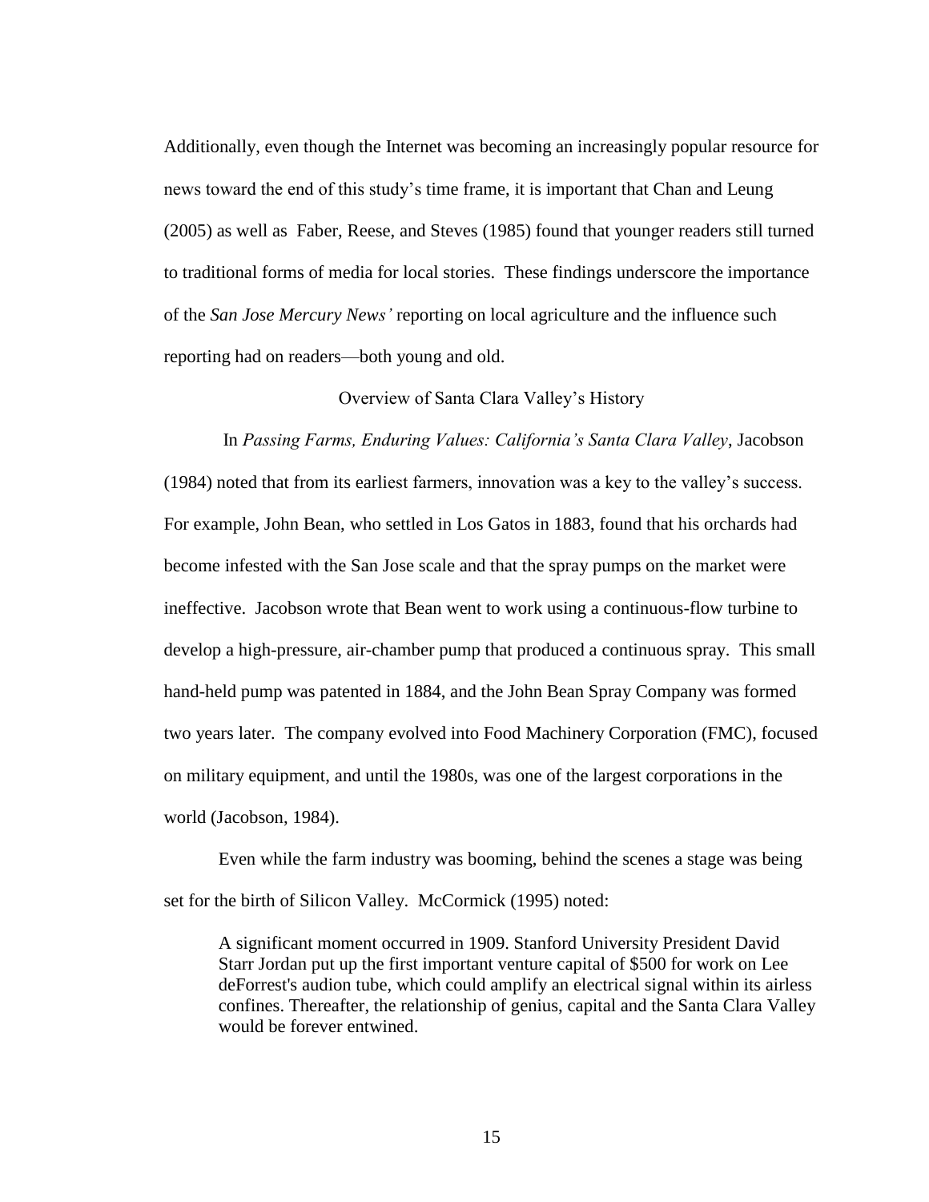Additionally, even though the Internet was becoming an increasingly popular resource for news toward the end of this study's time frame, it is important that Chan and Leung (2005) as well as Faber, Reese, and Steves (1985) found that younger readers still turned to traditional forms of media for local stories. These findings underscore the importance of the *San Jose Mercury News'* reporting on local agriculture and the influence such reporting had on readers—both young and old.

## Overview of Santa Clara Valley's History

In *Passing Farms, Enduring Values: California's Santa Clara Valley*, Jacobson (1984) noted that from its earliest farmers, innovation was a key to the valley's success. For example, John Bean, who settled in Los Gatos in 1883, found that his orchards had become infested with the San Jose scale and that the spray pumps on the market were ineffective. Jacobson wrote that Bean went to work using a continuous-flow turbine to develop a high-pressure, air-chamber pump that produced a continuous spray. This small hand-held pump was patented in 1884, and the John Bean Spray Company was formed two years later. The company evolved into Food Machinery Corporation (FMC), focused on military equipment, and until the 1980s, was one of the largest corporations in the world (Jacobson, 1984).

Even while the farm industry was booming, behind the scenes a stage was being set for the birth of Silicon Valley. McCormick (1995) noted:

> A significant moment occurred in 1909. Stanford University President David Starr Jordan put up the first important venture capital of $500 for work on Lee deForrest's audion tube, which could amplify an electrical signal within its airless confines. Thereafter, the relationship of genius, capital and the Santa Clara Valley would be forever entwined.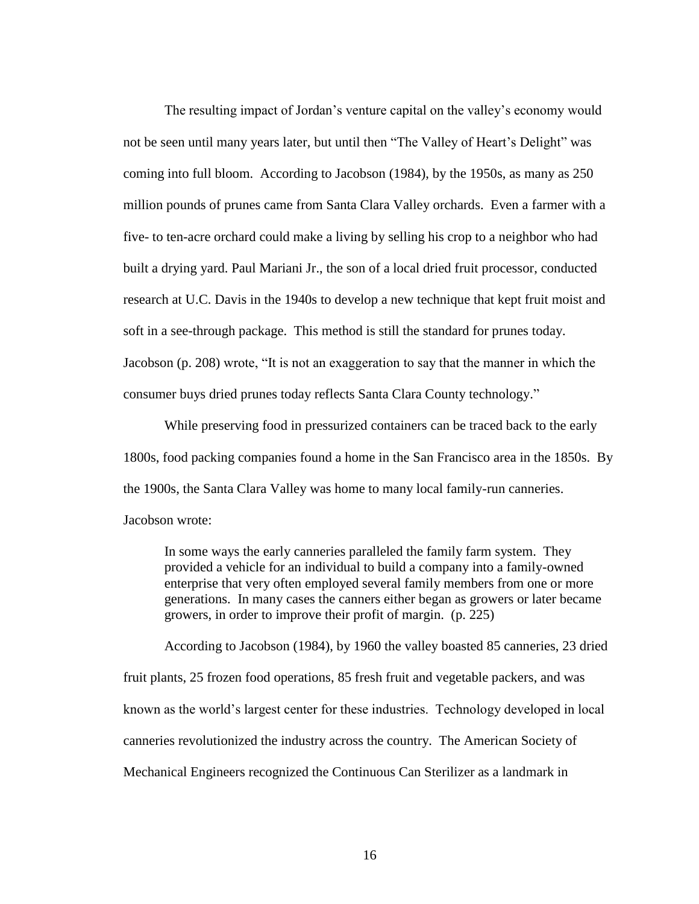The resulting impact of Jordan's venture capital on the valley's economy would not be seen until many years later, but until then "The Valley of Heart's Delight" was coming into full bloom. According to Jacobson (1984), by the 1950s, as many as 250 million pounds of prunes came from Santa Clara Valley orchards. Even a farmer with a five- to ten-acre orchard could make a living by selling his crop to a neighbor who had built a drying yard. Paul Mariani Jr., the son of a local dried fruit processor, conducted research at U.C. Davis in the 1940s to develop a new technique that kept fruit moist and soft in a see-through package. This method is still the standard for prunes today. Jacobson (p. 208) wrote, "It is not an exaggeration to say that the manner in which the consumer buys dried prunes today reflects Santa Clara County technology."

While preserving food in pressurized containers can be traced back to the early 1800s, food packing companies found a home in the San Francisco area in the 1850s. By the 1900s, the Santa Clara Valley was home to many local family-run canneries. Jacobson wrote:

> In some ways the early canneries paralleled the family farm system. They provided a vehicle for an individual to build a company into a family-owned enterprise that very often employed several family members from one or more generations. In many cases the canners either began as growers or later became growers, in order to improve their profit of margin. (p. 225)

According to Jacobson (1984), by 1960 the valley boasted 85 canneries, 23 dried fruit plants, 25 frozen food operations, 85 fresh fruit and vegetable packers, and was known as the world's largest center for these industries. Technology developed in local canneries revolutionized the industry across the country. The American Society of Mechanical Engineers recognized the Continuous Can Sterilizer as a landmark in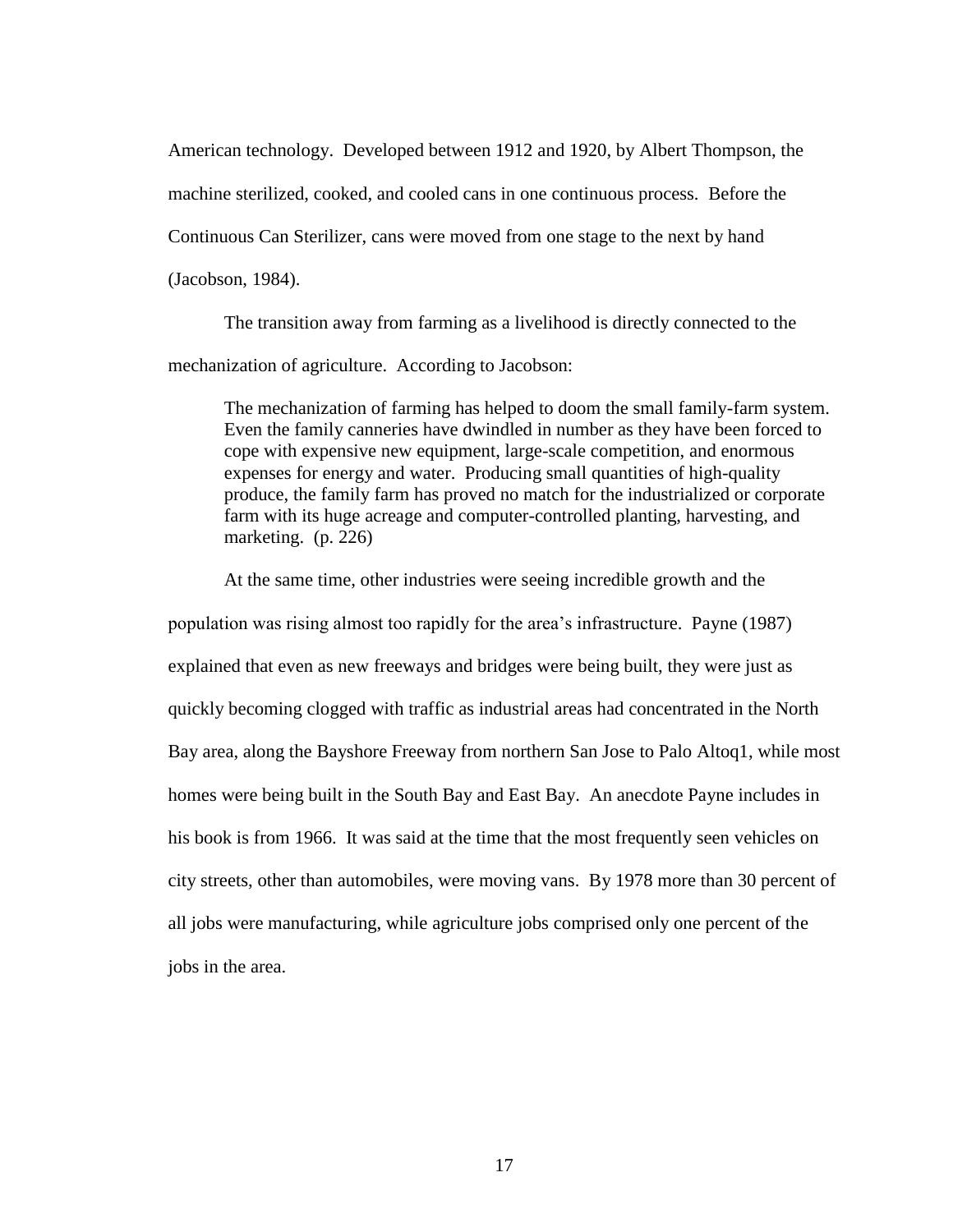American technology. Developed between 1912 and 1920, by Albert Thompson, the machine sterilized, cooked, and cooled cans in one continuous process. Before the Continuous Can Sterilizer, cans were moved from one stage to the next by hand (Jacobson, 1984).

The transition away from farming as a livelihood is directly connected to the mechanization of agriculture. According to Jacobson:

> The mechanization of farming has helped to doom the small family-farm system. Even the family canneries have dwindled in number as they have been forced to cope with expensive new equipment, large-scale competition, and enormous expenses for energy and water. Producing small quantities of high-quality produce, the family farm has proved no match for the industrialized or corporate farm with its huge acreage and computer-controlled planting, harvesting, and marketing. (p. 226)

At the same time, other industries were seeing incredible growth and the population was rising almost too rapidly for the area's infrastructure. Payne (1987) explained that even as new freeways and bridges were being built, they were just as quickly becoming clogged with traffic as industrial areas had concentrated in the North Bay area, along the Bayshore Freeway from northern San Jose to Palo Altoq1, while most homes were being built in the South Bay and East Bay. An anecdote Payne includes in his book is from 1966. It was said at the time that the most frequently seen vehicles on city streets, other than automobiles, were moving vans. By 1978 more than 30 percent of all jobs were manufacturing, while agriculture jobs comprised only one percent of the jobs in the area.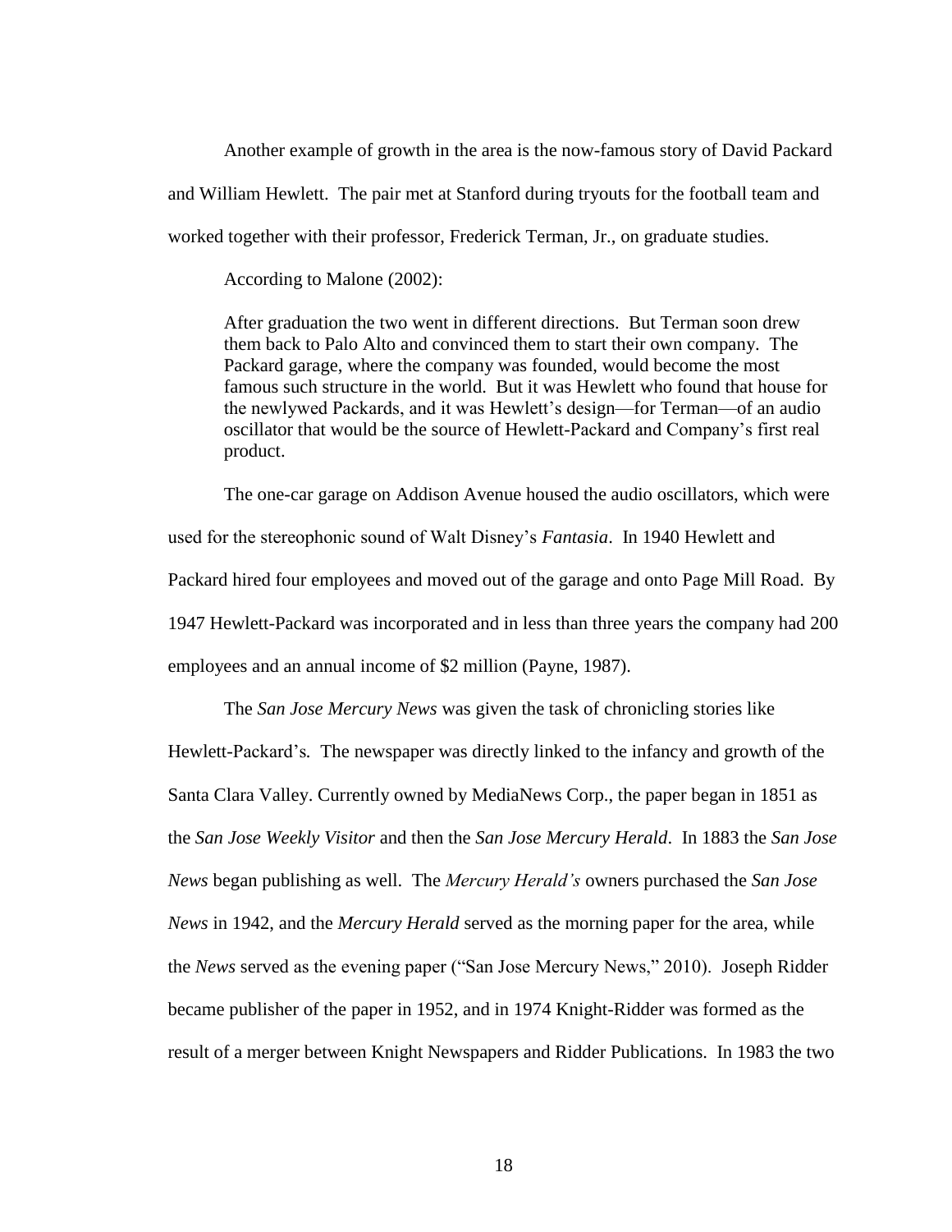Another example of growth in the area is the now-famous story of David Packard and William Hewlett. The pair met at Stanford during tryouts for the football team and worked together with their professor, Frederick Terman, Jr., on graduate studies.

According to Malone (2002):

> After graduation the two went in different directions. But Terman soon drew them back to Palo Alto and convinced them to start their own company. The Packard garage, where the company was founded, would become the most famous such structure in the world. But it was Hewlett who found that house for the newlywed Packards, and it was Hewlett's design—for Terman—of an audio oscillator that would be the source of Hewlett-Packard and Company's first real product.

The one-car garage on Addison Avenue housed the audio oscillators, which were used for the stereophonic sound of Walt Disney's *Fantasia*. In 1940 Hewlett and Packard hired four employees and moved out of the garage and onto Page Mill Road. By 1947 Hewlett-Packard was incorporated and in less than three years the company had 200 employees and an annual income of $2 million (Payne, 1987).

The *San Jose Mercury News* was given the task of chronicling stories like Hewlett-Packard's. The newspaper was directly linked to the infancy and growth of the Santa Clara Valley. Currently owned by MediaNews Corp., the paper began in 1851 as the *San Jose Weekly Visitor* and then the *San Jose Mercury Herald*. In 1883 the *San Jose News* began publishing as well. The *Mercury Herald's* owners purchased the *San Jose News* in 1942, and the *Mercury Herald* served as the morning paper for the area, while the *News* served as the evening paper ("San Jose Mercury News," 2010). Joseph Ridder became publisher of the paper in 1952, and in 1974 Knight-Ridder was formed as the result of a merger between Knight Newspapers and Ridder Publications. In 1983 the two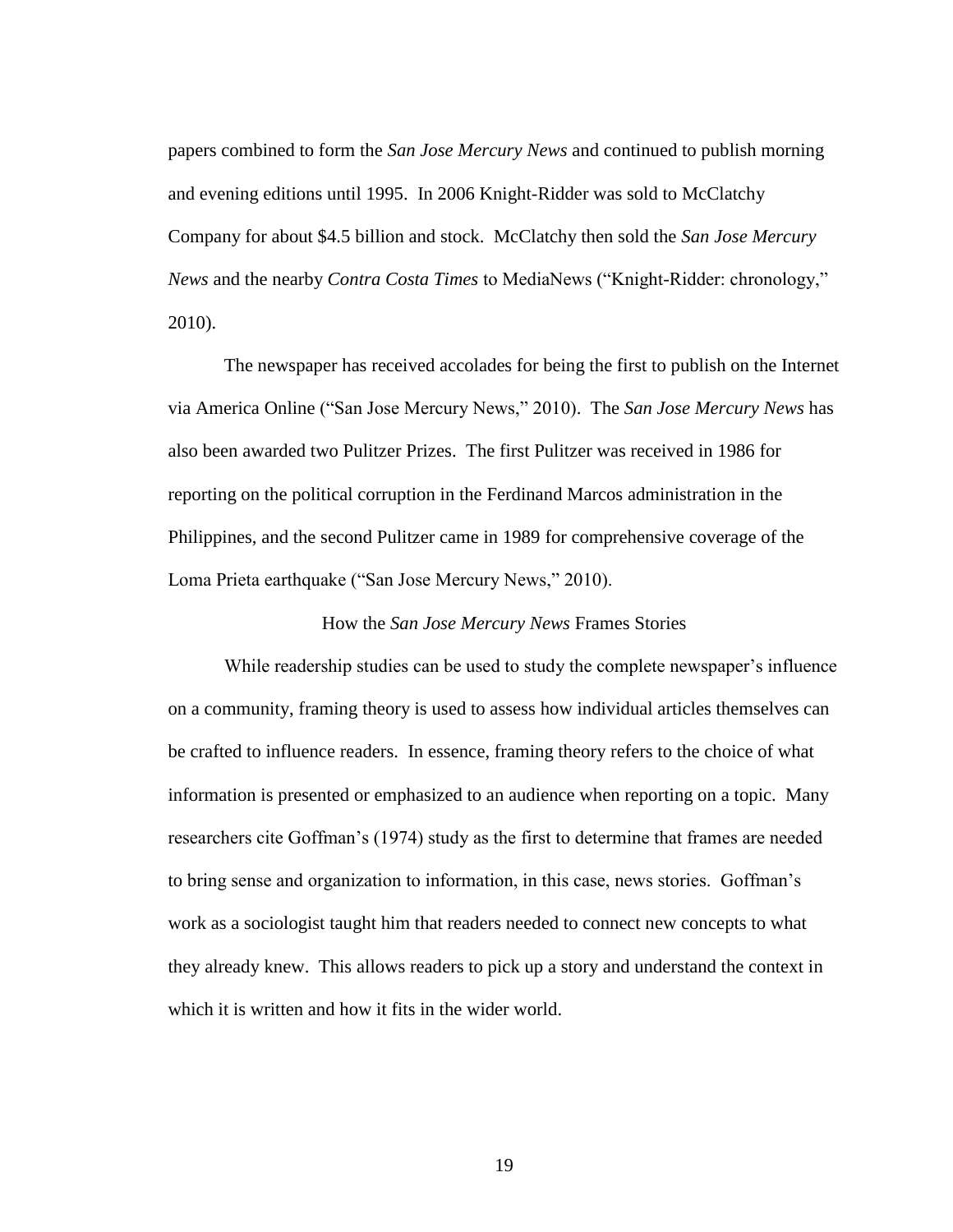papers combined to form the *San Jose Mercury News* and continued to publish morning and evening editions until 1995. In 2006 Knight-Ridder was sold to McClatchy Company for about $4.5 billion and stock. McClatchy then sold the *San Jose Mercury News* and the nearby *Contra Costa Times* to MediaNews ("Knight-Ridder: chronology," 2010).

The newspaper has received accolades for being the first to publish on the Internet via America Online ("San Jose Mercury News," 2010). The *San Jose Mercury News* has also been awarded two Pulitzer Prizes. The first Pulitzer was received in 1986 for reporting on the political corruption in the Ferdinand Marcos administration in the Philippines, and the second Pulitzer came in 1989 for comprehensive coverage of the Loma Prieta earthquake ("San Jose Mercury News," 2010).

## How the *San Jose Mercury News* Frames Stories

While readership studies can be used to study the complete newspaper's influence on a community, framing theory is used to assess how individual articles themselves can be crafted to influence readers. In essence, framing theory refers to the choice of what information is presented or emphasized to an audience when reporting on a topic. Many researchers cite Goffman's (1974) study as the first to determine that frames are needed to bring sense and organization to information, in this case, news stories. Goffman's work as a sociologist taught him that readers needed to connect new concepts to what they already knew. This allows readers to pick up a story and understand the context in which it is written and how it fits in the wider world.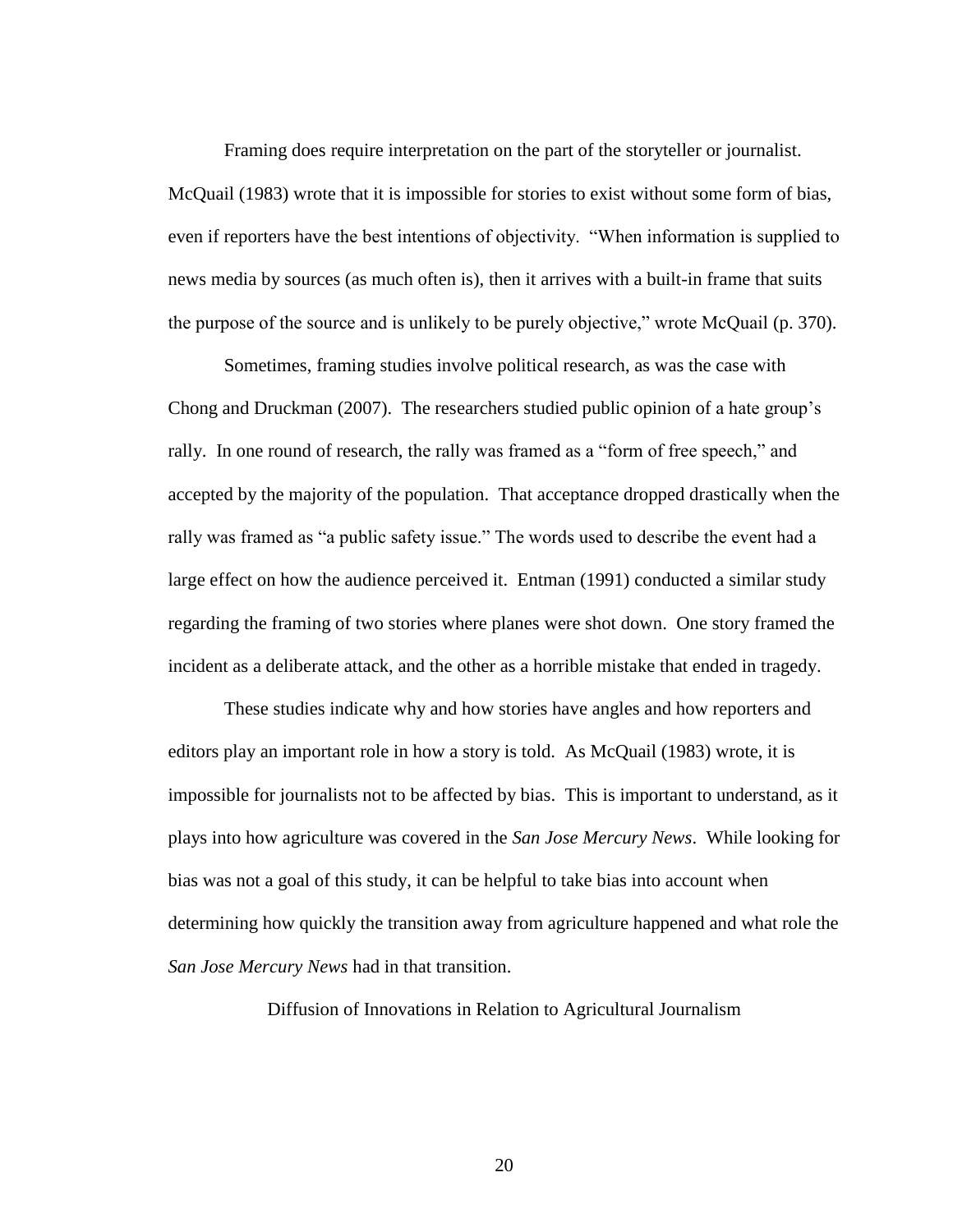Framing does require interpretation on the part of the storyteller or journalist. McQuail (1983) wrote that it is impossible for stories to exist without some form of bias, even if reporters have the best intentions of objectivity. "When information is supplied to news media by sources (as much often is), then it arrives with a built-in frame that suits the purpose of the source and is unlikely to be purely objective," wrote McQuail (p. 370).

Sometimes, framing studies involve political research, as was the case with Chong and Druckman (2007). The researchers studied public opinion of a hate group's rally. In one round of research, the rally was framed as a "form of free speech," and accepted by the majority of the population. That acceptance dropped drastically when the rally was framed as "a public safety issue." The words used to describe the event had a large effect on how the audience perceived it. Entman (1991) conducted a similar study regarding the framing of two stories where planes were shot down. One story framed the incident as a deliberate attack, and the other as a horrible mistake that ended in tragedy.

These studies indicate why and how stories have angles and how reporters and editors play an important role in how a story is told. As McQuail (1983) wrote, it is impossible for journalists not to be affected by bias. This is important to understand, as it plays into how agriculture was covered in the *San Jose Mercury News*. While looking for bias was not a goal of this study, it can be helpful to take bias into account when determining how quickly the transition away from agriculture happened and what role the *San Jose Mercury News* had in that transition.

## Diffusion of Innovations in Relation to Agricultural Journalism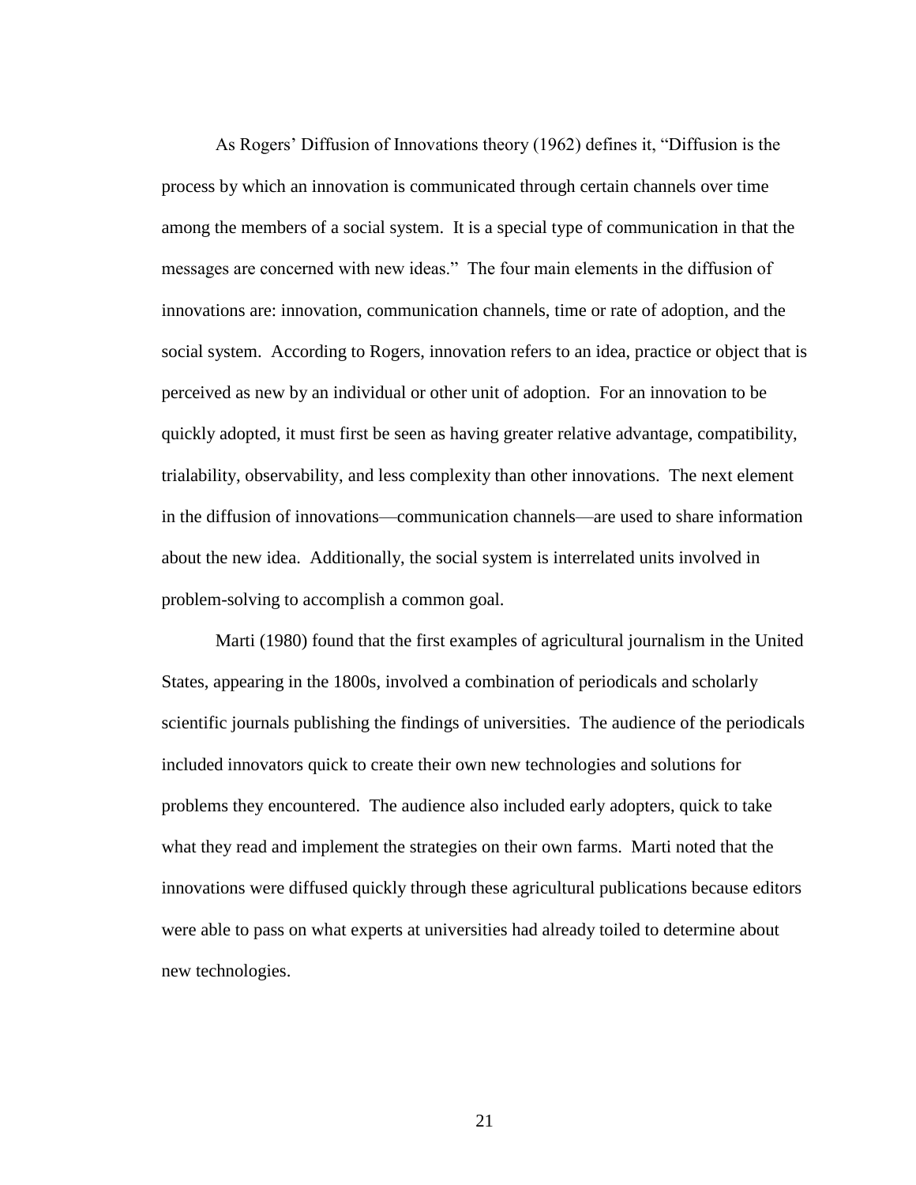As Rogers' Diffusion of Innovations theory (1962) defines it, "Diffusion is the process by which an innovation is communicated through certain channels over time among the members of a social system. It is a special type of communication in that the messages are concerned with new ideas." The four main elements in the diffusion of innovations are: innovation, communication channels, time or rate of adoption, and the social system. According to Rogers, innovation refers to an idea, practice or object that is perceived as new by an individual or other unit of adoption. For an innovation to be quickly adopted, it must first be seen as having greater relative advantage, compatibility, trialability, observability, and less complexity than other innovations. The next element in the diffusion of innovations—communication channels—are used to share information about the new idea. Additionally, the social system is interrelated units involved in problem-solving to accomplish a common goal.

Marti (1980) found that the first examples of agricultural journalism in the United States, appearing in the 1800s, involved a combination of periodicals and scholarly scientific journals publishing the findings of universities. The audience of the periodicals included innovators quick to create their own new technologies and solutions for problems they encountered. The audience also included early adopters, quick to take what they read and implement the strategies on their own farms. Marti noted that the innovations were diffused quickly through these agricultural publications because editors were able to pass on what experts at universities had already toiled to determine about new technologies.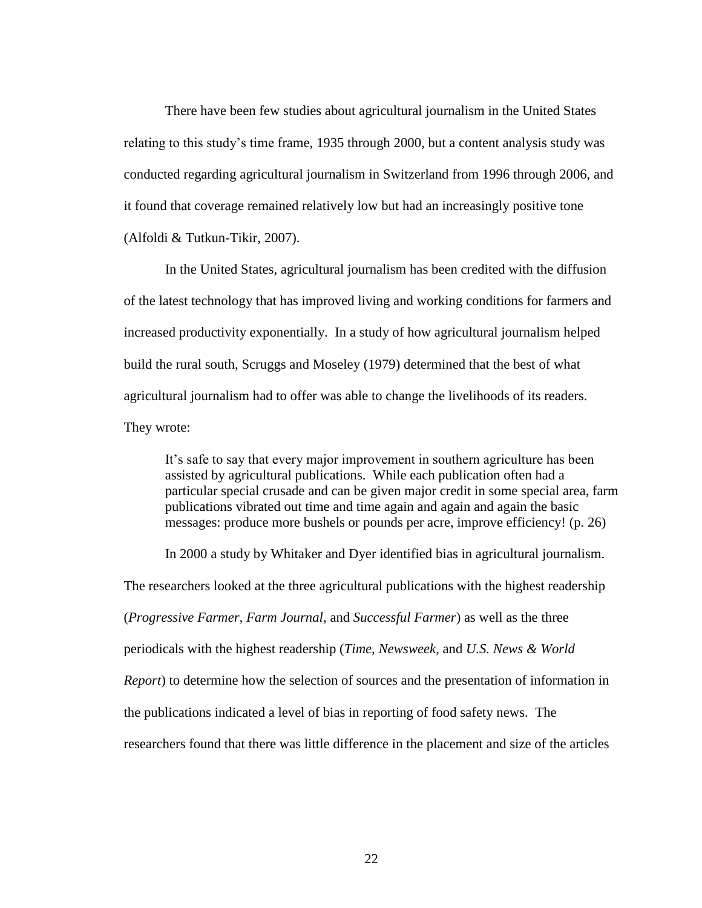There have been few studies about agricultural journalism in the United States relating to this study's time frame, 1935 through 2000, but a content analysis study was conducted regarding agricultural journalism in Switzerland from 1996 through 2006, and it found that coverage remained relatively low but had an increasingly positive tone (Alfoldi & Tutkun-Tikir, 2007).

In the United States, agricultural journalism has been credited with the diffusion of the latest technology that has improved living and working conditions for farmers and increased productivity exponentially. In a study of how agricultural journalism helped build the rural south, Scruggs and Moseley (1979) determined that the best of what agricultural journalism had to offer was able to change the livelihoods of its readers. They wrote:

> It's safe to say that every major improvement in southern agriculture has been assisted by agricultural publications. While each publication often had a particular special crusade and can be given major credit in some special area, farm publications vibrated out time and time again and again and again the basic messages: produce more bushels or pounds per acre, improve efficiency! (p. 26)

In 2000 a study by Whitaker and Dyer identified bias in agricultural journalism. The researchers looked at the three agricultural publications with the highest readership (*Progressive Farmer, Farm Journal,* and *Successful Farmer*) as well as the three periodicals with the highest readership (*Time, Newsweek,* and *U.S. News & World Report*) to determine how the selection of sources and the presentation of information in the publications indicated a level of bias in reporting of food safety news. The researchers found that there was little difference in the placement and size of the articles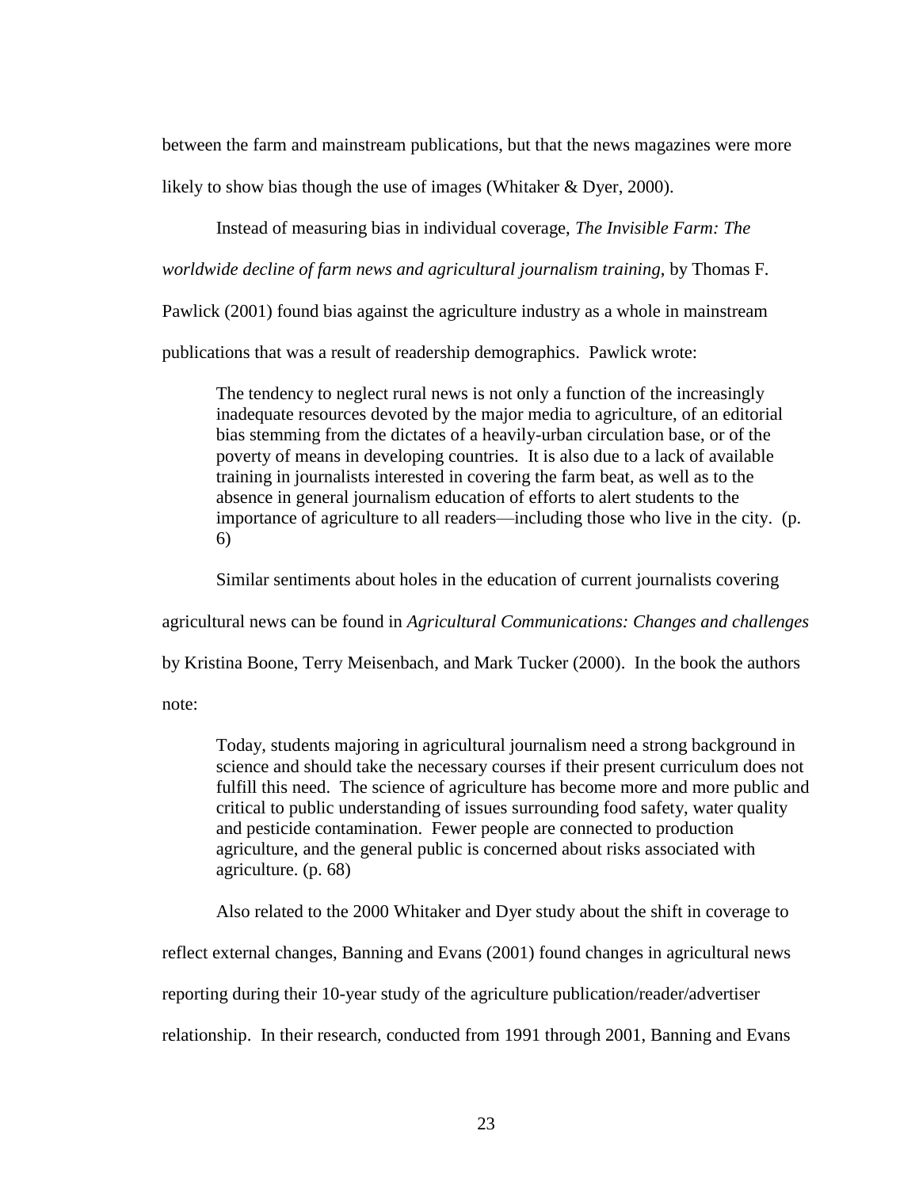between the farm and mainstream publications, but that the news magazines were more likely to show bias though the use of images (Whitaker & Dyer, 2000).

Instead of measuring bias in individual coverage, *The Invisible Farm: The worldwide decline of farm news and agricultural journalism training*, by Thomas F. Pawlick (2001) found bias against the agriculture industry as a whole in mainstream publications that was a result of readership demographics. Pawlick wrote:

> The tendency to neglect rural news is not only a function of the increasingly inadequate resources devoted by the major media to agriculture, of an editorial bias stemming from the dictates of a heavily-urban circulation base, or of the poverty of means in developing countries. It is also due to a lack of available training in journalists interested in covering the farm beat, as well as to the absence in general journalism education of efforts to alert students to the importance of agriculture to all readers—including those who live in the city. (p. 6)

Similar sentiments about holes in the education of current journalists covering agricultural news can be found in *Agricultural Communications: Changes and challenges* by Kristina Boone, Terry Meisenbach, and Mark Tucker (2000). In the book the authors note:

> Today, students majoring in agricultural journalism need a strong background in science and should take the necessary courses if their present curriculum does not fulfill this need. The science of agriculture has become more and more public and critical to public understanding of issues surrounding food safety, water quality and pesticide contamination. Fewer people are connected to production agriculture, and the general public is concerned about risks associated with agriculture. (p. 68)

Also related to the 2000 Whitaker and Dyer study about the shift in coverage to reflect external changes, Banning and Evans (2001) found changes in agricultural news reporting during their 10-year study of the agriculture publication/reader/advertiser relationship. In their research, conducted from 1991 through 2001, Banning and Evans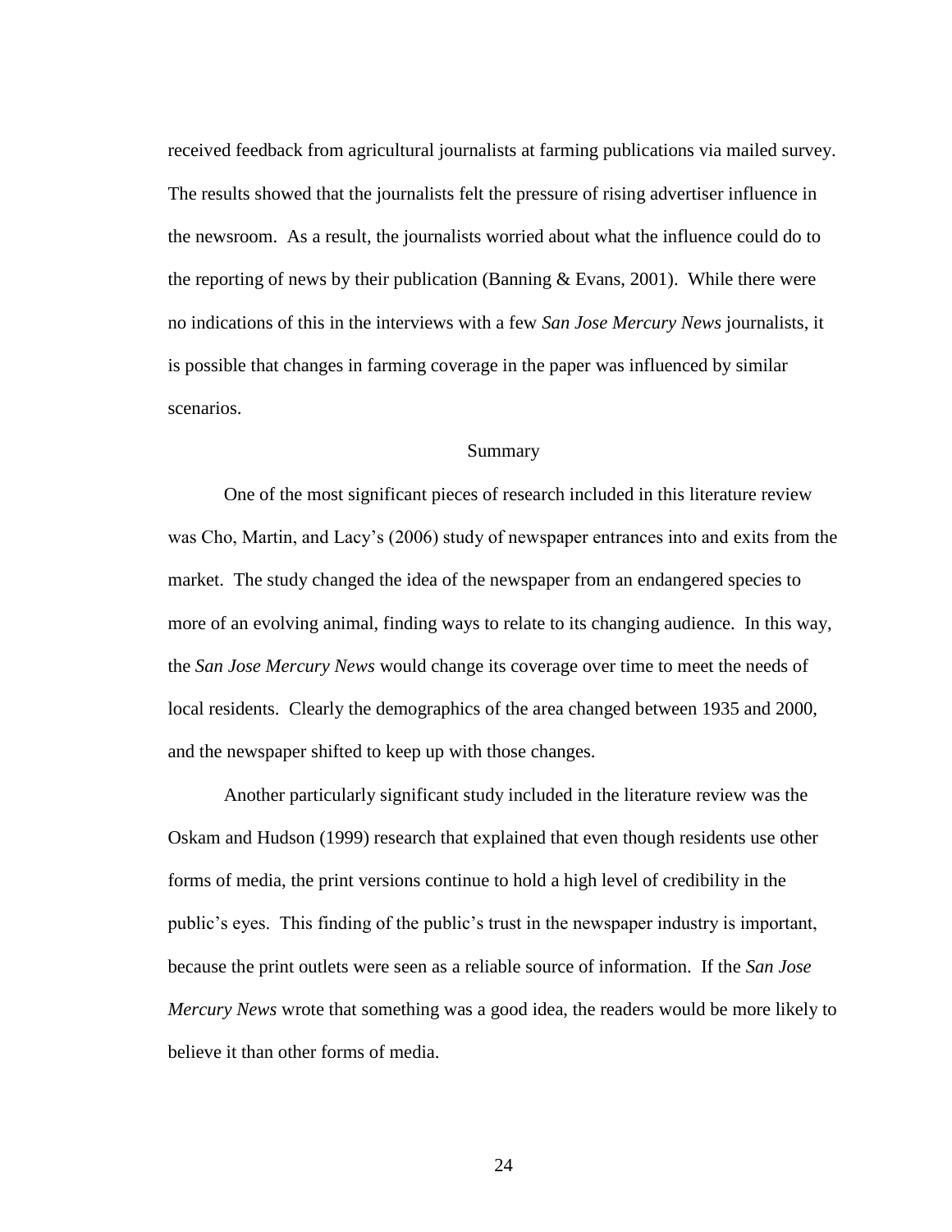received feedback from agricultural journalists at farming publications via mailed survey. The results showed that the journalists felt the pressure of rising advertiser influence in the newsroom. As a result, the journalists worried about what the influence could do to the reporting of news by their publication (Banning & Evans, 2001). While there were no indications of this in the interviews with a few *San Jose Mercury News* journalists, it is possible that changes in farming coverage in the paper was influenced by similar scenarios.

## Summary

One of the most significant pieces of research included in this literature review was Cho, Martin, and Lacy's (2006) study of newspaper entrances into and exits from the market. The study changed the idea of the newspaper from an endangered species to more of an evolving animal, finding ways to relate to its changing audience. In this way, the *San Jose Mercury News* would change its coverage over time to meet the needs of local residents. Clearly the demographics of the area changed between 1935 and 2000, and the newspaper shifted to keep up with those changes.

Another particularly significant study included in the literature review was the Oskam and Hudson (1999) research that explained that even though residents use other forms of media, the print versions continue to hold a high level of credibility in the public's eyes. This finding of the public's trust in the newspaper industry is important, because the print outlets were seen as a reliable source of information. If the *San Jose Mercury News* wrote that something was a good idea, the readers would be more likely to believe it than other forms of media.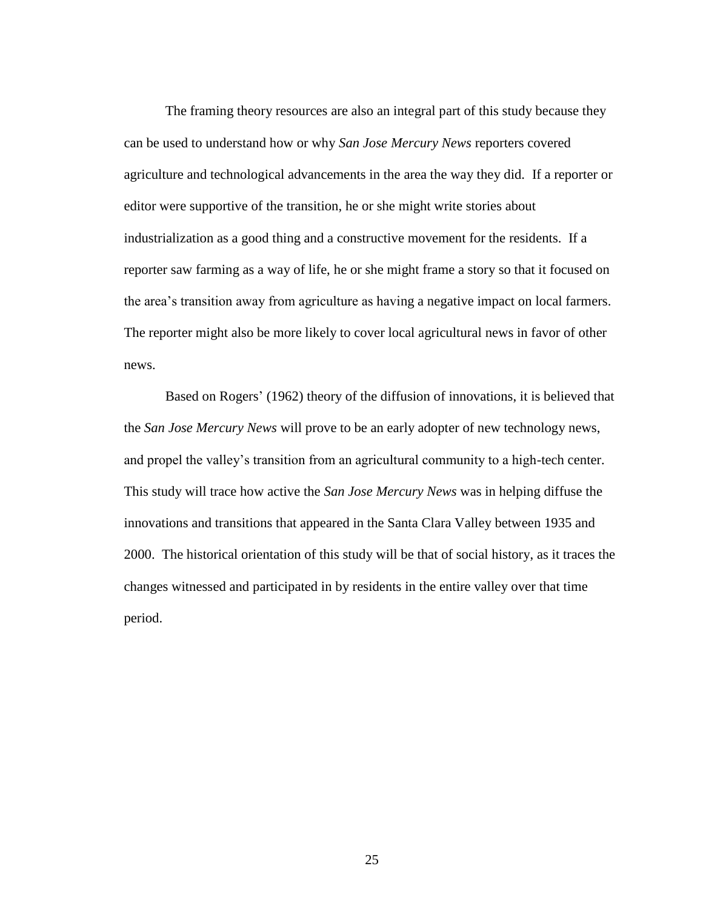The framing theory resources are also an integral part of this study because they can be used to understand how or why *San Jose Mercury News* reporters covered agriculture and technological advancements in the area the way they did. If a reporter or editor were supportive of the transition, he or she might write stories about industrialization as a good thing and a constructive movement for the residents. If a reporter saw farming as a way of life, he or she might frame a story so that it focused on the area's transition away from agriculture as having a negative impact on local farmers. The reporter might also be more likely to cover local agricultural news in favor of other news.

Based on Rogers' (1962) theory of the diffusion of innovations, it is believed that the *San Jose Mercury News* will prove to be an early adopter of new technology news, and propel the valley's transition from an agricultural community to a high-tech center. This study will trace how active the *San Jose Mercury News* was in helping diffuse the innovations and transitions that appeared in the Santa Clara Valley between 1935 and 2000. The historical orientation of this study will be that of social history, as it traces the changes witnessed and participated in by residents in the entire valley over that time period.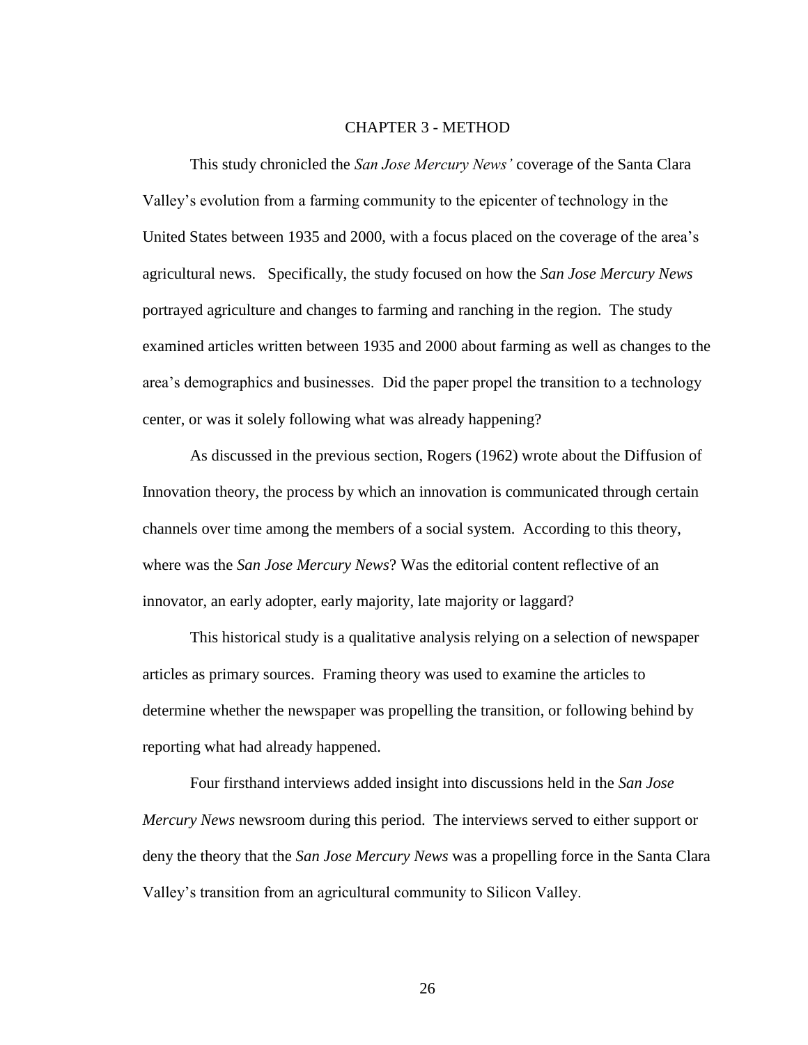# CHAPTER 3 - METHOD

This study chronicled the *San Jose Mercury News'* coverage of the Santa Clara Valley's evolution from a farming community to the epicenter of technology in the United States between 1935 and 2000, with a focus placed on the coverage of the area's agricultural news. Specifically, the study focused on how the *San Jose Mercury News* portrayed agriculture and changes to farming and ranching in the region. The study examined articles written between 1935 and 2000 about farming as well as changes to the area's demographics and businesses. Did the paper propel the transition to a technology center, or was it solely following what was already happening?

As discussed in the previous section, Rogers (1962) wrote about the Diffusion of Innovation theory, the process by which an innovation is communicated through certain channels over time among the members of a social system. According to this theory, where was the *San Jose Mercury News*? Was the editorial content reflective of an innovator, an early adopter, early majority, late majority or laggard?

This historical study is a qualitative analysis relying on a selection of newspaper articles as primary sources. Framing theory was used to examine the articles to determine whether the newspaper was propelling the transition, or following behind by reporting what had already happened.

Four firsthand interviews added insight into discussions held in the *San Jose Mercury News* newsroom during this period. The interviews served to either support or deny the theory that the *San Jose Mercury News* was a propelling force in the Santa Clara Valley's transition from an agricultural community to Silicon Valley.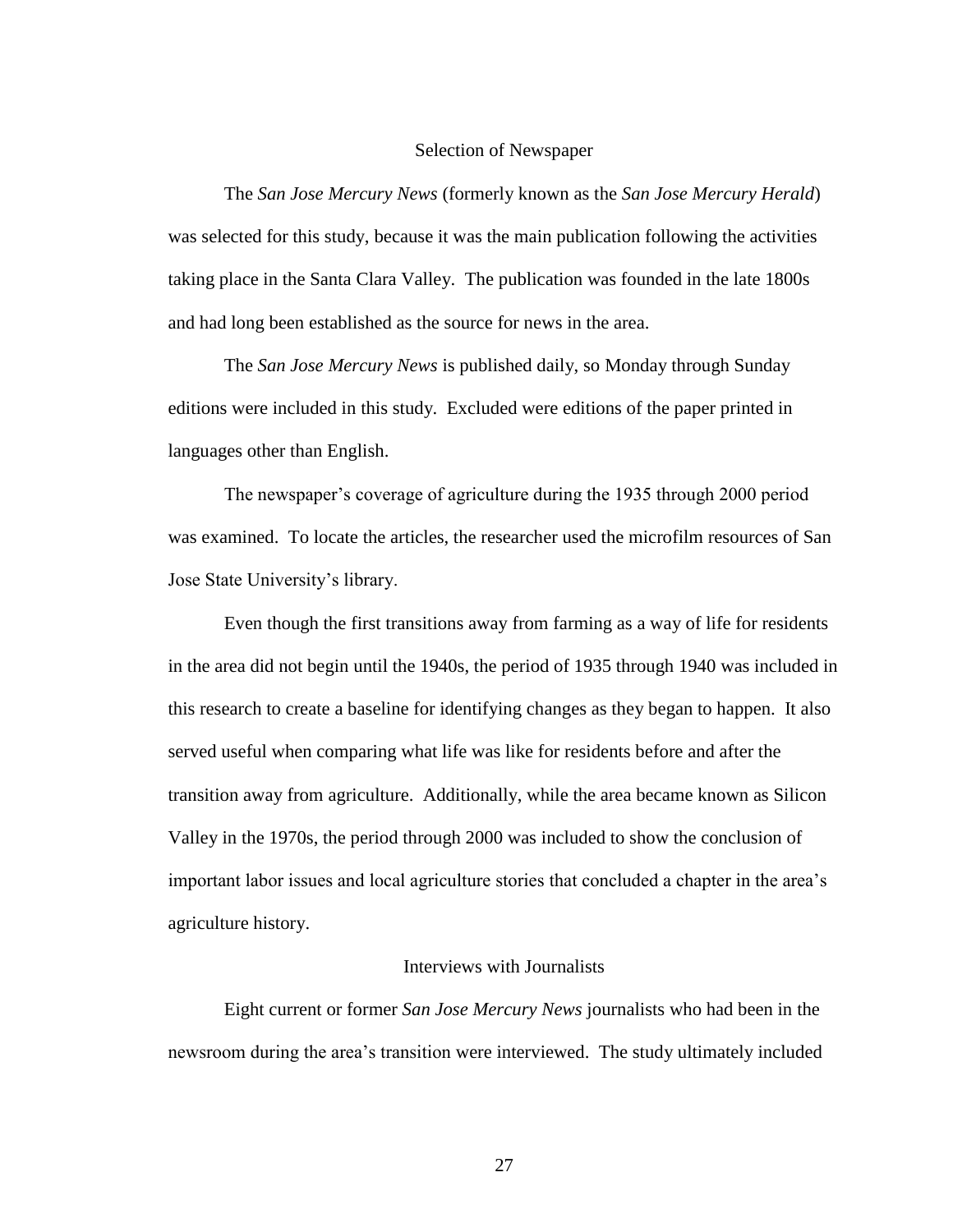## Selection of Newspaper

The *San Jose Mercury News* (formerly known as the *San Jose Mercury Herald*) was selected for this study, because it was the main publication following the activities taking place in the Santa Clara Valley. The publication was founded in the late 1800s and had long been established as the source for news in the area.

The *San Jose Mercury News* is published daily, so Monday through Sunday editions were included in this study. Excluded were editions of the paper printed in languages other than English.

The newspaper's coverage of agriculture during the 1935 through 2000 period was examined. To locate the articles, the researcher used the microfilm resources of San Jose State University's library.

Even though the first transitions away from farming as a way of life for residents in the area did not begin until the 1940s, the period of 1935 through 1940 was included in this research to create a baseline for identifying changes as they began to happen. It also served useful when comparing what life was like for residents before and after the transition away from agriculture. Additionally, while the area became known as Silicon Valley in the 1970s, the period through 2000 was included to show the conclusion of important labor issues and local agriculture stories that concluded a chapter in the area's agriculture history.

## Interviews with Journalists

Eight current or former *San Jose Mercury News* journalists who had been in the newsroom during the area's transition were interviewed. The study ultimately included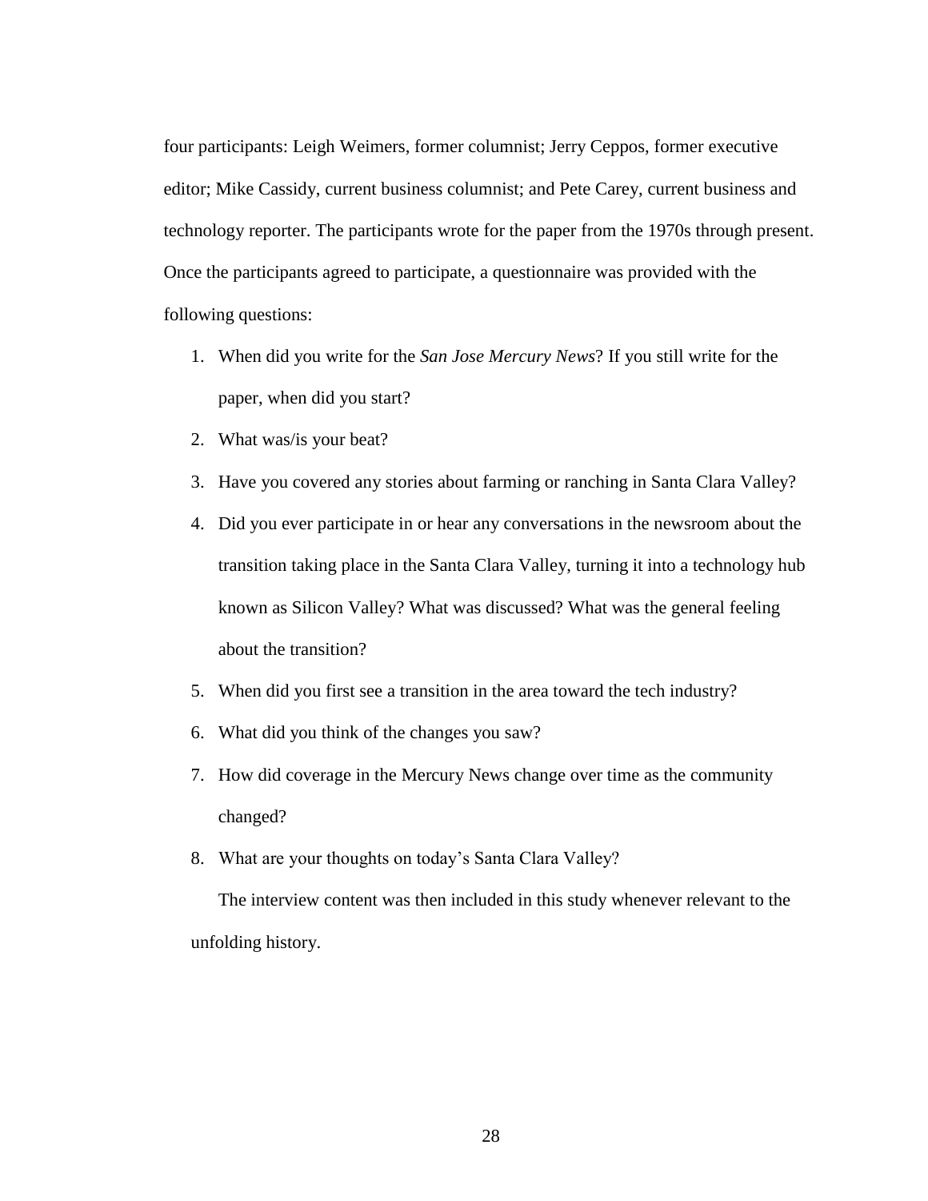four participants: Leigh Weimers, former columnist; Jerry Ceppos, former executive editor; Mike Cassidy, current business columnist; and Pete Carey, current business and technology reporter. The participants wrote for the paper from the 1970s through present. Once the participants agreed to participate, a questionnaire was provided with the following questions:

1. When did you write for the *San Jose Mercury News*? If you still write for the paper, when did you start?
2. What was/is your beat?
3. Have you covered any stories about farming or ranching in Santa Clara Valley?
4. Did you ever participate in or hear any conversations in the newsroom about the transition taking place in the Santa Clara Valley, turning it into a technology hub known as Silicon Valley? What was discussed? What was the general feeling about the transition?
5. When did you first see a transition in the area toward the tech industry?
6. What did you think of the changes you saw?
7. How did coverage in the Mercury News change over time as the community changed?
8. What are your thoughts on today's Santa Clara Valley?

The interview content was then included in this study whenever relevant to the unfolding history.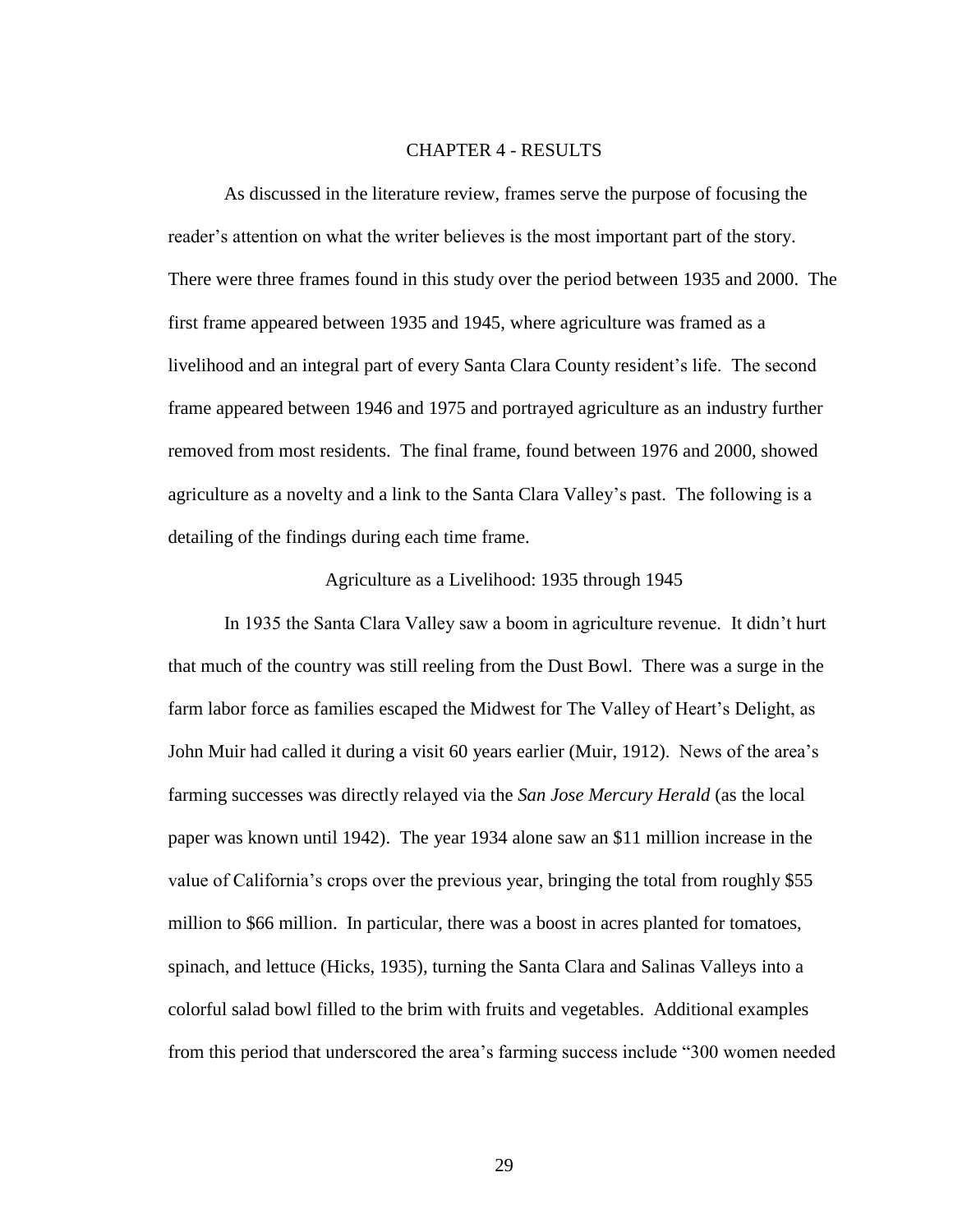# CHAPTER 4 - RESULTS

As discussed in the literature review, frames serve the purpose of focusing the reader's attention on what the writer believes is the most important part of the story. There were three frames found in this study over the period between 1935 and 2000. The first frame appeared between 1935 and 1945, where agriculture was framed as a livelihood and an integral part of every Santa Clara County resident's life. The second frame appeared between 1946 and 1975 and portrayed agriculture as an industry further removed from most residents. The final frame, found between 1976 and 2000, showed agriculture as a novelty and a link to the Santa Clara Valley's past. The following is a detailing of the findings during each time frame.

## Agriculture as a Livelihood: 1935 through 1945

In 1935 the Santa Clara Valley saw a boom in agriculture revenue. It didn't hurt that much of the country was still reeling from the Dust Bowl. There was a surge in the farm labor force as families escaped the Midwest for The Valley of Heart's Delight, as John Muir had called it during a visit 60 years earlier (Muir, 1912). News of the area's farming successes was directly relayed via the *San Jose Mercury Herald* (as the local paper was known until 1942). The year 1934 alone saw an $11 million increase in the value of California's crops over the previous year, bringing the total from roughly $55 million to $66 million. In particular, there was a boost in acres planted for tomatoes, spinach, and lettuce (Hicks, 1935), turning the Santa Clara and Salinas Valleys into a colorful salad bowl filled to the brim with fruits and vegetables. Additional examples from this period that underscored the area's farming success include "300 women needed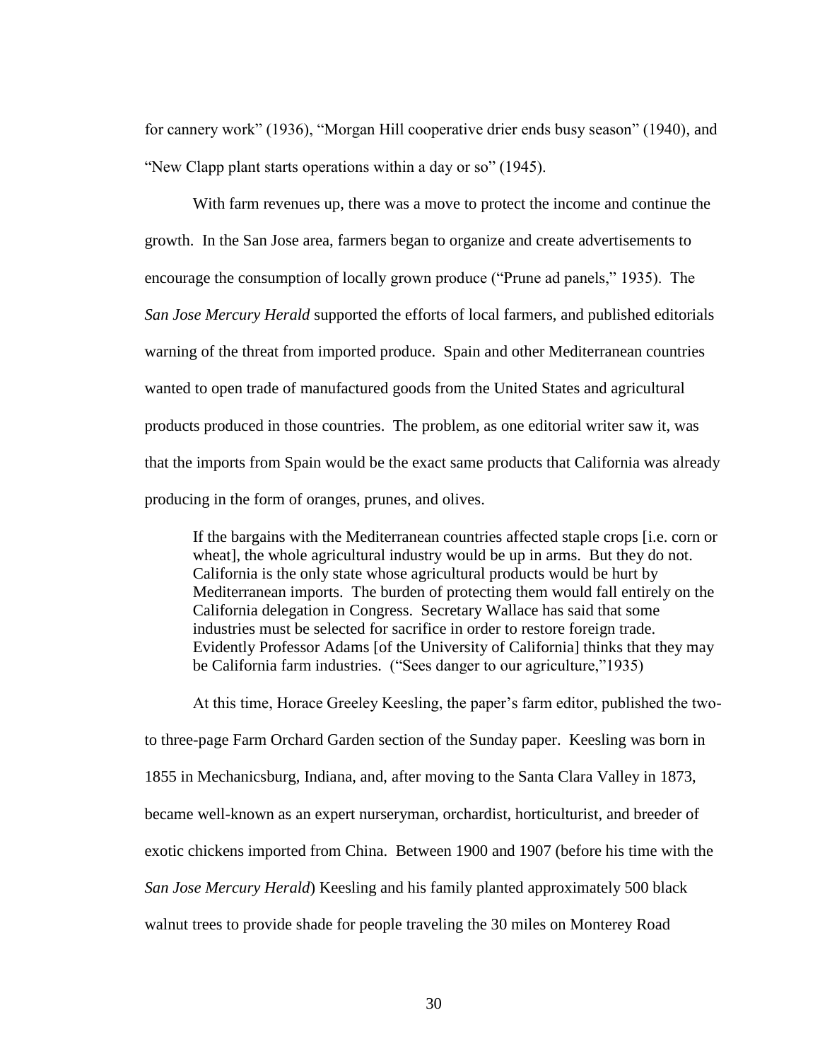for cannery work" (1936), "Morgan Hill cooperative drier ends busy season" (1940), and "New Clapp plant starts operations within a day or so" (1945).

With farm revenues up, there was a move to protect the income and continue the growth. In the San Jose area, farmers began to organize and create advertisements to encourage the consumption of locally grown produce ("Prune ad panels," 1935). The *San Jose Mercury Herald* supported the efforts of local farmers, and published editorials warning of the threat from imported produce. Spain and other Mediterranean countries wanted to open trade of manufactured goods from the United States and agricultural products produced in those countries. The problem, as one editorial writer saw it, was that the imports from Spain would be the exact same products that California was already producing in the form of oranges, prunes, and olives.

> If the bargains with the Mediterranean countries affected staple crops [i.e. corn or wheat], the whole agricultural industry would be up in arms. But they do not. California is the only state whose agricultural products would be hurt by Mediterranean imports. The burden of protecting them would fall entirely on the California delegation in Congress. Secretary Wallace has said that some industries must be selected for sacrifice in order to restore foreign trade. Evidently Professor Adams [of the University of California] thinks that they may be California farm industries. ("Sees danger to our agriculture,"1935)

At this time, Horace Greeley Keesling, the paper's farm editor, published the two- to three-page Farm Orchard Garden section of the Sunday paper. Keesling was born in 1855 in Mechanicsburg, Indiana, and, after moving to the Santa Clara Valley in 1873, became well-known as an expert nurseryman, orchardist, horticulturist, and breeder of exotic chickens imported from China. Between 1900 and 1907 (before his time with the *San Jose Mercury Herald*) Keesling and his family planted approximately 500 black walnut trees to provide shade for people traveling the 30 miles on Monterey Road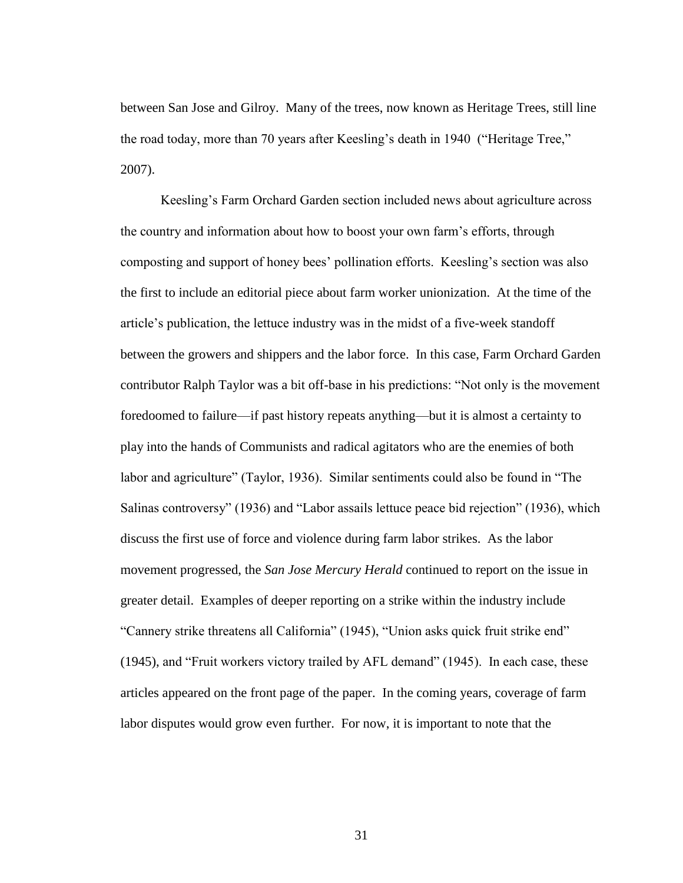between San Jose and Gilroy. Many of the trees, now known as Heritage Trees, still line the road today, more than 70 years after Keesling's death in 1940 ("Heritage Tree," 2007).

Keesling's Farm Orchard Garden section included news about agriculture across the country and information about how to boost your own farm's efforts, through composting and support of honey bees' pollination efforts. Keesling's section was also the first to include an editorial piece about farm worker unionization. At the time of the article's publication, the lettuce industry was in the midst of a five-week standoff between the growers and shippers and the labor force. In this case, Farm Orchard Garden contributor Ralph Taylor was a bit off-base in his predictions: "Not only is the movement foredoomed to failure—if past history repeats anything—but it is almost a certainty to play into the hands of Communists and radical agitators who are the enemies of both labor and agriculture" (Taylor, 1936). Similar sentiments could also be found in "The Salinas controversy" (1936) and "Labor assails lettuce peace bid rejection" (1936), which discuss the first use of force and violence during farm labor strikes. As the labor movement progressed, the *San Jose Mercury Herald* continued to report on the issue in greater detail. Examples of deeper reporting on a strike within the industry include "Cannery strike threatens all California" (1945), "Union asks quick fruit strike end" (1945), and "Fruit workers victory trailed by AFL demand" (1945). In each case, these articles appeared on the front page of the paper. In the coming years, coverage of farm labor disputes would grow even further. For now, it is important to note that the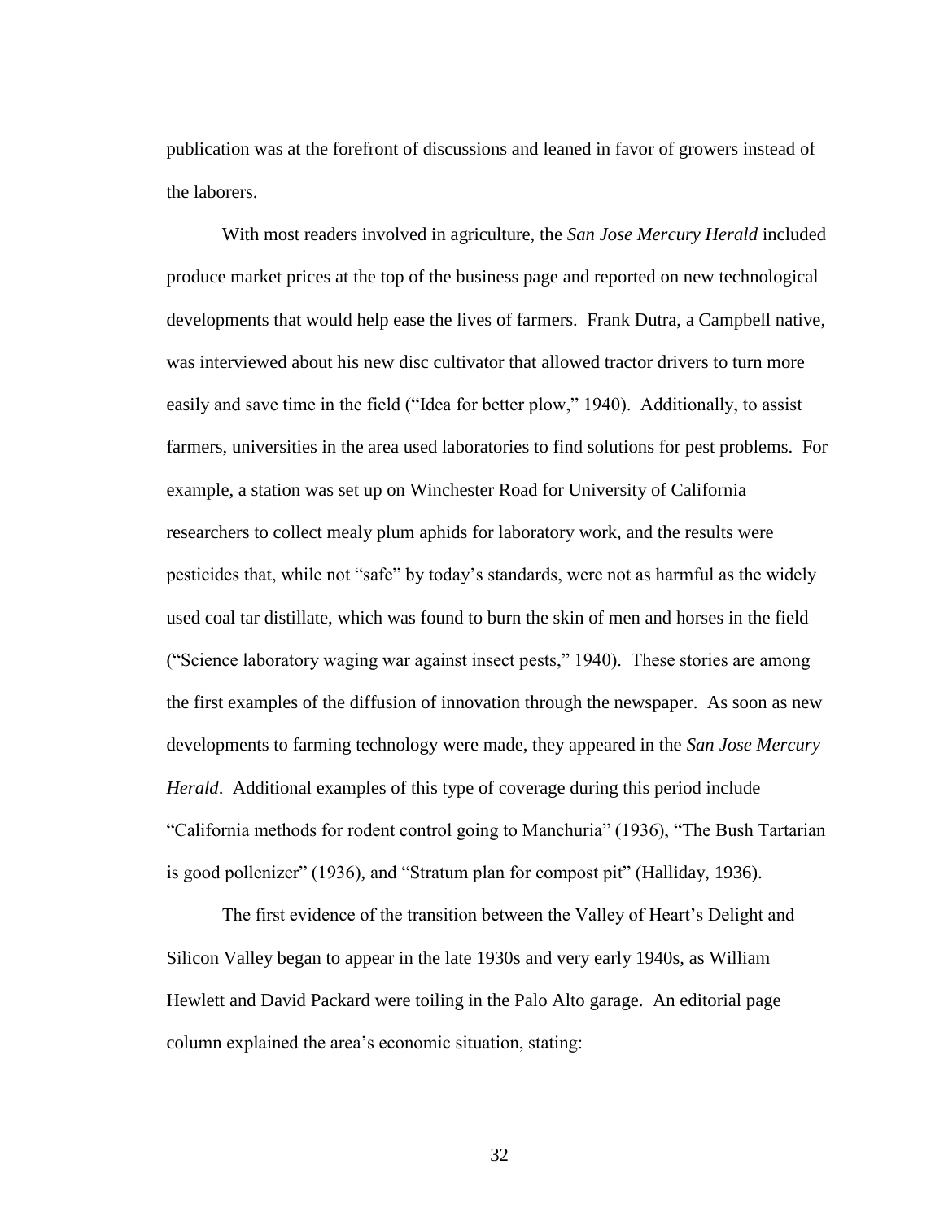publication was at the forefront of discussions and leaned in favor of growers instead of the laborers.

With most readers involved in agriculture, the *San Jose Mercury Herald* included produce market prices at the top of the business page and reported on new technological developments that would help ease the lives of farmers. Frank Dutra, a Campbell native, was interviewed about his new disc cultivator that allowed tractor drivers to turn more easily and save time in the field ("Idea for better plow," 1940). Additionally, to assist farmers, universities in the area used laboratories to find solutions for pest problems. For example, a station was set up on Winchester Road for University of California researchers to collect mealy plum aphids for laboratory work, and the results were pesticides that, while not "safe" by today's standards, were not as harmful as the widely used coal tar distillate, which was found to burn the skin of men and horses in the field ("Science laboratory waging war against insect pests," 1940). These stories are among the first examples of the diffusion of innovation through the newspaper. As soon as new developments to farming technology were made, they appeared in the *San Jose Mercury Herald*. Additional examples of this type of coverage during this period include "California methods for rodent control going to Manchuria" (1936), "The Bush Tartarian is good pollenizer" (1936), and "Stratum plan for compost pit" (Halliday, 1936).

The first evidence of the transition between the Valley of Heart's Delight and Silicon Valley began to appear in the late 1930s and very early 1940s, as William Hewlett and David Packard were toiling in the Palo Alto garage. An editorial page column explained the area's economic situation, stating: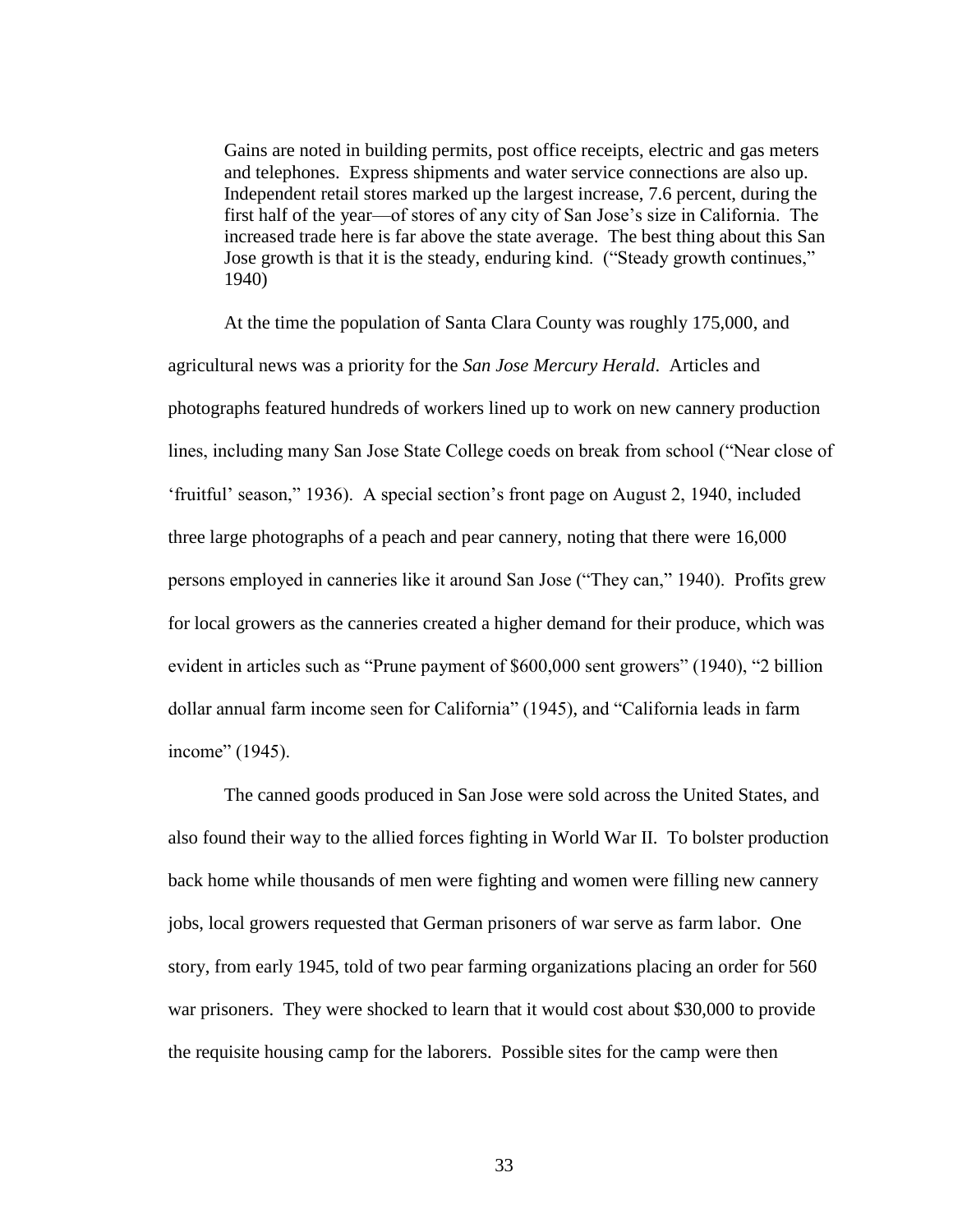> Gains are noted in building permits, post office receipts, electric and gas meters and telephones. Express shipments and water service connections are also up. Independent retail stores marked up the largest increase, 7.6 percent, during the first half of the year—of stores of any city of San Jose's size in California. The increased trade here is far above the state average. The best thing about this San Jose growth is that it is the steady, enduring kind. ("Steady growth continues," 1940)

At the time the population of Santa Clara County was roughly 175,000, and agricultural news was a priority for the *San Jose Mercury Herald*. Articles and photographs featured hundreds of workers lined up to work on new cannery production lines, including many San Jose State College coeds on break from school ("Near close of 'fruitful' season," 1936). A special section's front page on August 2, 1940, included three large photographs of a peach and pear cannery, noting that there were 16,000 persons employed in canneries like it around San Jose ("They can," 1940). Profits grew for local growers as the canneries created a higher demand for their produce, which was evident in articles such as "Prune payment of $600,000 sent growers" (1940), "2 billion dollar annual farm income seen for California" (1945), and "California leads in farm income" (1945).

The canned goods produced in San Jose were sold across the United States, and also found their way to the allied forces fighting in World War II. To bolster production back home while thousands of men were fighting and women were filling new cannery jobs, local growers requested that German prisoners of war serve as farm labor. One story, from early 1945, told of two pear farming organizations placing an order for 560 war prisoners. They were shocked to learn that it would cost about $30,000 to provide the requisite housing camp for the laborers. Possible sites for the camp were then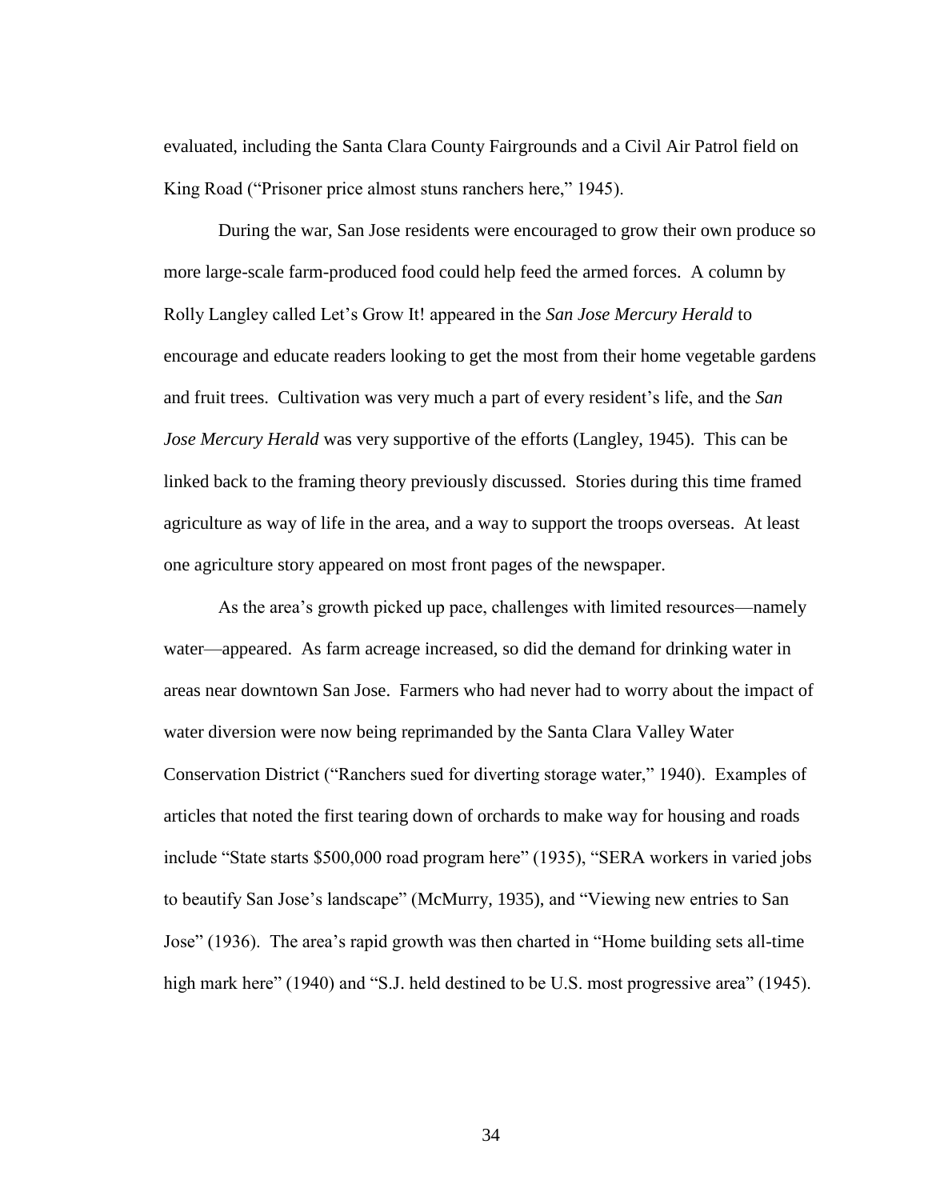evaluated, including the Santa Clara County Fairgrounds and a Civil Air Patrol field on King Road ("Prisoner price almost stuns ranchers here," 1945).

During the war, San Jose residents were encouraged to grow their own produce so more large-scale farm-produced food could help feed the armed forces. A column by Rolly Langley called Let's Grow It! appeared in the *San Jose Mercury Herald* to encourage and educate readers looking to get the most from their home vegetable gardens and fruit trees. Cultivation was very much a part of every resident's life, and the *San Jose Mercury Herald* was very supportive of the efforts (Langley, 1945). This can be linked back to the framing theory previously discussed. Stories during this time framed agriculture as way of life in the area, and a way to support the troops overseas. At least one agriculture story appeared on most front pages of the newspaper.

As the area's growth picked up pace, challenges with limited resources—namely water—appeared. As farm acreage increased, so did the demand for drinking water in areas near downtown San Jose. Farmers who had never had to worry about the impact of water diversion were now being reprimanded by the Santa Clara Valley Water Conservation District ("Ranchers sued for diverting storage water," 1940). Examples of articles that noted the first tearing down of orchards to make way for housing and roads include "State starts $500,000 road program here" (1935), "SERA workers in varied jobs to beautify San Jose's landscape" (McMurry, 1935), and "Viewing new entries to San Jose" (1936). The area's rapid growth was then charted in "Home building sets all-time high mark here" (1940) and "S.J. held destined to be U.S. most progressive area" (1945).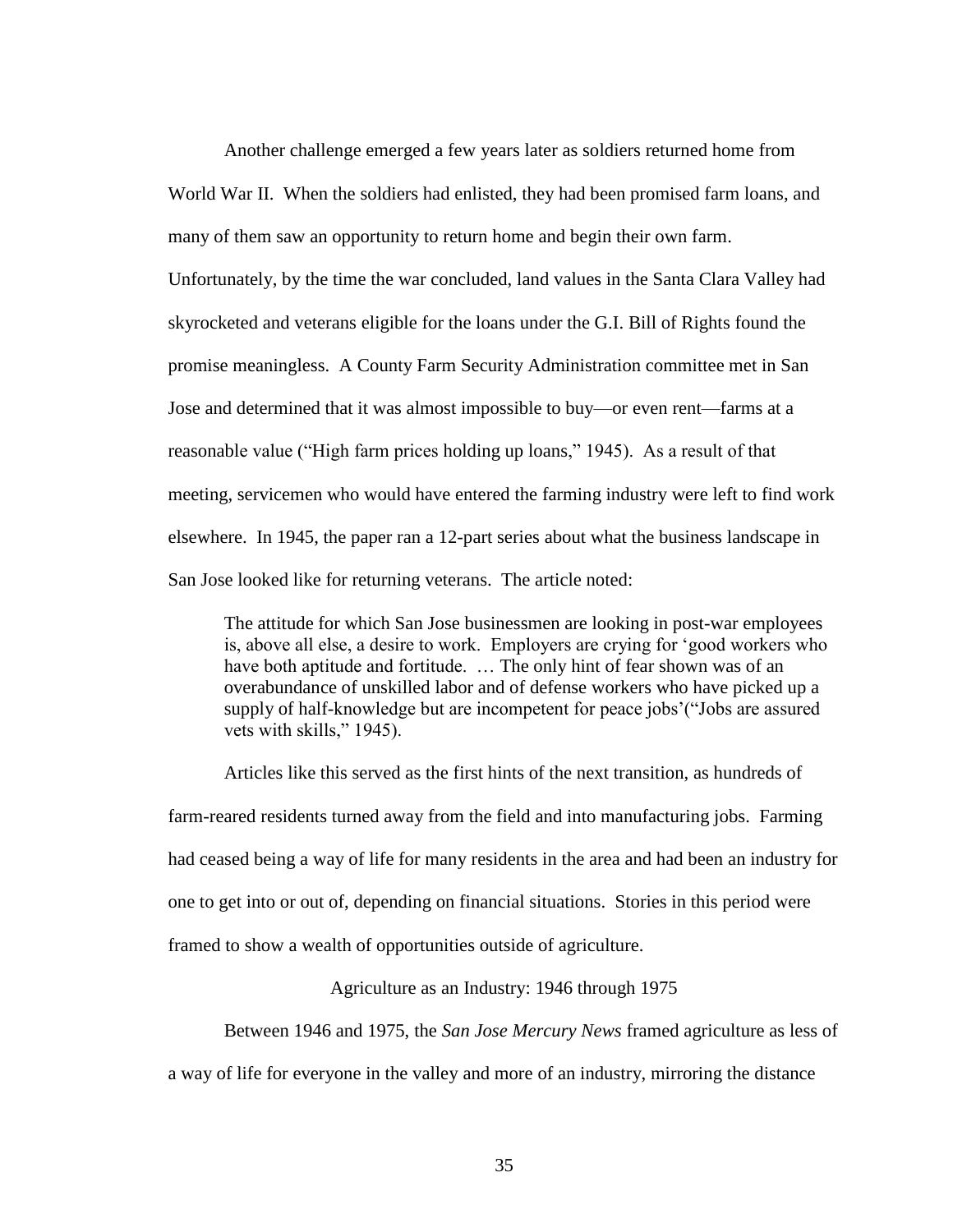Another challenge emerged a few years later as soldiers returned home from World War II. When the soldiers had enlisted, they had been promised farm loans, and many of them saw an opportunity to return home and begin their own farm. Unfortunately, by the time the war concluded, land values in the Santa Clara Valley had skyrocketed and veterans eligible for the loans under the G.I. Bill of Rights found the promise meaningless. A County Farm Security Administration committee met in San Jose and determined that it was almost impossible to buy—or even rent—farms at a reasonable value ("High farm prices holding up loans," 1945). As a result of that meeting, servicemen who would have entered the farming industry were left to find work elsewhere. In 1945, the paper ran a 12-part series about what the business landscape in San Jose looked like for returning veterans. The article noted:

> The attitude for which San Jose businessmen are looking in post-war employees is, above all else, a desire to work. Employers are crying for 'good workers who have both aptitude and fortitude. … The only hint of fear shown was of an overabundance of unskilled labor and of defense workers who have picked up a supply of half-knowledge but are incompetent for peace jobs'("Jobs are assured vets with skills," 1945).

Articles like this served as the first hints of the next transition, as hundreds of farm-reared residents turned away from the field and into manufacturing jobs. Farming had ceased being a way of life for many residents in the area and had been an industry for one to get into or out of, depending on financial situations. Stories in this period were framed to show a wealth of opportunities outside of agriculture.

## Agriculture as an Industry: 1946 through 1975

Between 1946 and 1975, the *San Jose Mercury News* framed agriculture as less of a way of life for everyone in the valley and more of an industry, mirroring the distance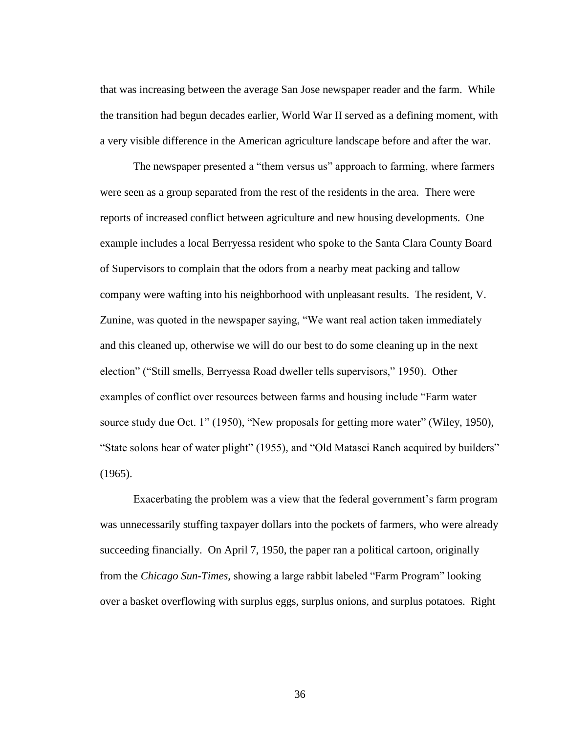that was increasing between the average San Jose newspaper reader and the farm. While the transition had begun decades earlier, World War II served as a defining moment, with a very visible difference in the American agriculture landscape before and after the war.

The newspaper presented a "them versus us" approach to farming, where farmers were seen as a group separated from the rest of the residents in the area. There were reports of increased conflict between agriculture and new housing developments. One example includes a local Berryessa resident who spoke to the Santa Clara County Board of Supervisors to complain that the odors from a nearby meat packing and tallow company were wafting into his neighborhood with unpleasant results. The resident, V. Zunine, was quoted in the newspaper saying, "We want real action taken immediately and this cleaned up, otherwise we will do our best to do some cleaning up in the next election" ("Still smells, Berryessa Road dweller tells supervisors," 1950). Other examples of conflict over resources between farms and housing include "Farm water source study due Oct. 1" (1950), "New proposals for getting more water" (Wiley, 1950), "State solons hear of water plight" (1955), and "Old Matasci Ranch acquired by builders" (1965).

Exacerbating the problem was a view that the federal government's farm program was unnecessarily stuffing taxpayer dollars into the pockets of farmers, who were already succeeding financially. On April 7, 1950, the paper ran a political cartoon, originally from the *Chicago Sun-Times,* showing a large rabbit labeled "Farm Program" looking over a basket overflowing with surplus eggs, surplus onions, and surplus potatoes. Right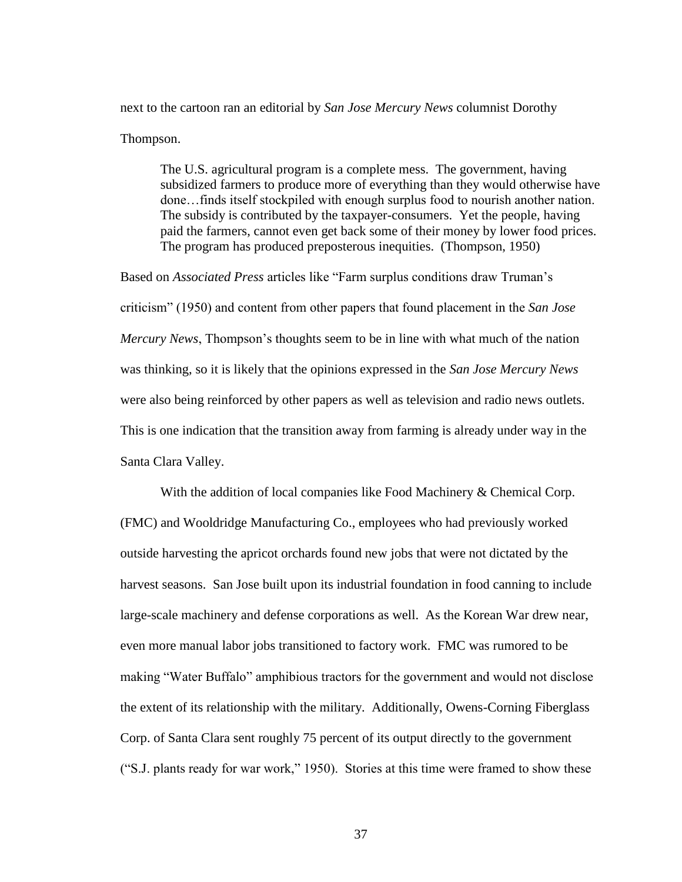next to the cartoon ran an editorial by *San Jose Mercury News* columnist Dorothy Thompson.

> The U.S. agricultural program is a complete mess. The government, having subsidized farmers to produce more of everything than they would otherwise have done…finds itself stockpiled with enough surplus food to nourish another nation. The subsidy is contributed by the taxpayer-consumers. Yet the people, having paid the farmers, cannot even get back some of their money by lower food prices. The program has produced preposterous inequities. (Thompson, 1950)

Based on *Associated Press* articles like "Farm surplus conditions draw Truman's criticism" (1950) and content from other papers that found placement in the *San Jose Mercury News*, Thompson's thoughts seem to be in line with what much of the nation was thinking, so it is likely that the opinions expressed in the *San Jose Mercury News* were also being reinforced by other papers as well as television and radio news outlets. This is one indication that the transition away from farming is already under way in the Santa Clara Valley.

With the addition of local companies like Food Machinery & Chemical Corp. (FMC) and Wooldridge Manufacturing Co., employees who had previously worked outside harvesting the apricot orchards found new jobs that were not dictated by the harvest seasons. San Jose built upon its industrial foundation in food canning to include large-scale machinery and defense corporations as well. As the Korean War drew near, even more manual labor jobs transitioned to factory work. FMC was rumored to be making "Water Buffalo" amphibious tractors for the government and would not disclose the extent of its relationship with the military. Additionally, Owens-Corning Fiberglass Corp. of Santa Clara sent roughly 75 percent of its output directly to the government ("S.J. plants ready for war work," 1950). Stories at this time were framed to show these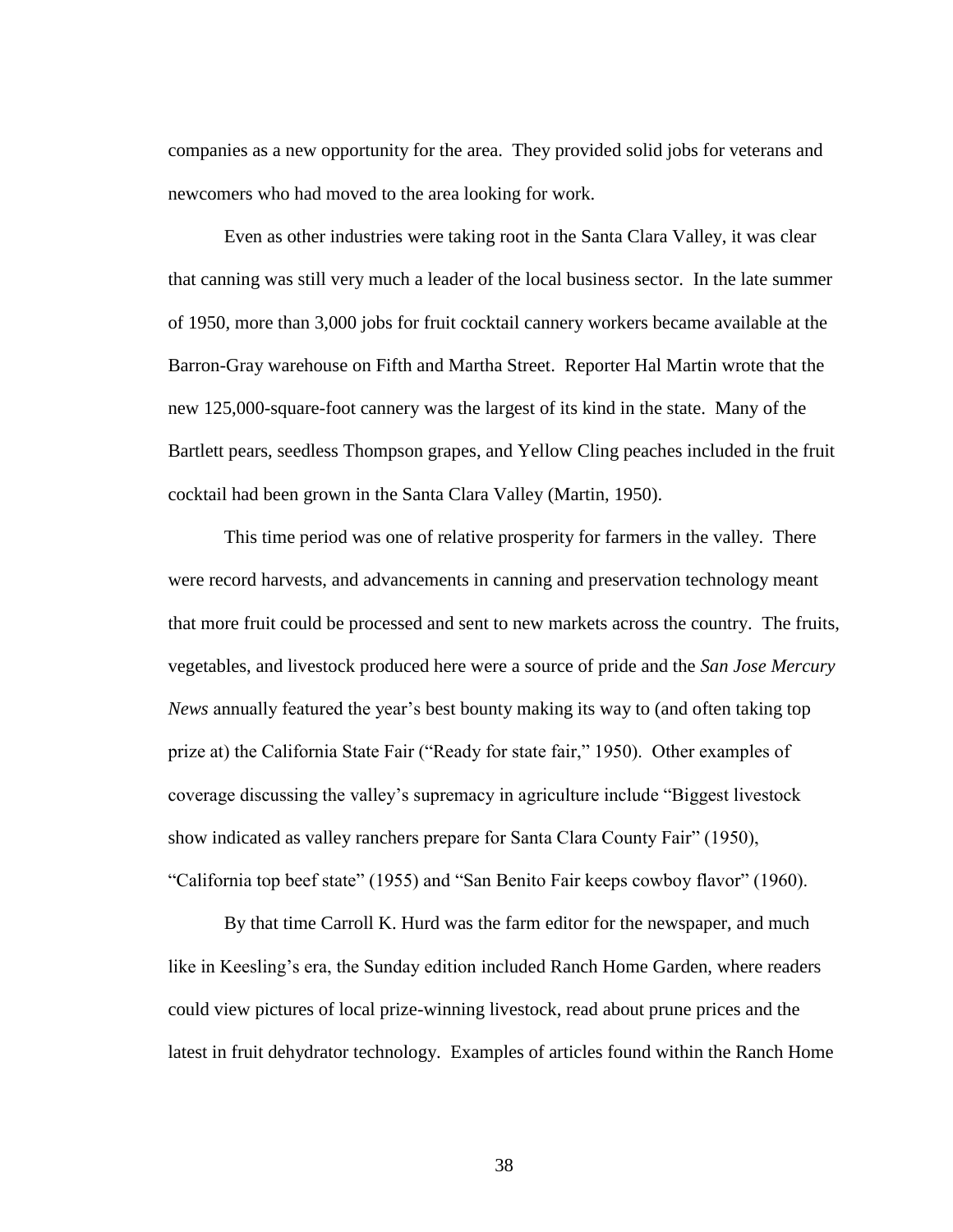companies as a new opportunity for the area. They provided solid jobs for veterans and newcomers who had moved to the area looking for work.

Even as other industries were taking root in the Santa Clara Valley, it was clear that canning was still very much a leader of the local business sector. In the late summer of 1950, more than 3,000 jobs for fruit cocktail cannery workers became available at the Barron-Gray warehouse on Fifth and Martha Street. Reporter Hal Martin wrote that the new 125,000-square-foot cannery was the largest of its kind in the state. Many of the Bartlett pears, seedless Thompson grapes, and Yellow Cling peaches included in the fruit cocktail had been grown in the Santa Clara Valley (Martin, 1950).

This time period was one of relative prosperity for farmers in the valley. There were record harvests, and advancements in canning and preservation technology meant that more fruit could be processed and sent to new markets across the country. The fruits, vegetables, and livestock produced here were a source of pride and the *San Jose Mercury News* annually featured the year's best bounty making its way to (and often taking top prize at) the California State Fair ("Ready for state fair," 1950). Other examples of coverage discussing the valley's supremacy in agriculture include "Biggest livestock show indicated as valley ranchers prepare for Santa Clara County Fair" (1950), "California top beef state" (1955) and "San Benito Fair keeps cowboy flavor" (1960).

By that time Carroll K. Hurd was the farm editor for the newspaper, and much like in Keesling's era, the Sunday edition included Ranch Home Garden, where readers could view pictures of local prize-winning livestock, read about prune prices and the latest in fruit dehydrator technology. Examples of articles found within the Ranch Home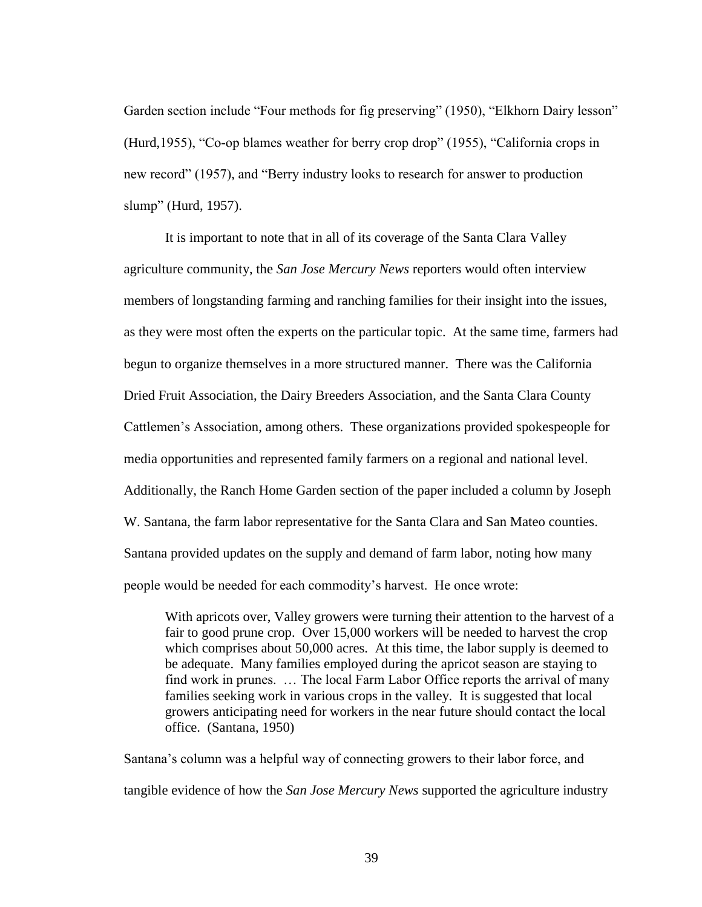Garden section include “Four methods for fig preserving” (1950), “Elkhorn Dairy lesson” (Hurd,1955), “Co-op blames weather for berry crop drop” (1955), “California crops in new record” (1957), and “Berry industry looks to research for answer to production slump” (Hurd, 1957).

It is important to note that in all of its coverage of the Santa Clara Valley agriculture community, the *San Jose Mercury News* reporters would often interview members of longstanding farming and ranching families for their insight into the issues, as they were most often the experts on the particular topic. At the same time, farmers had begun to organize themselves in a more structured manner. There was the California Dried Fruit Association, the Dairy Breeders Association, and the Santa Clara County Cattlemen’s Association, among others. These organizations provided spokespeople for media opportunities and represented family farmers on a regional and national level. Additionally, the Ranch Home Garden section of the paper included a column by Joseph W. Santana, the farm labor representative for the Santa Clara and San Mateo counties. Santana provided updates on the supply and demand of farm labor, noting how many people would be needed for each commodity’s harvest. He once wrote:

> With apricots over, Valley growers were turning their attention to the harvest of a fair to good prune crop. Over 15,000 workers will be needed to harvest the crop which comprises about 50,000 acres. At this time, the labor supply is deemed to be adequate. Many families employed during the apricot season are staying to find work in prunes. … The local Farm Labor Office reports the arrival of many families seeking work in various crops in the valley. It is suggested that local growers anticipating need for workers in the near future should contact the local office. (Santana, 1950)

Santana’s column was a helpful way of connecting growers to their labor force, and tangible evidence of how the *San Jose Mercury News* supported the agriculture industry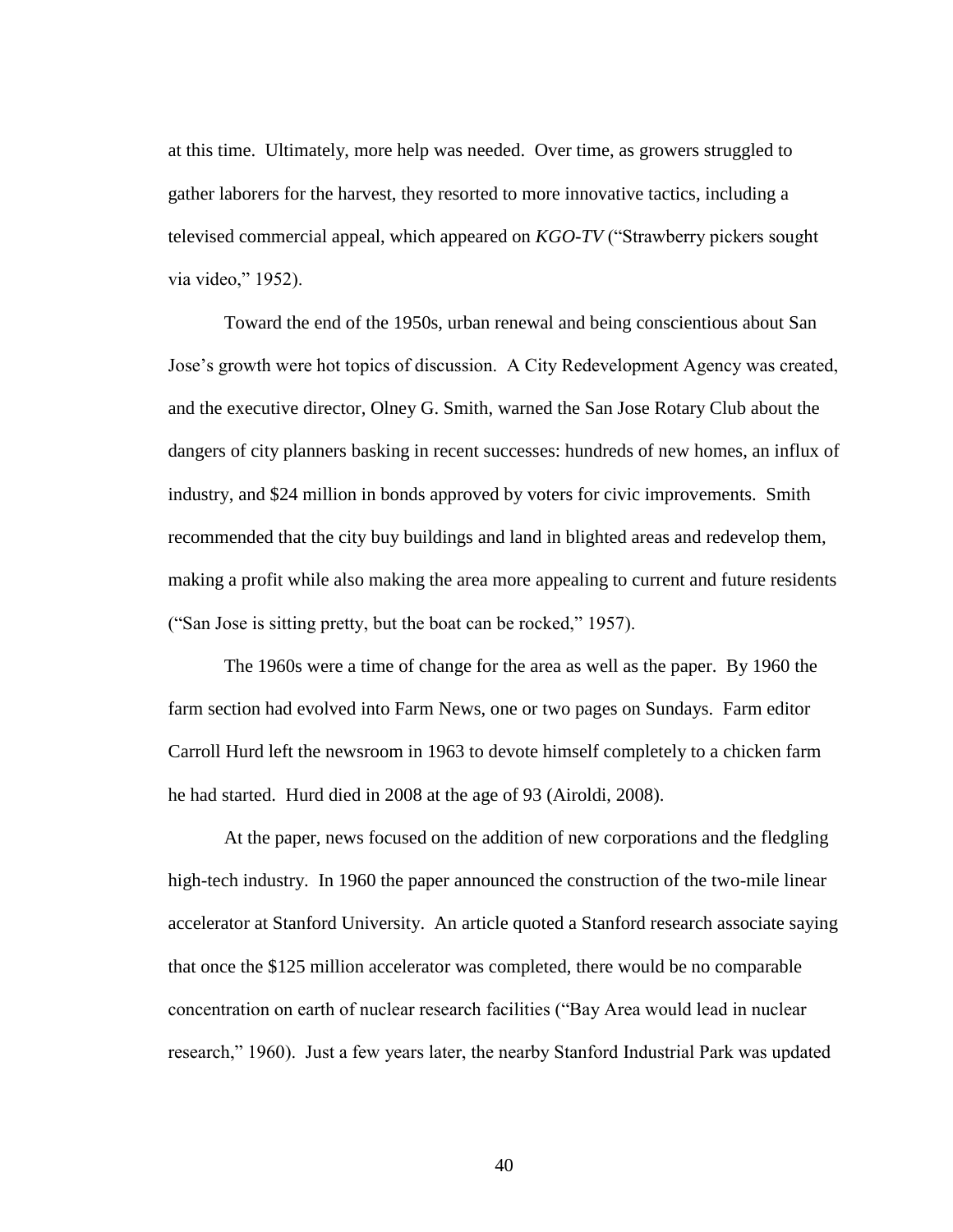at this time. Ultimately, more help was needed. Over time, as growers struggled to gather laborers for the harvest, they resorted to more innovative tactics, including a televised commercial appeal, which appeared on *KGO-TV* ("Strawberry pickers sought via video," 1952).

Toward the end of the 1950s, urban renewal and being conscientious about San Jose's growth were hot topics of discussion. A City Redevelopment Agency was created, and the executive director, Olney G. Smith, warned the San Jose Rotary Club about the dangers of city planners basking in recent successes: hundreds of new homes, an influx of industry, and $24 million in bonds approved by voters for civic improvements. Smith recommended that the city buy buildings and land in blighted areas and redevelop them, making a profit while also making the area more appealing to current and future residents ("San Jose is sitting pretty, but the boat can be rocked," 1957).

The 1960s were a time of change for the area as well as the paper. By 1960 the farm section had evolved into Farm News, one or two pages on Sundays. Farm editor Carroll Hurd left the newsroom in 1963 to devote himself completely to a chicken farm he had started. Hurd died in 2008 at the age of 93 (Airoldi, 2008).

At the paper, news focused on the addition of new corporations and the fledgling high-tech industry. In 1960 the paper announced the construction of the two-mile linear accelerator at Stanford University. An article quoted a Stanford research associate saying that once the $125 million accelerator was completed, there would be no comparable concentration on earth of nuclear research facilities ("Bay Area would lead in nuclear research," 1960). Just a few years later, the nearby Stanford Industrial Park was updated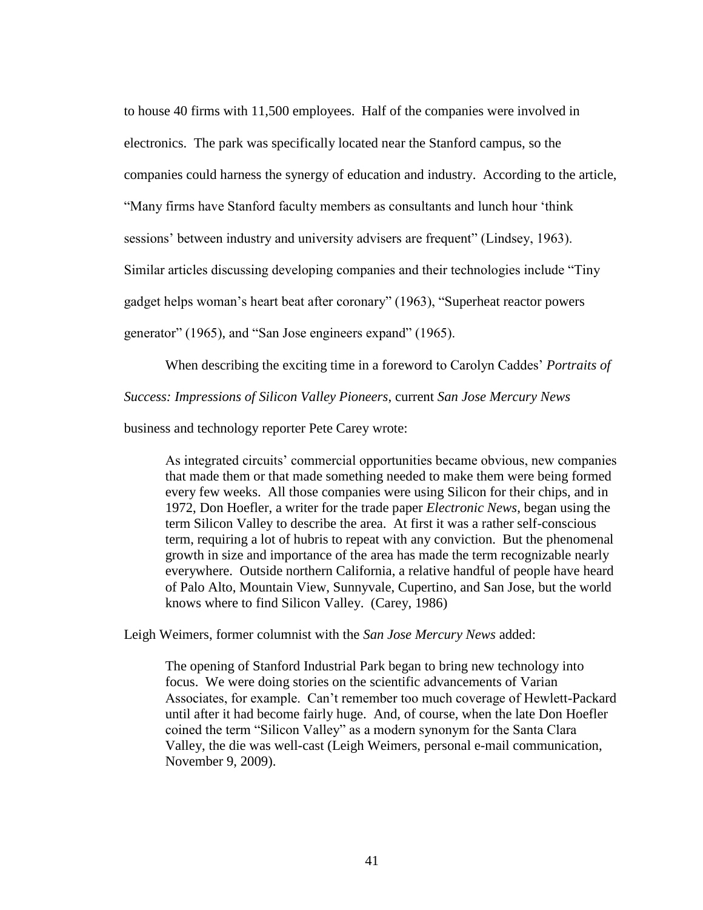to house 40 firms with 11,500 employees. Half of the companies were involved in electronics. The park was specifically located near the Stanford campus, so the companies could harness the synergy of education and industry. According to the article, "Many firms have Stanford faculty members as consultants and lunch hour 'think sessions' between industry and university advisers are frequent" (Lindsey, 1963). Similar articles discussing developing companies and their technologies include "Tiny gadget helps woman's heart beat after coronary" (1963), "Superheat reactor powers generator" (1965), and "San Jose engineers expand" (1965).

When describing the exciting time in a foreword to Carolyn Caddes' *Portraits of Success: Impressions of Silicon Valley Pioneers*, current *San Jose Mercury News* business and technology reporter Pete Carey wrote:

> As integrated circuits' commercial opportunities became obvious, new companies that made them or that made something needed to make them were being formed every few weeks. All those companies were using Silicon for their chips, and in 1972, Don Hoefler, a writer for the trade paper *Electronic News*, began using the term Silicon Valley to describe the area. At first it was a rather self-conscious term, requiring a lot of hubris to repeat with any conviction. But the phenomenal growth in size and importance of the area has made the term recognizable nearly everywhere. Outside northern California, a relative handful of people have heard of Palo Alto, Mountain View, Sunnyvale, Cupertino, and San Jose, but the world knows where to find Silicon Valley. (Carey, 1986)

Leigh Weimers, former columnist with the *San Jose Mercury News* added:

> The opening of Stanford Industrial Park began to bring new technology into focus. We were doing stories on the scientific advancements of Varian Associates, for example. Can't remember too much coverage of Hewlett-Packard until after it had become fairly huge. And, of course, when the late Don Hoefler coined the term "Silicon Valley" as a modern synonym for the Santa Clara Valley, the die was well-cast (Leigh Weimers, personal e-mail communication, November 9, 2009).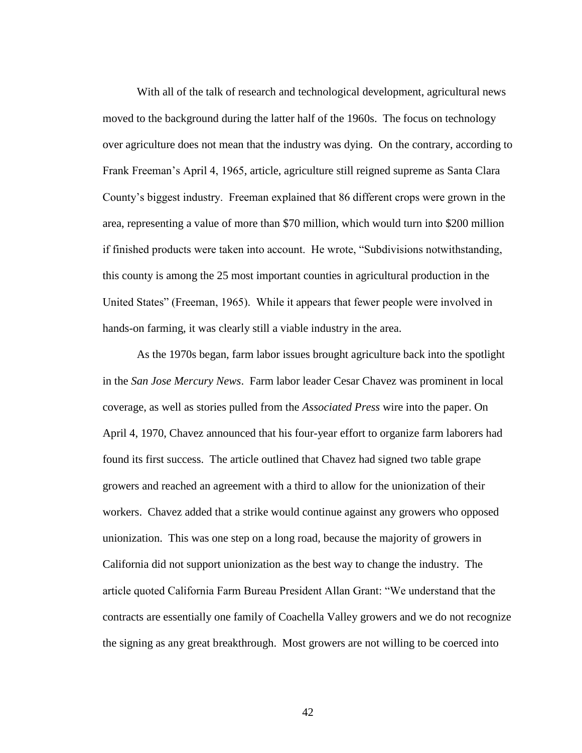With all of the talk of research and technological development, agricultural news moved to the background during the latter half of the 1960s. The focus on technology over agriculture does not mean that the industry was dying. On the contrary, according to Frank Freeman's April 4, 1965, article, agriculture still reigned supreme as Santa Clara County's biggest industry. Freeman explained that 86 different crops were grown in the area, representing a value of more than $70 million, which would turn into $200 million if finished products were taken into account. He wrote, "Subdivisions notwithstanding, this county is among the 25 most important counties in agricultural production in the United States" (Freeman, 1965). While it appears that fewer people were involved in hands-on farming, it was clearly still a viable industry in the area.

As the 1970s began, farm labor issues brought agriculture back into the spotlight in the *San Jose Mercury News*. Farm labor leader Cesar Chavez was prominent in local coverage, as well as stories pulled from the *Associated Press* wire into the paper. On April 4, 1970, Chavez announced that his four-year effort to organize farm laborers had found its first success. The article outlined that Chavez had signed two table grape growers and reached an agreement with a third to allow for the unionization of their workers. Chavez added that a strike would continue against any growers who opposed unionization. This was one step on a long road, because the majority of growers in California did not support unionization as the best way to change the industry. The article quoted California Farm Bureau President Allan Grant: "We understand that the contracts are essentially one family of Coachella Valley growers and we do not recognize the signing as any great breakthrough. Most growers are not willing to be coerced into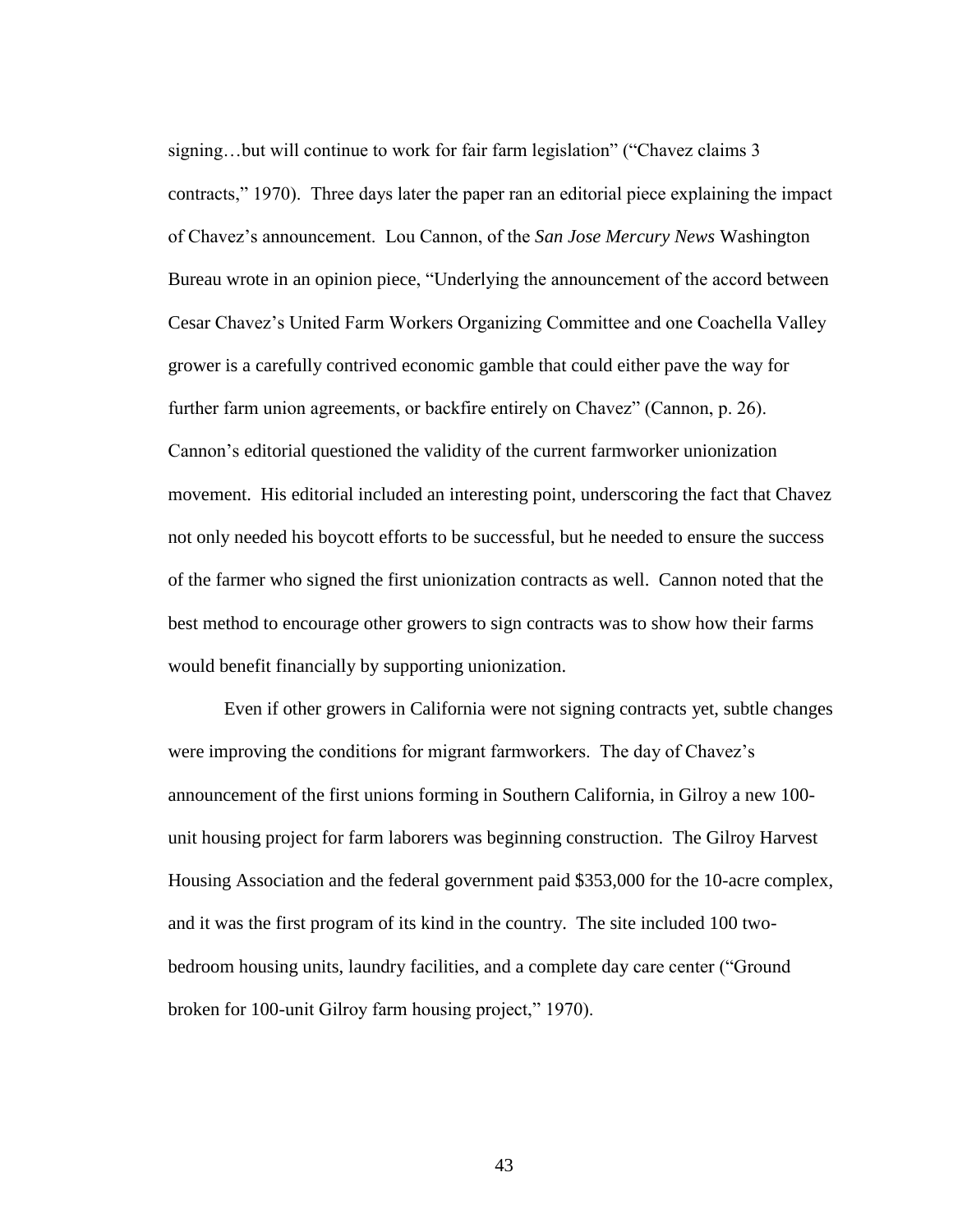signing…but will continue to work for fair farm legislation" ("Chavez claims 3 contracts," 1970). Three days later the paper ran an editorial piece explaining the impact of Chavez's announcement. Lou Cannon, of the *San Jose Mercury News* Washington Bureau wrote in an opinion piece, "Underlying the announcement of the accord between Cesar Chavez's United Farm Workers Organizing Committee and one Coachella Valley grower is a carefully contrived economic gamble that could either pave the way for further farm union agreements, or backfire entirely on Chavez" (Cannon, p. 26). Cannon's editorial questioned the validity of the current farmworker unionization movement. His editorial included an interesting point, underscoring the fact that Chavez not only needed his boycott efforts to be successful, but he needed to ensure the success of the farmer who signed the first unionization contracts as well. Cannon noted that the best method to encourage other growers to sign contracts was to show how their farms would benefit financially by supporting unionization.

Even if other growers in California were not signing contracts yet, subtle changes were improving the conditions for migrant farmworkers. The day of Chavez's announcement of the first unions forming in Southern California, in Gilroy a new 100-unit housing project for farm laborers was beginning construction. The Gilroy Harvest Housing Association and the federal government paid $353,000 for the 10-acre complex, and it was the first program of its kind in the country. The site included 100 two-bedroom housing units, laundry facilities, and a complete day care center ("Ground broken for 100-unit Gilroy farm housing project," 1970).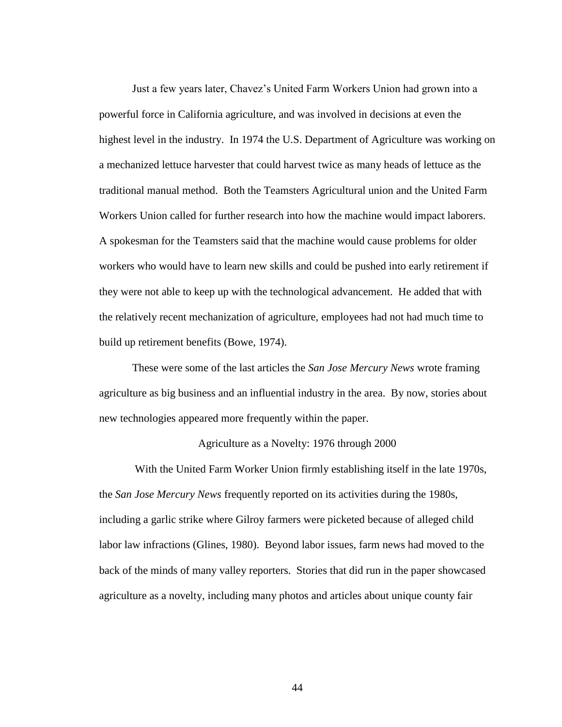Just a few years later, Chavez's United Farm Workers Union had grown into a powerful force in California agriculture, and was involved in decisions at even the highest level in the industry. In 1974 the U.S. Department of Agriculture was working on a mechanized lettuce harvester that could harvest twice as many heads of lettuce as the traditional manual method. Both the Teamsters Agricultural union and the United Farm Workers Union called for further research into how the machine would impact laborers. A spokesman for the Teamsters said that the machine would cause problems for older workers who would have to learn new skills and could be pushed into early retirement if they were not able to keep up with the technological advancement. He added that with the relatively recent mechanization of agriculture, employees had not had much time to build up retirement benefits (Bowe, 1974).

These were some of the last articles the *San Jose Mercury News* wrote framing agriculture as big business and an influential industry in the area. By now, stories about new technologies appeared more frequently within the paper.

## Agriculture as a Novelty: 1976 through 2000

With the United Farm Worker Union firmly establishing itself in the late 1970s, the *San Jose Mercury News* frequently reported on its activities during the 1980s, including a garlic strike where Gilroy farmers were picketed because of alleged child labor law infractions (Glines, 1980). Beyond labor issues, farm news had moved to the back of the minds of many valley reporters. Stories that did run in the paper showcased agriculture as a novelty, including many photos and articles about unique county fair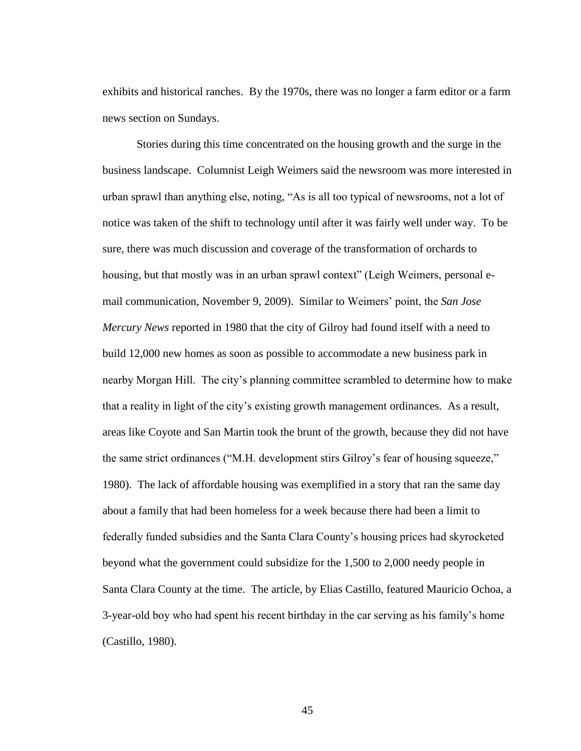exhibits and historical ranches. By the 1970s, there was no longer a farm editor or a farm news section on Sundays.

Stories during this time concentrated on the housing growth and the surge in the business landscape. Columnist Leigh Weimers said the newsroom was more interested in urban sprawl than anything else, noting, "As is all too typical of newsrooms, not a lot of notice was taken of the shift to technology until after it was fairly well under way. To be sure, there was much discussion and coverage of the transformation of orchards to housing, but that mostly was in an urban sprawl context" (Leigh Weimers, personal e-mail communication, November 9, 2009). Similar to Weimers' point, the *San Jose Mercury News* reported in 1980 that the city of Gilroy had found itself with a need to build 12,000 new homes as soon as possible to accommodate a new business park in nearby Morgan Hill. The city's planning committee scrambled to determine how to make that a reality in light of the city's existing growth management ordinances. As a result, areas like Coyote and San Martin took the brunt of the growth, because they did not have the same strict ordinances ("M.H. development stirs Gilroy's fear of housing squeeze," 1980). The lack of affordable housing was exemplified in a story that ran the same day about a family that had been homeless for a week because there had been a limit to federally funded subsidies and the Santa Clara County's housing prices had skyrocketed beyond what the government could subsidize for the 1,500 to 2,000 needy people in Santa Clara County at the time. The article, by Elias Castillo, featured Mauricio Ochoa, a 3-year-old boy who had spent his recent birthday in the car serving as his family's home (Castillo, 1980).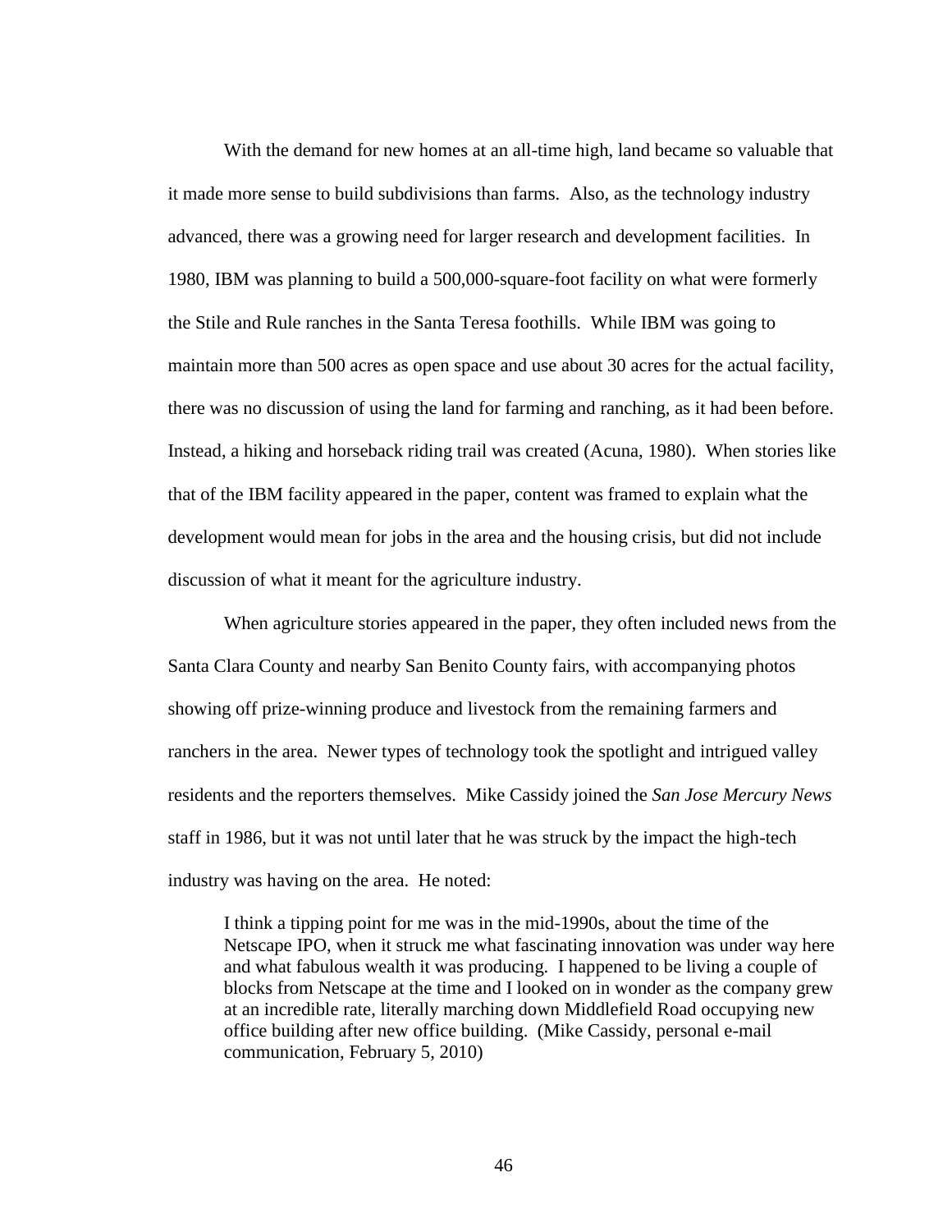With the demand for new homes at an all-time high, land became so valuable that it made more sense to build subdivisions than farms. Also, as the technology industry advanced, there was a growing need for larger research and development facilities. In 1980, IBM was planning to build a 500,000-square-foot facility on what were formerly the Stile and Rule ranches in the Santa Teresa foothills. While IBM was going to maintain more than 500 acres as open space and use about 30 acres for the actual facility, there was no discussion of using the land for farming and ranching, as it had been before. Instead, a hiking and horseback riding trail was created (Acuna, 1980). When stories like that of the IBM facility appeared in the paper, content was framed to explain what the development would mean for jobs in the area and the housing crisis, but did not include discussion of what it meant for the agriculture industry.

When agriculture stories appeared in the paper, they often included news from the Santa Clara County and nearby San Benito County fairs, with accompanying photos showing off prize-winning produce and livestock from the remaining farmers and ranchers in the area. Newer types of technology took the spotlight and intrigued valley residents and the reporters themselves. Mike Cassidy joined the *San Jose Mercury News* staff in 1986, but it was not until later that he was struck by the impact the high-tech industry was having on the area. He noted:

> I think a tipping point for me was in the mid-1990s, about the time of the Netscape IPO, when it struck me what fascinating innovation was under way here and what fabulous wealth it was producing. I happened to be living a couple of blocks from Netscape at the time and I looked on in wonder as the company grew at an incredible rate, literally marching down Middlefield Road occupying new office building after new office building. (Mike Cassidy, personal e-mail communication, February 5, 2010)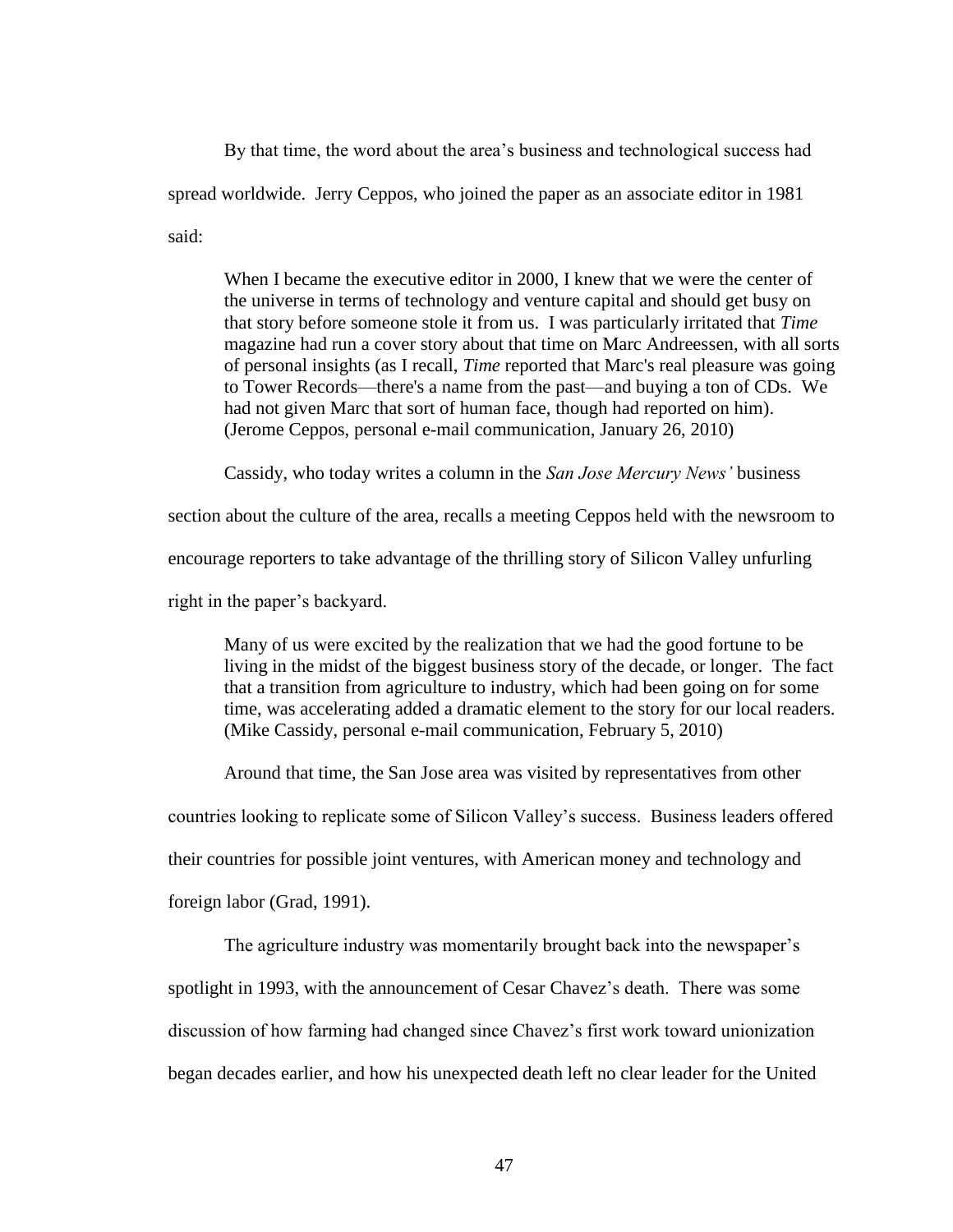By that time, the word about the area's business and technological success had spread worldwide. Jerry Ceppos, who joined the paper as an associate editor in 1981 said:

> When I became the executive editor in 2000, I knew that we were the center of the universe in terms of technology and venture capital and should get busy on that story before someone stole it from us. I was particularly irritated that *Time* magazine had run a cover story about that time on Marc Andreessen, with all sorts of personal insights (as I recall, *Time* reported that Marc's real pleasure was going to Tower Records—there's a name from the past—and buying a ton of CDs. We had not given Marc that sort of human face, though had reported on him). (Jerome Ceppos, personal e-mail communication, January 26, 2010)

Cassidy, who today writes a column in the *San Jose Mercury News'* business section about the culture of the area, recalls a meeting Ceppos held with the newsroom to encourage reporters to take advantage of the thrilling story of Silicon Valley unfurling right in the paper's backyard.

> Many of us were excited by the realization that we had the good fortune to be living in the midst of the biggest business story of the decade, or longer. The fact that a transition from agriculture to industry, which had been going on for some time, was accelerating added a dramatic element to the story for our local readers. (Mike Cassidy, personal e-mail communication, February 5, 2010)

Around that time, the San Jose area was visited by representatives from other countries looking to replicate some of Silicon Valley's success. Business leaders offered their countries for possible joint ventures, with American money and technology and foreign labor (Grad, 1991).

The agriculture industry was momentarily brought back into the newspaper's spotlight in 1993, with the announcement of Cesar Chavez's death. There was some discussion of how farming had changed since Chavez's first work toward unionization began decades earlier, and how his unexpected death left no clear leader for the United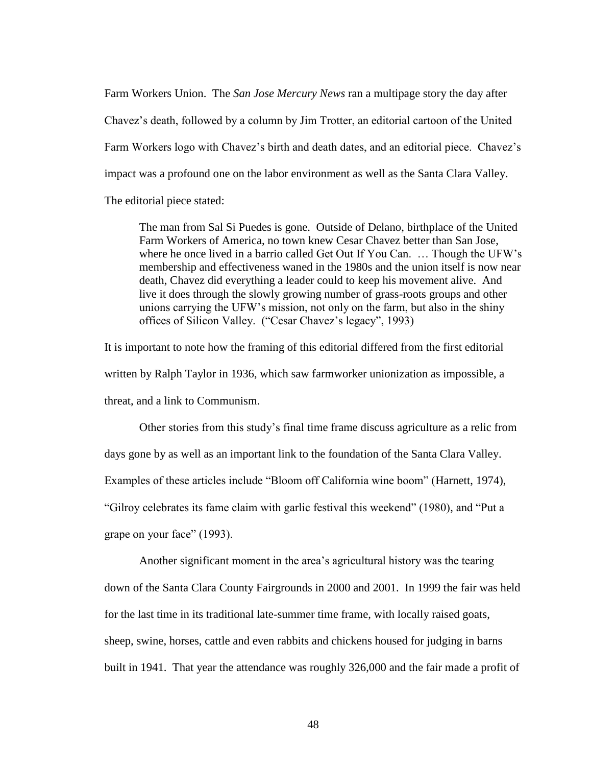Farm Workers Union. The *San Jose Mercury News* ran a multipage story the day after Chavez's death, followed by a column by Jim Trotter, an editorial cartoon of the United Farm Workers logo with Chavez's birth and death dates, and an editorial piece. Chavez's impact was a profound one on the labor environment as well as the Santa Clara Valley. The editorial piece stated:

> The man from Sal Si Puedes is gone. Outside of Delano, birthplace of the United Farm Workers of America, no town knew Cesar Chavez better than San Jose, where he once lived in a barrio called Get Out If You Can. … Though the UFW's membership and effectiveness waned in the 1980s and the union itself is now near death, Chavez did everything a leader could to keep his movement alive. And live it does through the slowly growing number of grass-roots groups and other unions carrying the UFW's mission, not only on the farm, but also in the shiny offices of Silicon Valley. ("Cesar Chavez's legacy", 1993)

It is important to note how the framing of this editorial differed from the first editorial written by Ralph Taylor in 1936, which saw farmworker unionization as impossible, a threat, and a link to Communism.

Other stories from this study's final time frame discuss agriculture as a relic from days gone by as well as an important link to the foundation of the Santa Clara Valley. Examples of these articles include "Bloom off California wine boom" (Harnett, 1974), "Gilroy celebrates its fame claim with garlic festival this weekend" (1980), and "Put a grape on your face" (1993).

Another significant moment in the area's agricultural history was the tearing down of the Santa Clara County Fairgrounds in 2000 and 2001. In 1999 the fair was held for the last time in its traditional late-summer time frame, with locally raised goats, sheep, swine, horses, cattle and even rabbits and chickens housed for judging in barns built in 1941. That year the attendance was roughly 326,000 and the fair made a profit of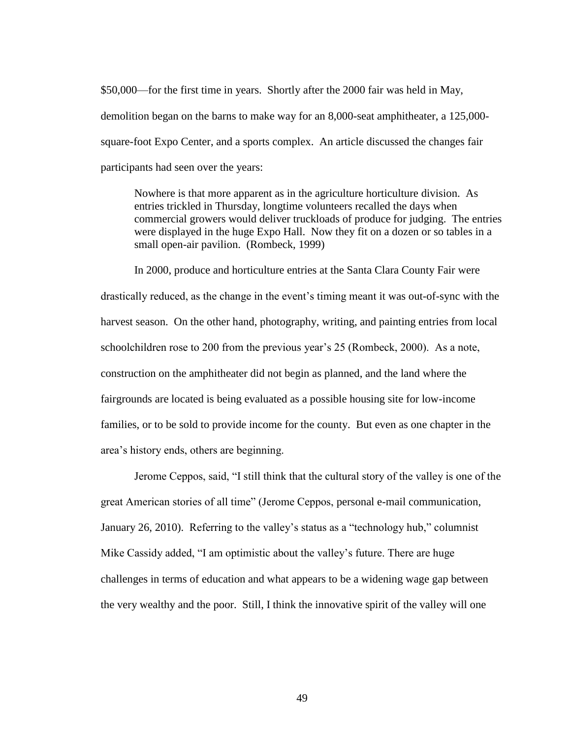$50,000—for the first time in years. Shortly after the 2000 fair was held in May, demolition began on the barns to make way for an 8,000-seat amphitheater, a 125,000-square-foot Expo Center, and a sports complex. An article discussed the changes fair participants had seen over the years:

> Nowhere is that more apparent as in the agriculture horticulture division. As entries trickled in Thursday, longtime volunteers recalled the days when commercial growers would deliver truckloads of produce for judging. The entries were displayed in the huge Expo Hall. Now they fit on a dozen or so tables in a small open-air pavilion. (Rombeck, 1999)

In 2000, produce and horticulture entries at the Santa Clara County Fair were drastically reduced, as the change in the event's timing meant it was out-of-sync with the harvest season. On the other hand, photography, writing, and painting entries from local schoolchildren rose to 200 from the previous year's 25 (Rombeck, 2000). As a note, construction on the amphitheater did not begin as planned, and the land where the fairgrounds are located is being evaluated as a possible housing site for low-income families, or to be sold to provide income for the county. But even as one chapter in the area's history ends, others are beginning.

Jerome Ceppos, said, "I still think that the cultural story of the valley is one of the great American stories of all time" (Jerome Ceppos, personal e-mail communication, January 26, 2010). Referring to the valley's status as a "technology hub," columnist Mike Cassidy added, "I am optimistic about the valley's future. There are huge challenges in terms of education and what appears to be a widening wage gap between the very wealthy and the poor. Still, I think the innovative spirit of the valley will one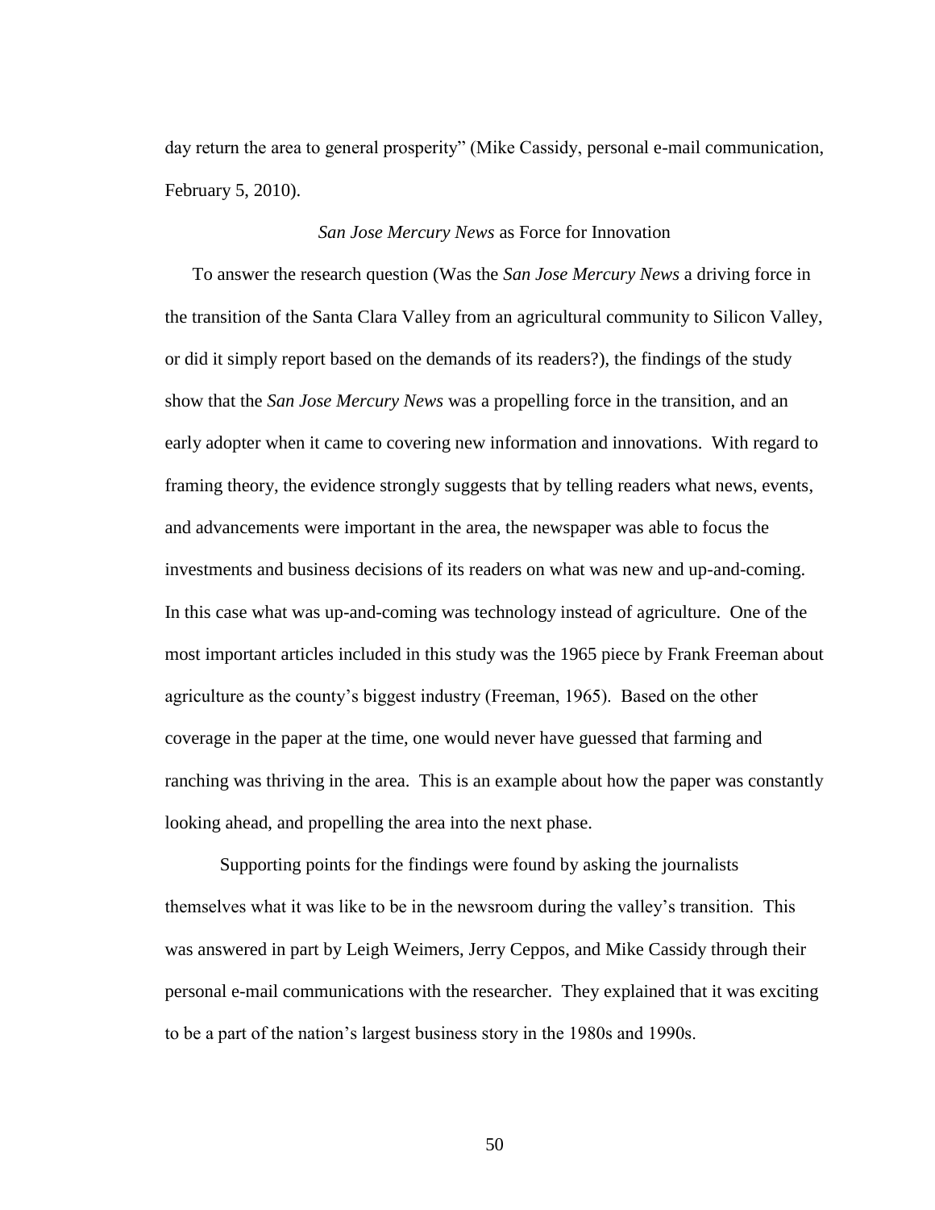day return the area to general prosperity" (Mike Cassidy, personal e-mail communication, February 5, 2010).

## *San Jose Mercury News* as Force for Innovation

To answer the research question (Was the *San Jose Mercury News* a driving force in the transition of the Santa Clara Valley from an agricultural community to Silicon Valley, or did it simply report based on the demands of its readers?), the findings of the study show that the *San Jose Mercury News* was a propelling force in the transition, and an early adopter when it came to covering new information and innovations. With regard to framing theory, the evidence strongly suggests that by telling readers what news, events, and advancements were important in the area, the newspaper was able to focus the investments and business decisions of its readers on what was new and up-and-coming. In this case what was up-and-coming was technology instead of agriculture. One of the most important articles included in this study was the 1965 piece by Frank Freeman about agriculture as the county's biggest industry (Freeman, 1965). Based on the other coverage in the paper at the time, one would never have guessed that farming and ranching was thriving in the area. This is an example about how the paper was constantly looking ahead, and propelling the area into the next phase.

Supporting points for the findings were found by asking the journalists themselves what it was like to be in the newsroom during the valley's transition. This was answered in part by Leigh Weimers, Jerry Ceppos, and Mike Cassidy through their personal e-mail communications with the researcher. They explained that it was exciting to be a part of the nation's largest business story in the 1980s and 1990s.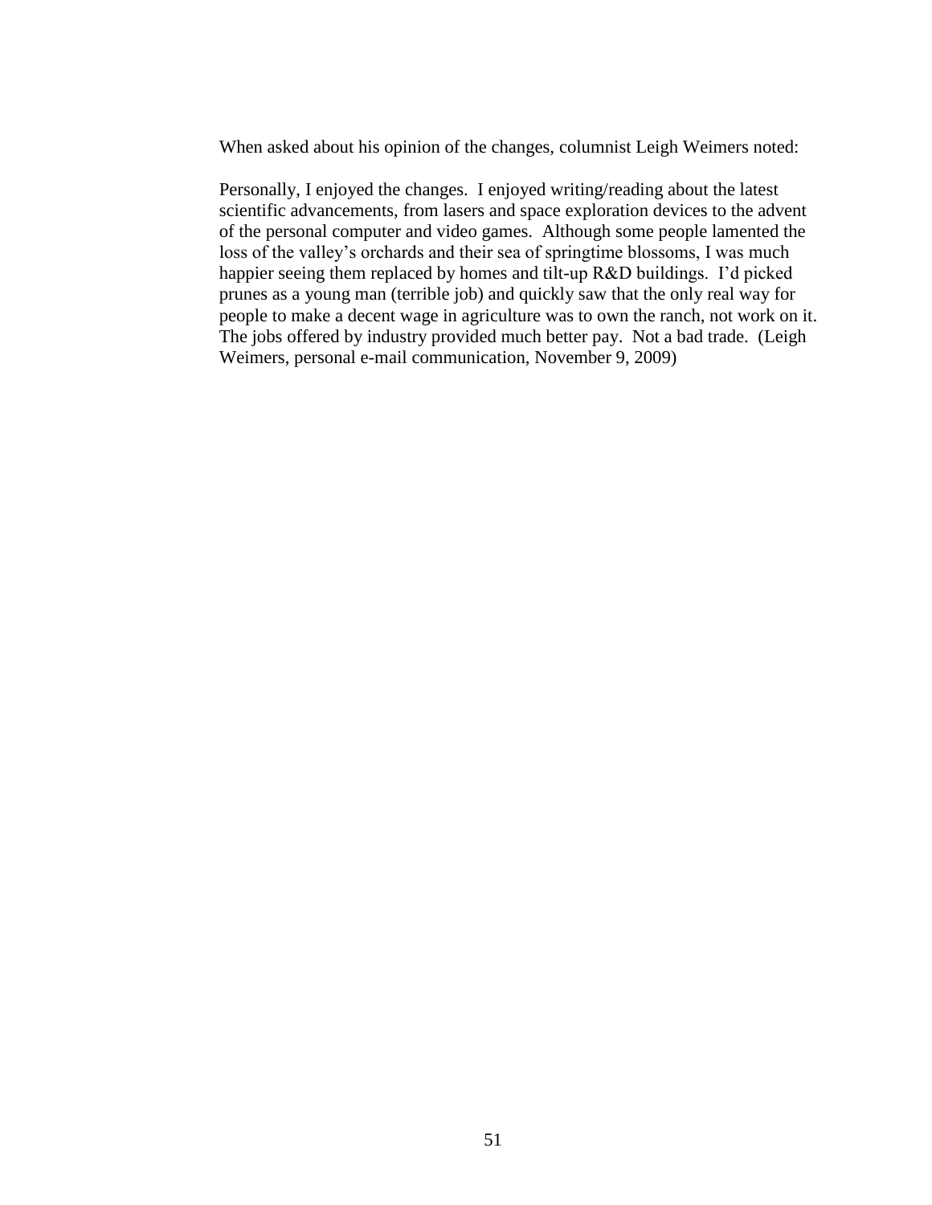When asked about his opinion of the changes, columnist Leigh Weimers noted:

> Personally, I enjoyed the changes. I enjoyed writing/reading about the latest scientific advancements, from lasers and space exploration devices to the advent of the personal computer and video games. Although some people lamented the loss of the valley's orchards and their sea of springtime blossoms, I was much happier seeing them replaced by homes and tilt-up R&D buildings. I'd picked prunes as a young man (terrible job) and quickly saw that the only real way for people to make a decent wage in agriculture was to own the ranch, not work on it. The jobs offered by industry provided much better pay. Not a bad trade. (Leigh Weimers, personal e-mail communication, November 9, 2009)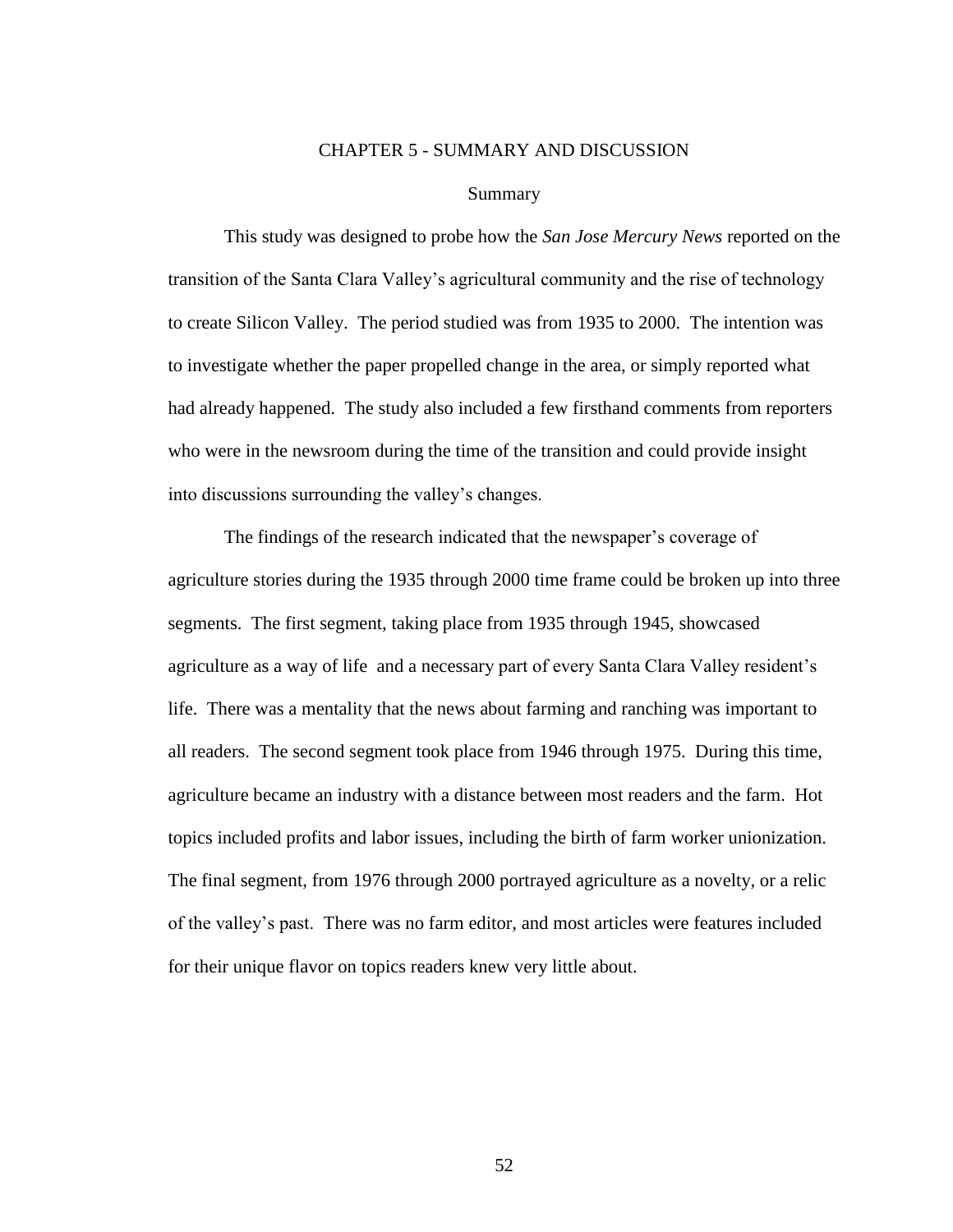# CHAPTER 5 - SUMMARY AND DISCUSSION

## Summary

This study was designed to probe how the *San Jose Mercury News* reported on the transition of the Santa Clara Valley's agricultural community and the rise of technology to create Silicon Valley. The period studied was from 1935 to 2000. The intention was to investigate whether the paper propelled change in the area, or simply reported what had already happened. The study also included a few firsthand comments from reporters who were in the newsroom during the time of the transition and could provide insight into discussions surrounding the valley's changes.

The findings of the research indicated that the newspaper's coverage of agriculture stories during the 1935 through 2000 time frame could be broken up into three segments. The first segment, taking place from 1935 through 1945, showcased agriculture as a way of life and a necessary part of every Santa Clara Valley resident's life. There was a mentality that the news about farming and ranching was important to all readers. The second segment took place from 1946 through 1975. During this time, agriculture became an industry with a distance between most readers and the farm. Hot topics included profits and labor issues, including the birth of farm worker unionization. The final segment, from 1976 through 2000 portrayed agriculture as a novelty, or a relic of the valley's past. There was no farm editor, and most articles were features included for their unique flavor on topics readers knew very little about.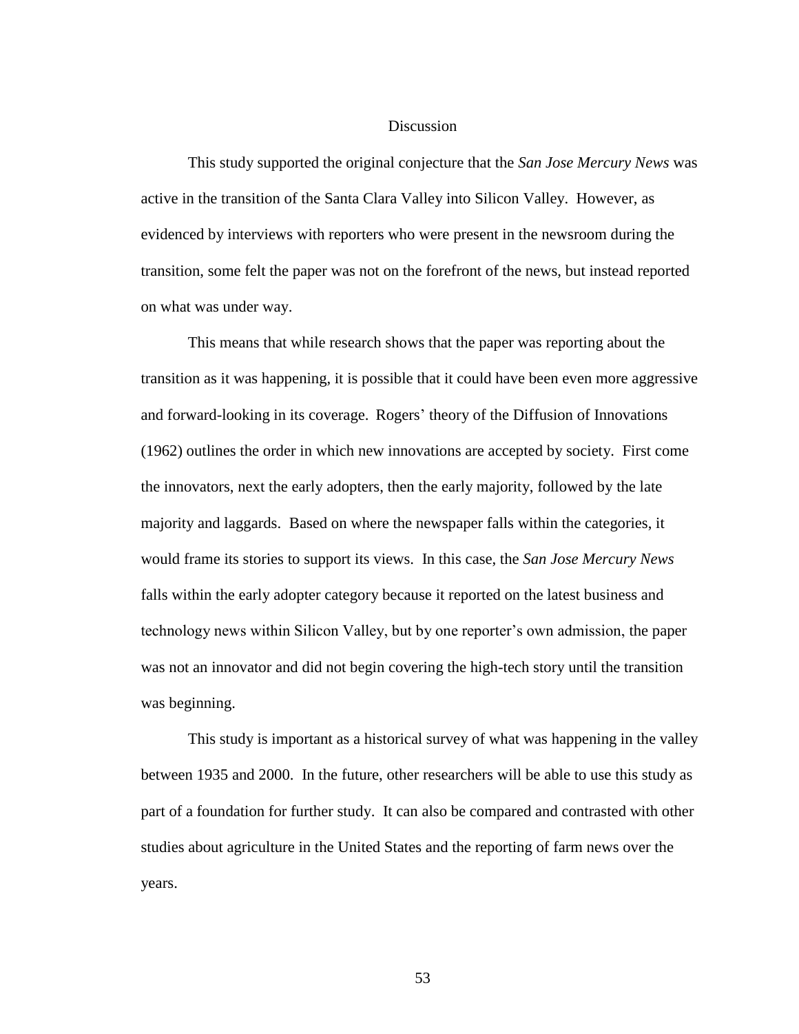# Discussion

This study supported the original conjecture that the *San Jose Mercury News* was active in the transition of the Santa Clara Valley into Silicon Valley. However, as evidenced by interviews with reporters who were present in the newsroom during the transition, some felt the paper was not on the forefront of the news, but instead reported on what was under way.

This means that while research shows that the paper was reporting about the transition as it was happening, it is possible that it could have been even more aggressive and forward-looking in its coverage. Rogers' theory of the Diffusion of Innovations (1962) outlines the order in which new innovations are accepted by society. First come the innovators, next the early adopters, then the early majority, followed by the late majority and laggards. Based on where the newspaper falls within the categories, it would frame its stories to support its views. In this case, the *San Jose Mercury News* falls within the early adopter category because it reported on the latest business and technology news within Silicon Valley, but by one reporter's own admission, the paper was not an innovator and did not begin covering the high-tech story until the transition was beginning.

This study is important as a historical survey of what was happening in the valley between 1935 and 2000. In the future, other researchers will be able to use this study as part of a foundation for further study. It can also be compared and contrasted with other studies about agriculture in the United States and the reporting of farm news over the years.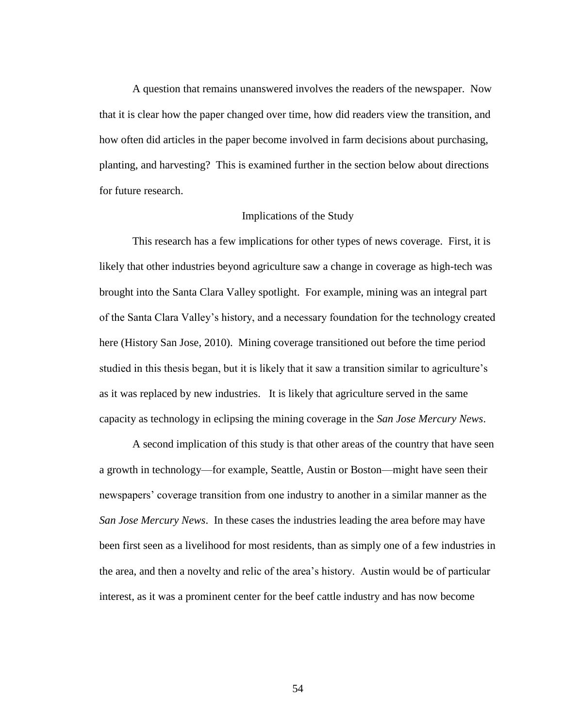A question that remains unanswered involves the readers of the newspaper. Now that it is clear how the paper changed over time, how did readers view the transition, and how often did articles in the paper become involved in farm decisions about purchasing, planting, and harvesting? This is examined further in the section below about directions for future research.

## Implications of the Study

This research has a few implications for other types of news coverage. First, it is likely that other industries beyond agriculture saw a change in coverage as high-tech was brought into the Santa Clara Valley spotlight. For example, mining was an integral part of the Santa Clara Valley's history, and a necessary foundation for the technology created here (History San Jose, 2010). Mining coverage transitioned out before the time period studied in this thesis began, but it is likely that it saw a transition similar to agriculture's as it was replaced by new industries. It is likely that agriculture served in the same capacity as technology in eclipsing the mining coverage in the *San Jose Mercury News*.

A second implication of this study is that other areas of the country that have seen a growth in technology—for example, Seattle, Austin or Boston—might have seen their newspapers' coverage transition from one industry to another in a similar manner as the *San Jose Mercury News*. In these cases the industries leading the area before may have been first seen as a livelihood for most residents, than as simply one of a few industries in the area, and then a novelty and relic of the area's history. Austin would be of particular interest, as it was a prominent center for the beef cattle industry and has now become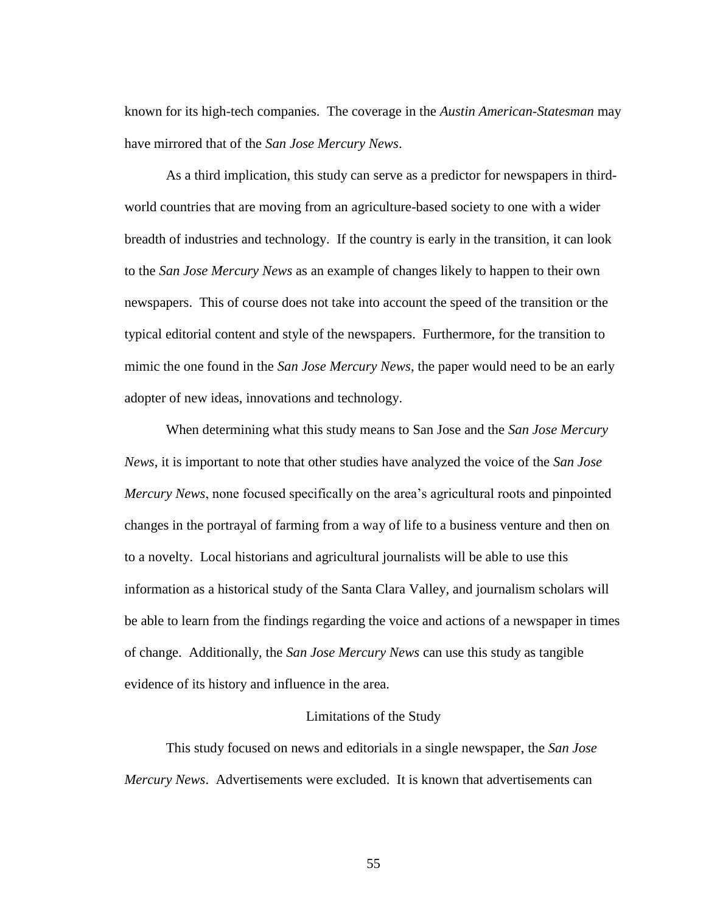known for its high-tech companies. The coverage in the *Austin American-Statesman* may have mirrored that of the *San Jose Mercury News*.

As a third implication, this study can serve as a predictor for newspapers in third-world countries that are moving from an agriculture-based society to one with a wider breadth of industries and technology. If the country is early in the transition, it can look to the *San Jose Mercury News* as an example of changes likely to happen to their own newspapers. This of course does not take into account the speed of the transition or the typical editorial content and style of the newspapers. Furthermore, for the transition to mimic the one found in the *San Jose Mercury News*, the paper would need to be an early adopter of new ideas, innovations and technology.

When determining what this study means to San Jose and the *San Jose Mercury News*, it is important to note that other studies have analyzed the voice of the *San Jose Mercury News*, none focused specifically on the area's agricultural roots and pinpointed changes in the portrayal of farming from a way of life to a business venture and then on to a novelty. Local historians and agricultural journalists will be able to use this information as a historical study of the Santa Clara Valley, and journalism scholars will be able to learn from the findings regarding the voice and actions of a newspaper in times of change. Additionally, the *San Jose Mercury News* can use this study as tangible evidence of its history and influence in the area.

## Limitations of the Study

This study focused on news and editorials in a single newspaper, the *San Jose Mercury News*. Advertisements were excluded. It is known that advertisements can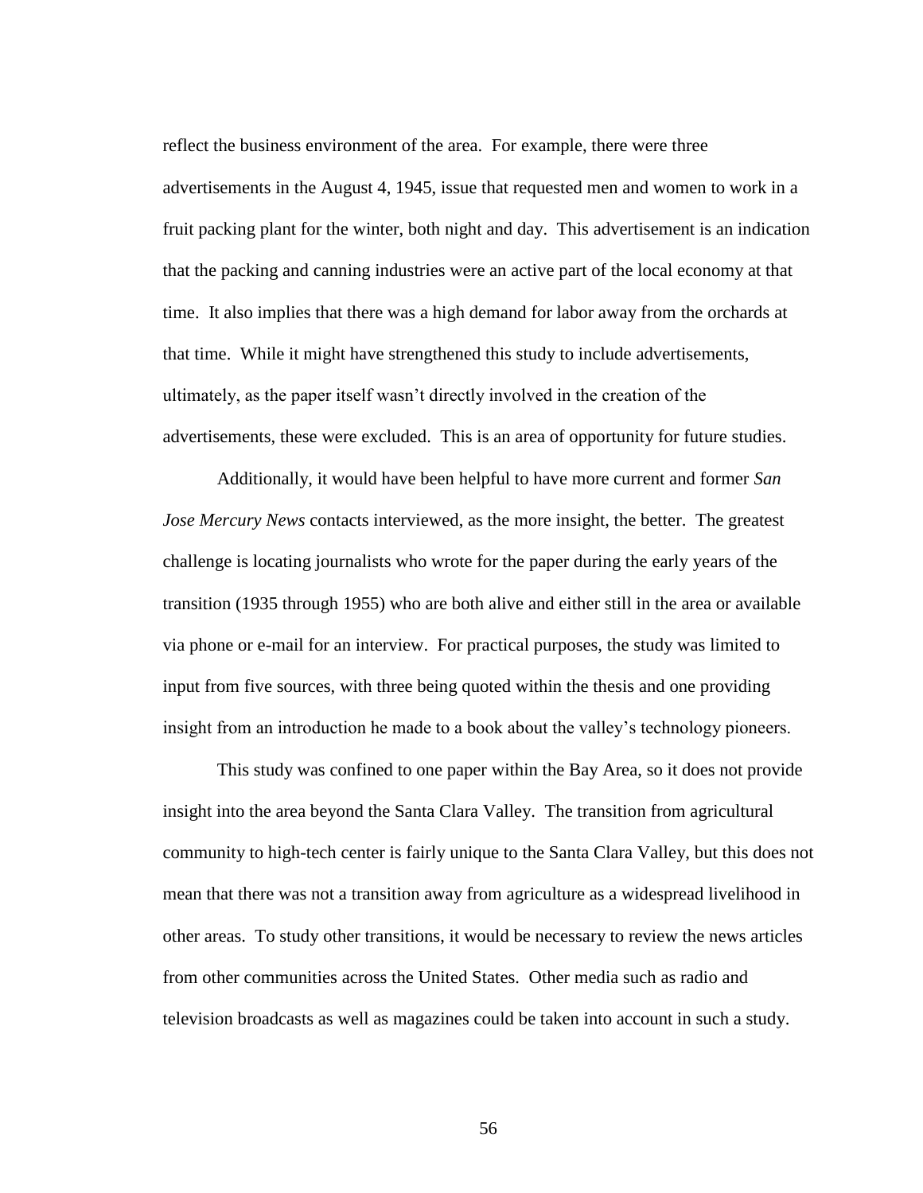reflect the business environment of the area. For example, there were three advertisements in the August 4, 1945, issue that requested men and women to work in a fruit packing plant for the winter, both night and day. This advertisement is an indication that the packing and canning industries were an active part of the local economy at that time. It also implies that there was a high demand for labor away from the orchards at that time. While it might have strengthened this study to include advertisements, ultimately, as the paper itself wasn't directly involved in the creation of the advertisements, these were excluded. This is an area of opportunity for future studies.

Additionally, it would have been helpful to have more current and former *San Jose Mercury News* contacts interviewed, as the more insight, the better. The greatest challenge is locating journalists who wrote for the paper during the early years of the transition (1935 through 1955) who are both alive and either still in the area or available via phone or e-mail for an interview. For practical purposes, the study was limited to input from five sources, with three being quoted within the thesis and one providing insight from an introduction he made to a book about the valley's technology pioneers.

This study was confined to one paper within the Bay Area, so it does not provide insight into the area beyond the Santa Clara Valley. The transition from agricultural community to high-tech center is fairly unique to the Santa Clara Valley, but this does not mean that there was not a transition away from agriculture as a widespread livelihood in other areas. To study other transitions, it would be necessary to review the news articles from other communities across the United States. Other media such as radio and television broadcasts as well as magazines could be taken into account in such a study.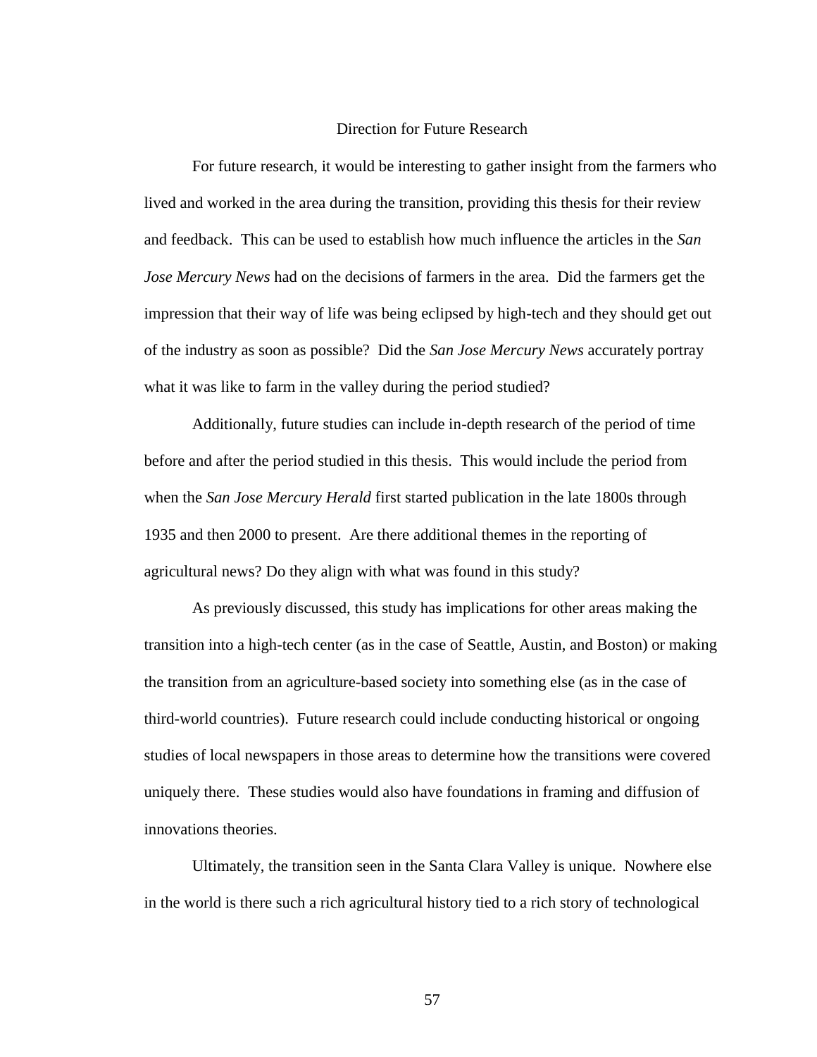## Direction for Future Research

For future research, it would be interesting to gather insight from the farmers who lived and worked in the area during the transition, providing this thesis for their review and feedback. This can be used to establish how much influence the articles in the *San Jose Mercury News* had on the decisions of farmers in the area. Did the farmers get the impression that their way of life was being eclipsed by high-tech and they should get out of the industry as soon as possible? Did the *San Jose Mercury News* accurately portray what it was like to farm in the valley during the period studied?

Additionally, future studies can include in-depth research of the period of time before and after the period studied in this thesis. This would include the period from when the *San Jose Mercury Herald* first started publication in the late 1800s through 1935 and then 2000 to present. Are there additional themes in the reporting of agricultural news? Do they align with what was found in this study?

As previously discussed, this study has implications for other areas making the transition into a high-tech center (as in the case of Seattle, Austin, and Boston) or making the transition from an agriculture-based society into something else (as in the case of third-world countries). Future research could include conducting historical or ongoing studies of local newspapers in those areas to determine how the transitions were covered uniquely there. These studies would also have foundations in framing and diffusion of innovations theories.

Ultimately, the transition seen in the Santa Clara Valley is unique. Nowhere else in the world is there such a rich agricultural history tied to a rich story of technological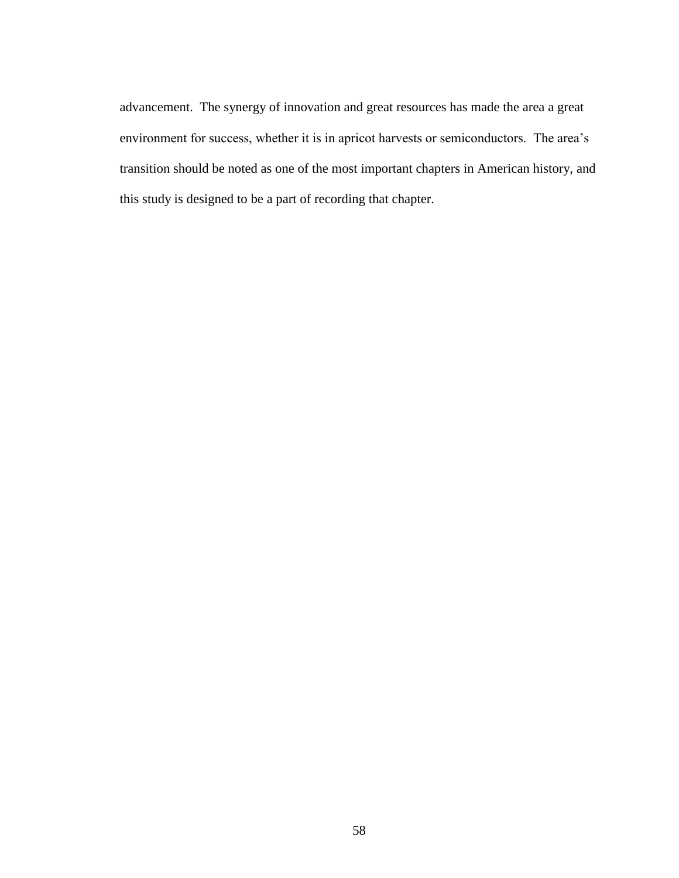advancement. The synergy of innovation and great resources has made the area a great environment for success, whether it is in apricot harvests or semiconductors. The area's transition should be noted as one of the most important chapters in American history, and this study is designed to be a part of recording that chapter.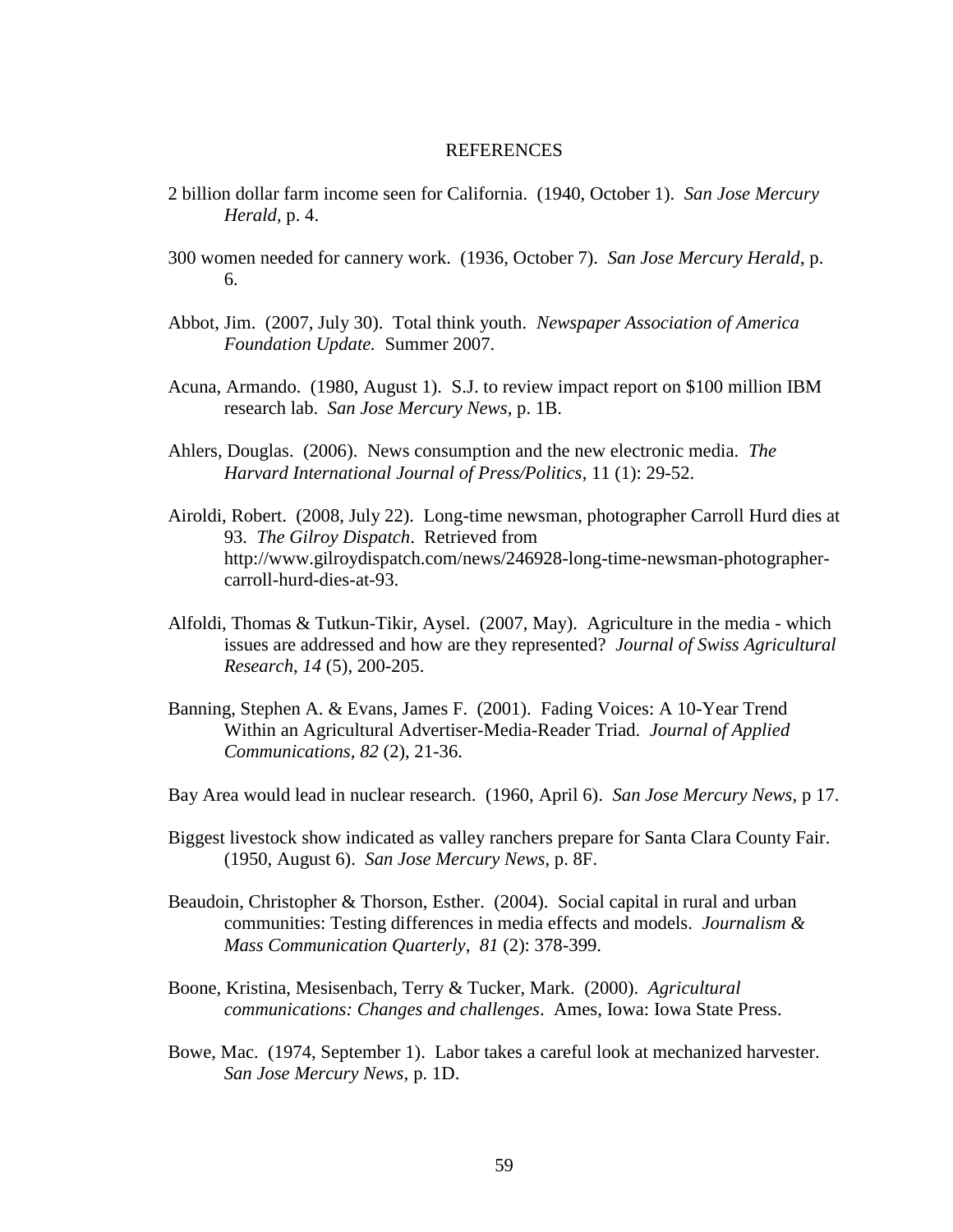# REFERENCES

2 billion dollar farm income seen for California. (1940, October 1). *San Jose Mercury Herald*, p. 4.

300 women needed for cannery work. (1936, October 7). *San Jose Mercury Herald*, p. 6.

Abbot, Jim. (2007, July 30). Total think youth. *Newspaper Association of America Foundation Update.* Summer 2007.

Acuna, Armando. (1980, August 1). S.J. to review impact report on $100 million IBM research lab. *San Jose Mercury News*, p. 1B.

Ahlers, Douglas. (2006). News consumption and the new electronic media. *The Harvard International Journal of Press/Politics*, 11 (1): 29-52.

Airoldi, Robert. (2008, July 22). Long-time newsman, photographer Carroll Hurd dies at 93. *The Gilroy Dispatch*. Retrieved from http://www.gilroydispatch.com/news/246928-long-time-newsman-photographer-carroll-hurd-dies-at-93.

Alfoldi, Thomas & Tutkun-Tikir, Aysel. (2007, May). Agriculture in the media - which issues are addressed and how are they represented? *Journal of Swiss Agricultural Research*, *14* (5), 200-205.

Banning, Stephen A. & Evans, James F. (2001). Fading Voices: A 10-Year Trend Within an Agricultural Advertiser-Media-Reader Triad. *Journal of Applied Communications, 82* (2), 21-36.

Bay Area would lead in nuclear research. (1960, April 6). *San Jose Mercury News*, p 17.

Biggest livestock show indicated as valley ranchers prepare for Santa Clara County Fair. (1950, August 6). *San Jose Mercury News*, p. 8F.

Beaudoin, Christopher & Thorson, Esther. (2004). Social capital in rural and urban communities: Testing differences in media effects and models. *Journalism & Mass Communication Quarterly*, *81* (2): 378-399.

Boone, Kristina, Mesisenbach, Terry & Tucker, Mark. (2000). *Agricultural communications: Changes and challenges*. Ames, Iowa: Iowa State Press.

Bowe, Mac. (1974, September 1). Labor takes a careful look at mechanized harvester. *San Jose Mercury News*, p. 1D.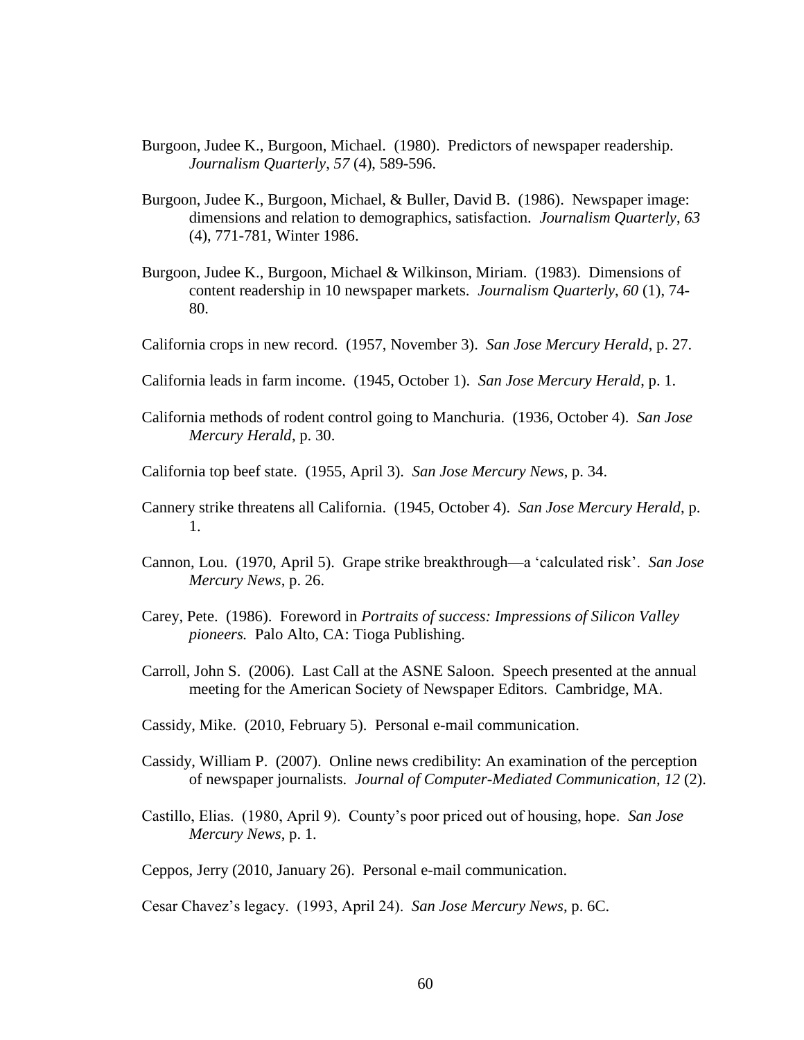Burgoon, Judee K., Burgoon, Michael. (1980). Predictors of newspaper readership. *Journalism Quarterly*, *57* (4), 589-596.

Burgoon, Judee K., Burgoon, Michael, & Buller, David B. (1986). Newspaper image: dimensions and relation to demographics, satisfaction. *Journalism Quarterly*, *63* (4), 771-781, Winter 1986.

Burgoon, Judee K., Burgoon, Michael & Wilkinson, Miriam. (1983). Dimensions of content readership in 10 newspaper markets. *Journalism Quarterly*, *60* (1), 74-80.

California crops in new record. (1957, November 3). *San Jose Mercury Herald*, p. 27.

California leads in farm income. (1945, October 1). *San Jose Mercury Herald*, p. 1.

California methods of rodent control going to Manchuria. (1936, October 4). *San Jose Mercury Herald*, p. 30.

California top beef state. (1955, April 3). *San Jose Mercury News*, p. 34.

Cannery strike threatens all California. (1945, October 4). *San Jose Mercury Herald*, p. 1.

Cannon, Lou. (1970, April 5). Grape strike breakthrough—a 'calculated risk'. *San Jose Mercury News*, p. 26.

Carey, Pete. (1986). Foreword in *Portraits of success: Impressions of Silicon Valley pioneers.* Palo Alto, CA: Tioga Publishing.

Carroll, John S. (2006). Last Call at the ASNE Saloon. Speech presented at the annual meeting for the American Society of Newspaper Editors. Cambridge, MA.

Cassidy, Mike. (2010, February 5). Personal e-mail communication.

Cassidy, William P. (2007). Online news credibility: An examination of the perception of newspaper journalists. *Journal of Computer-Mediated Communication*, *12* (2).

Castillo, Elias. (1980, April 9). County's poor priced out of housing, hope. *San Jose Mercury News*, p. 1.

Ceppos, Jerry (2010, January 26). Personal e-mail communication.

Cesar Chavez's legacy. (1993, April 24). *San Jose Mercury News*, p. 6C.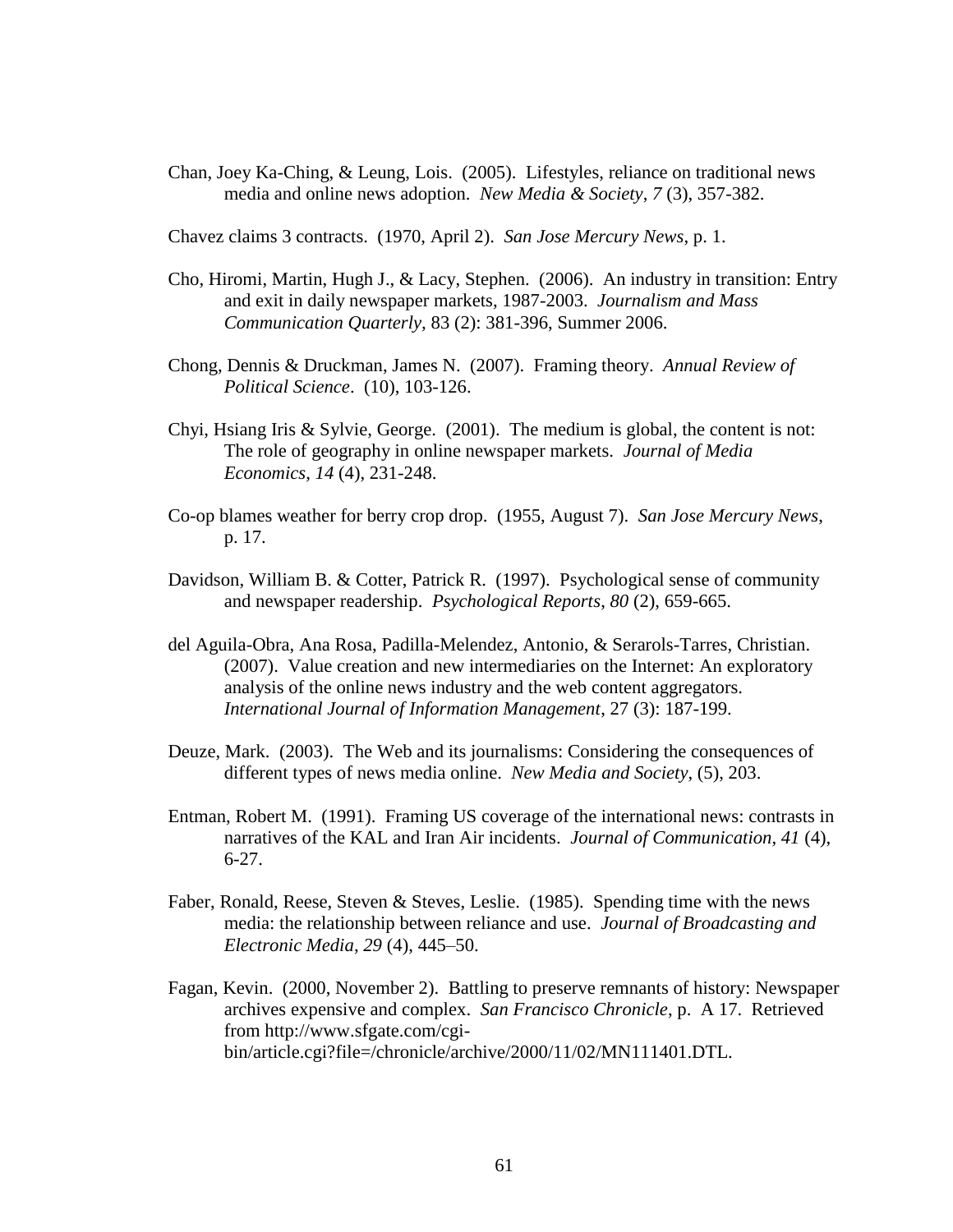Chan, Joey Ka-Ching, & Leung, Lois. (2005). Lifestyles, reliance on traditional news media and online news adoption. *New Media & Society*, *7* (3), 357-382.

Chavez claims 3 contracts. (1970, April 2). *San Jose Mercury News*, p. 1.

Cho, Hiromi, Martin, Hugh J., & Lacy, Stephen. (2006). An industry in transition: Entry and exit in daily newspaper markets, 1987-2003. *Journalism and Mass Communication Quarterly,* 83 (2): 381-396, Summer 2006.

Chong, Dennis & Druckman, James N. (2007). Framing theory. *Annual Review of Political Science*. (10), 103-126.

Chyi, Hsiang Iris & Sylvie, George. (2001). The medium is global, the content is not: The role of geography in online newspaper markets. *Journal of Media Economics*, *14* (4), 231-248.

Co-op blames weather for berry crop drop. (1955, August 7). *San Jose Mercury News*, p. 17.

Davidson, William B. & Cotter, Patrick R. (1997). Psychological sense of community and newspaper readership. *Psychological Reports*, *80* (2), 659-665.

del Aguila-Obra, Ana Rosa, Padilla-Melendez, Antonio, & Serarols-Tarres, Christian. (2007). Value creation and new intermediaries on the Internet: An exploratory analysis of the online news industry and the web content aggregators. *International Journal of Information Management*, 27 (3): 187-199.

Deuze, Mark. (2003). The Web and its journalisms: Considering the consequences of different types of news media online. *New Media and Society*, (5), 203.

Entman, Robert M. (1991). Framing US coverage of the international news: contrasts in narratives of the KAL and Iran Air incidents. *Journal of Communication*, *41* (4), 6-27.

Faber, Ronald, Reese, Steven & Steves, Leslie. (1985). Spending time with the news media: the relationship between reliance and use. *Journal of Broadcasting and Electronic Media*, *29* (4), 445–50.

Fagan, Kevin. (2000, November 2). Battling to preserve remnants of history: Newspaper archives expensive and complex. *San Francisco Chronicle*, p. A 17. Retrieved from http://www.sfgate.com/cgi-bin/article.cgi?file=/chronicle/archive/2000/11/02/MN111401.DTL.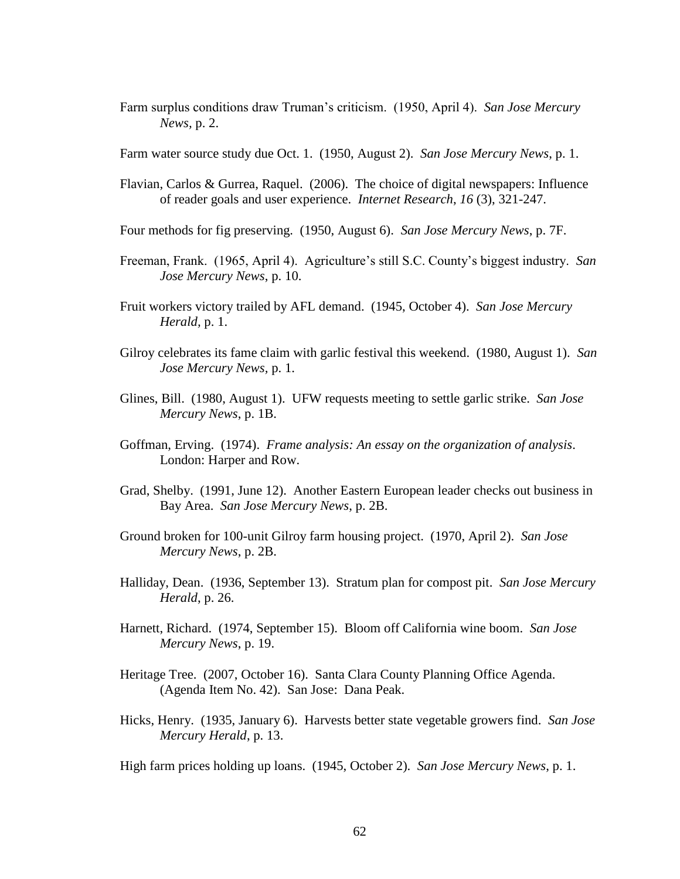Farm surplus conditions draw Truman's criticism. (1950, April 4). *San Jose Mercury News*, p. 2.

Farm water source study due Oct. 1. (1950, August 2). *San Jose Mercury News*, p. 1.

Flavian, Carlos & Gurrea, Raquel. (2006). The choice of digital newspapers: Influence of reader goals and user experience. *Internet Research*, *16* (3), 321-247.

Four methods for fig preserving. (1950, August 6). *San Jose Mercury News*, p. 7F.

Freeman, Frank. (1965, April 4). Agriculture's still S.C. County's biggest industry. *San Jose Mercury News*, p. 10.

Fruit workers victory trailed by AFL demand. (1945, October 4). *San Jose Mercury Herald*, p. 1.

Gilroy celebrates its fame claim with garlic festival this weekend. (1980, August 1). *San Jose Mercury News*, p. 1.

Glines, Bill. (1980, August 1). UFW requests meeting to settle garlic strike. *San Jose Mercury News*, p. 1B.

Goffman, Erving. (1974). *Frame analysis: An essay on the organization of analysis*. London: Harper and Row.

Grad, Shelby. (1991, June 12). Another Eastern European leader checks out business in Bay Area. *San Jose Mercury News*, p. 2B.

Ground broken for 100-unit Gilroy farm housing project. (1970, April 2). *San Jose Mercury News*, p. 2B.

Halliday, Dean. (1936, September 13). Stratum plan for compost pit. *San Jose Mercury Herald*, p. 26.

Harnett, Richard. (1974, September 15). Bloom off California wine boom. *San Jose Mercury News*, p. 19.

Heritage Tree. (2007, October 16). Santa Clara County Planning Office Agenda. (Agenda Item No. 42). San Jose: Dana Peak.

Hicks, Henry. (1935, January 6). Harvests better state vegetable growers find. *San Jose Mercury Herald*, p. 13.

High farm prices holding up loans. (1945, October 2). *San Jose Mercury News*, p. 1.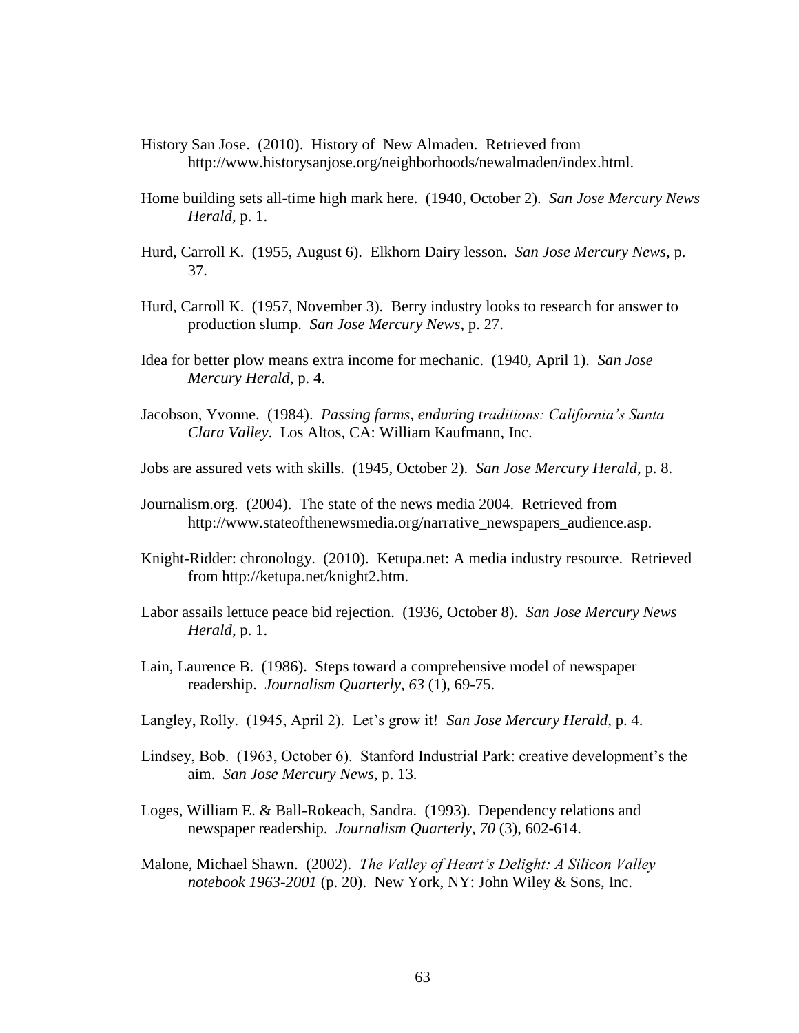History San Jose. (2010). History of New Almaden. Retrieved from http://www.historysanjose.org/neighborhoods/newalmaden/index.html.

Home building sets all-time high mark here. (1940, October 2). *San Jose Mercury News Herald*, p. 1.

Hurd, Carroll K. (1955, August 6). Elkhorn Dairy lesson. *San Jose Mercury News*, p. 37.

Hurd, Carroll K. (1957, November 3). Berry industry looks to research for answer to production slump. *San Jose Mercury News*, p. 27.

Idea for better plow means extra income for mechanic. (1940, April 1). *San Jose Mercury Herald*, p. 4.

Jacobson, Yvonne. (1984). *Passing farms, enduring traditions: California's Santa Clara Valley*. Los Altos, CA: William Kaufmann, Inc.

Jobs are assured vets with skills. (1945, October 2). *San Jose Mercury Herald*, p. 8.

Journalism.org. (2004). The state of the news media 2004. Retrieved from http://www.stateofthenewsmedia.org/narrative_newspapers_audience.asp.

Knight-Ridder: chronology. (2010). Ketupa.net: A media industry resource. Retrieved from http://ketupa.net/knight2.htm.

Labor assails lettuce peace bid rejection. (1936, October 8). *San Jose Mercury News Herald*, p. 1.

Lain, Laurence B. (1986). Steps toward a comprehensive model of newspaper readership. *Journalism Quarterly*, *63* (1), 69-75.

Langley, Rolly. (1945, April 2). Let's grow it! *San Jose Mercury Herald*, p. 4.

Lindsey, Bob. (1963, October 6). Stanford Industrial Park: creative development's the aim. *San Jose Mercury News*, p. 13.

Loges, William E. & Ball-Rokeach, Sandra. (1993). Dependency relations and newspaper readership. *Journalism Quarterly*, *70* (3), 602-614.

Malone, Michael Shawn. (2002). *The Valley of Heart's Delight: A Silicon Valley notebook 1963-2001* (p. 20). New York, NY: John Wiley & Sons, Inc.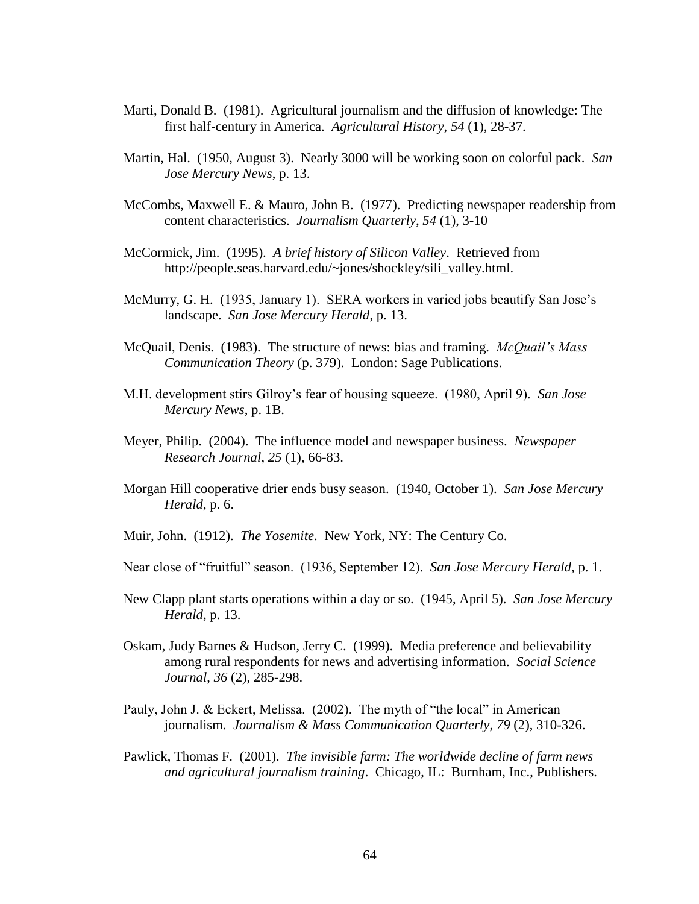Marti, Donald B. (1981). Agricultural journalism and the diffusion of knowledge: The first half-century in America. *Agricultural History*, *54* (1), 28-37.

Martin, Hal. (1950, August 3). Nearly 3000 will be working soon on colorful pack. *San Jose Mercury News*, p. 13.

McCombs, Maxwell E. & Mauro, John B. (1977). Predicting newspaper readership from content characteristics. *Journalism Quarterly*, *54* (1), 3-10

McCormick, Jim. (1995). *A brief history of Silicon Valley*. Retrieved from http://people.seas.harvard.edu/~jones/shockley/sili_valley.html.

McMurry, G. H. (1935, January 1). SERA workers in varied jobs beautify San Jose's landscape. *San Jose Mercury Herald*, p. 13.

McQuail, Denis. (1983). The structure of news: bias and framing. *McQuail's Mass Communication Theory* (p. 379). London: Sage Publications.

M.H. development stirs Gilroy's fear of housing squeeze. (1980, April 9). *San Jose Mercury News*, p. 1B.

Meyer, Philip. (2004). The influence model and newspaper business. *Newspaper Research Journal*, *25* (1), 66-83.

Morgan Hill cooperative drier ends busy season. (1940, October 1). *San Jose Mercury Herald*, p. 6.

Muir, John. (1912). *The Yosemite*. New York, NY: The Century Co.

Near close of "fruitful" season. (1936, September 12). *San Jose Mercury Herald*, p. 1.

New Clapp plant starts operations within a day or so. (1945, April 5). *San Jose Mercury Herald*, p. 13.

Oskam, Judy Barnes & Hudson, Jerry C. (1999). Media preference and believability among rural respondents for news and advertising information. *Social Science Journal*, *36* (2), 285-298.

Pauly, John J. & Eckert, Melissa. (2002). The myth of "the local" in American journalism. *Journalism & Mass Communication Quarterly*, *79* (2), 310-326.

Pawlick, Thomas F. (2001). *The invisible farm: The worldwide decline of farm news and agricultural journalism training*. Chicago, IL: Burnham, Inc., Publishers.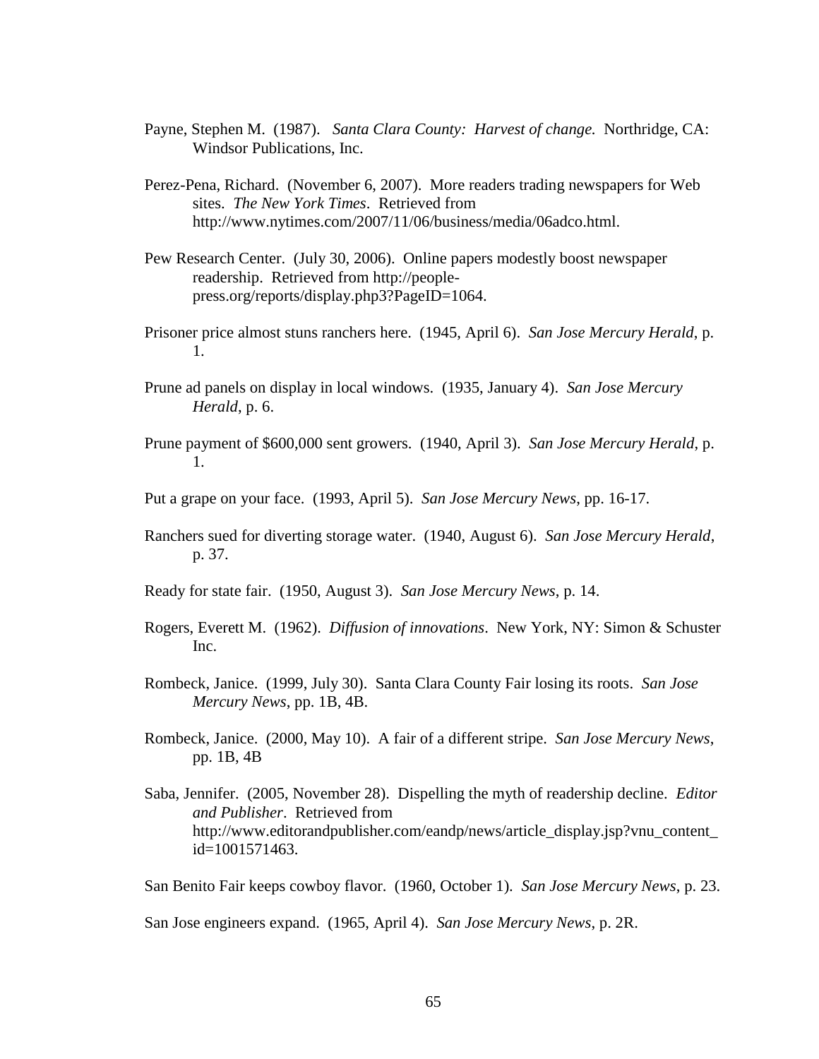Payne, Stephen M. (1987). *Santa Clara County: Harvest of change.* Northridge, CA: Windsor Publications, Inc.

Perez-Pena, Richard. (November 6, 2007). More readers trading newspapers for Web sites. *The New York Times*. Retrieved from http://www.nytimes.com/2007/11/06/business/media/06adco.html.

Pew Research Center. (July 30, 2006). Online papers modestly boost newspaper readership. Retrieved from http://people-press.org/reports/display.php3?PageID=1064.

Prisoner price almost stuns ranchers here. (1945, April 6). *San Jose Mercury Herald*, p. 1.

Prune ad panels on display in local windows. (1935, January 4). *San Jose Mercury Herald*, p. 6.

Prune payment of $600,000 sent growers. (1940, April 3). *San Jose Mercury Herald*, p. 1.

Put a grape on your face. (1993, April 5). *San Jose Mercury News*, pp. 16-17.

Ranchers sued for diverting storage water. (1940, August 6). *San Jose Mercury Herald*, p. 37.

Ready for state fair. (1950, August 3). *San Jose Mercury News*, p. 14.

Rogers, Everett M. (1962). *Diffusion of innovations*. New York, NY: Simon & Schuster Inc.

Rombeck, Janice. (1999, July 30). Santa Clara County Fair losing its roots. *San Jose Mercury News*, pp. 1B, 4B.

Rombeck, Janice. (2000, May 10). A fair of a different stripe. *San Jose Mercury News*, pp. 1B, 4B

Saba, Jennifer. (2005, November 28). Dispelling the myth of readership decline. *Editor and Publisher*. Retrieved from http://www.editorandpublisher.com/eandp/news/article_display.jsp?vnu_content_id=1001571463.

San Benito Fair keeps cowboy flavor. (1960, October 1). *San Jose Mercury News*, p. 23.

San Jose engineers expand. (1965, April 4). *San Jose Mercury News*, p. 2R.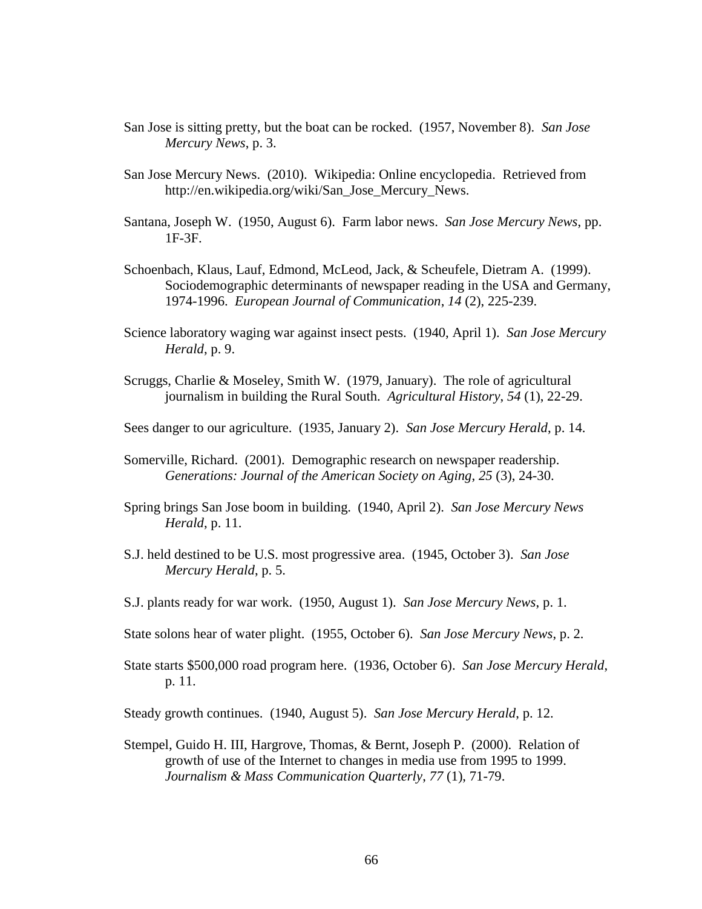San Jose is sitting pretty, but the boat can be rocked. (1957, November 8). *San Jose Mercury News*, p. 3.

San Jose Mercury News. (2010). Wikipedia: Online encyclopedia. Retrieved from http://en.wikipedia.org/wiki/San_Jose_Mercury_News.

Santana, Joseph W. (1950, August 6). Farm labor news. *San Jose Mercury News*, pp. 1F-3F.

Schoenbach, Klaus, Lauf, Edmond, McLeod, Jack, & Scheufele, Dietram A. (1999). Sociodemographic determinants of newspaper reading in the USA and Germany, 1974-1996. *European Journal of Communication*, *14* (2), 225-239.

Science laboratory waging war against insect pests. (1940, April 1). *San Jose Mercury Herald*, p. 9.

Scruggs, Charlie & Moseley, Smith W. (1979, January). The role of agricultural journalism in building the Rural South. *Agricultural History*, *54* (1), 22-29.

Sees danger to our agriculture. (1935, January 2). *San Jose Mercury Herald*, p. 14.

Somerville, Richard. (2001). Demographic research on newspaper readership. *Generations: Journal of the American Society on Aging*, *25* (3), 24-30.

Spring brings San Jose boom in building. (1940, April 2). *San Jose Mercury News Herald*, p. 11.

S.J. held destined to be U.S. most progressive area. (1945, October 3). *San Jose Mercury Herald*, p. 5.

S.J. plants ready for war work. (1950, August 1). *San Jose Mercury News*, p. 1.

State solons hear of water plight. (1955, October 6). *San Jose Mercury News*, p. 2.

State starts $500,000 road program here. (1936, October 6). *San Jose Mercury Herald*, p. 11.

Steady growth continues. (1940, August 5). *San Jose Mercury Herald*, p. 12.

Stempel, Guido H. III, Hargrove, Thomas, & Bernt, Joseph P. (2000). Relation of growth of use of the Internet to changes in media use from 1995 to 1999. *Journalism & Mass Communication Quarterly*, *77* (1), 71-79.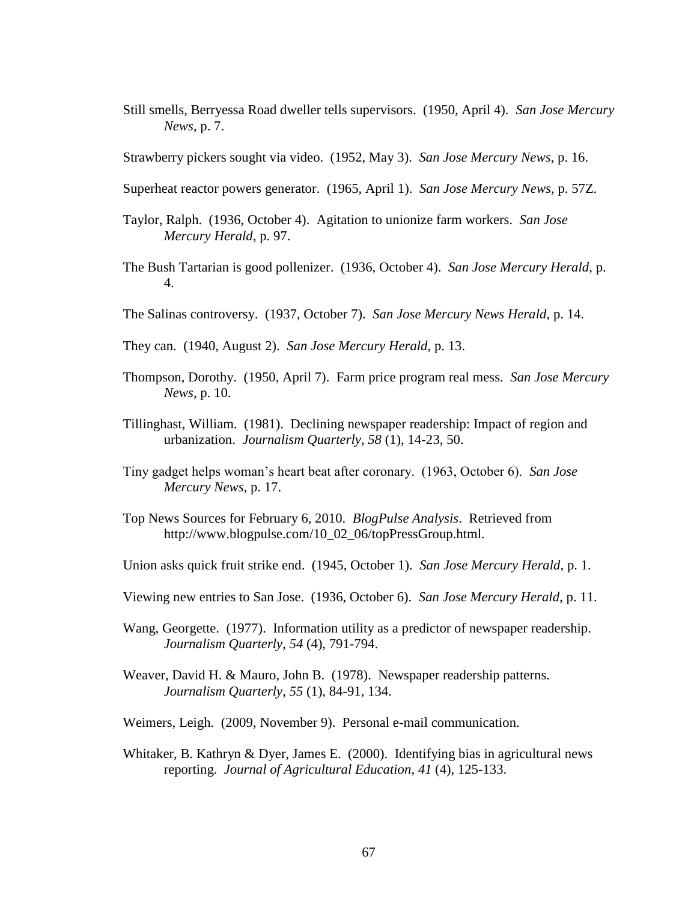Still smells, Berryessa Road dweller tells supervisors. (1950, April 4). *San Jose Mercury News*, p. 7.

Strawberry pickers sought via video. (1952, May 3). *San Jose Mercury News*, p. 16.

Superheat reactor powers generator. (1965, April 1). *San Jose Mercury News*, p. 57Z.

Taylor, Ralph. (1936, October 4). Agitation to unionize farm workers. *San Jose Mercury Herald*, p. 97.

The Bush Tartarian is good pollenizer. (1936, October 4). *San Jose Mercury Herald*, p. 4.

The Salinas controversy. (1937, October 7). *San Jose Mercury News Herald*, p. 14.

They can. (1940, August 2). *San Jose Mercury Herald*, p. 13.

Thompson, Dorothy. (1950, April 7). Farm price program real mess. *San Jose Mercury News*, p. 10.

Tillinghast, William. (1981). Declining newspaper readership: Impact of region and urbanization. *Journalism Quarterly*, *58* (1), 14-23, 50.

Tiny gadget helps woman's heart beat after coronary. (1963, October 6). *San Jose Mercury News*, p. 17.

Top News Sources for February 6, 2010. *BlogPulse Analysis*. Retrieved from http://www.blogpulse.com/10_02_06/topPressGroup.html.

Union asks quick fruit strike end. (1945, October 1). *San Jose Mercury Herald*, p. 1.

Viewing new entries to San Jose. (1936, October 6). *San Jose Mercury Herald*, p. 11.

Wang, Georgette. (1977). Information utility as a predictor of newspaper readership. *Journalism Quarterly*, *54* (4), 791-794.

Weaver, David H. & Mauro, John B. (1978). Newspaper readership patterns. *Journalism Quarterly*, *55* (1), 84-91, 134.

Weimers, Leigh. (2009, November 9). Personal e-mail communication.

Whitaker, B. Kathryn & Dyer, James E. (2000). Identifying bias in agricultural news reporting. *Journal of Agricultural Education*, *41* (4), 125-133.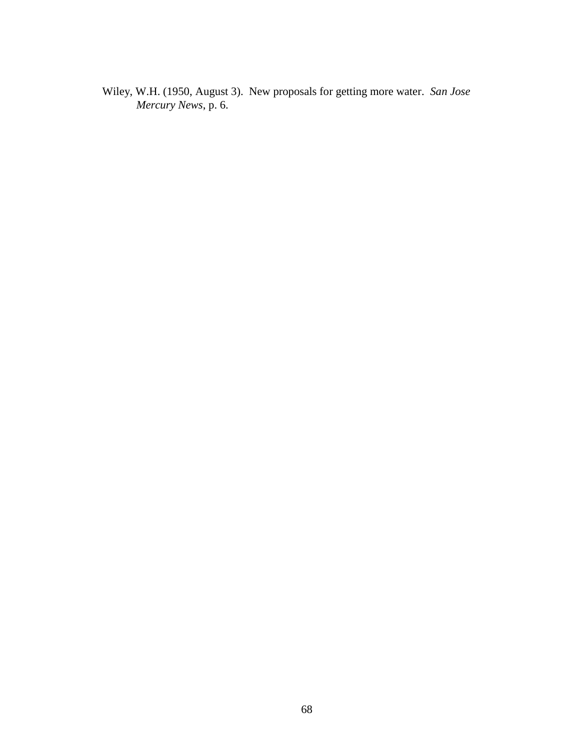Wiley, W.H. (1950, August 3). New proposals for getting more water. *San Jose Mercury News*, p. 6.